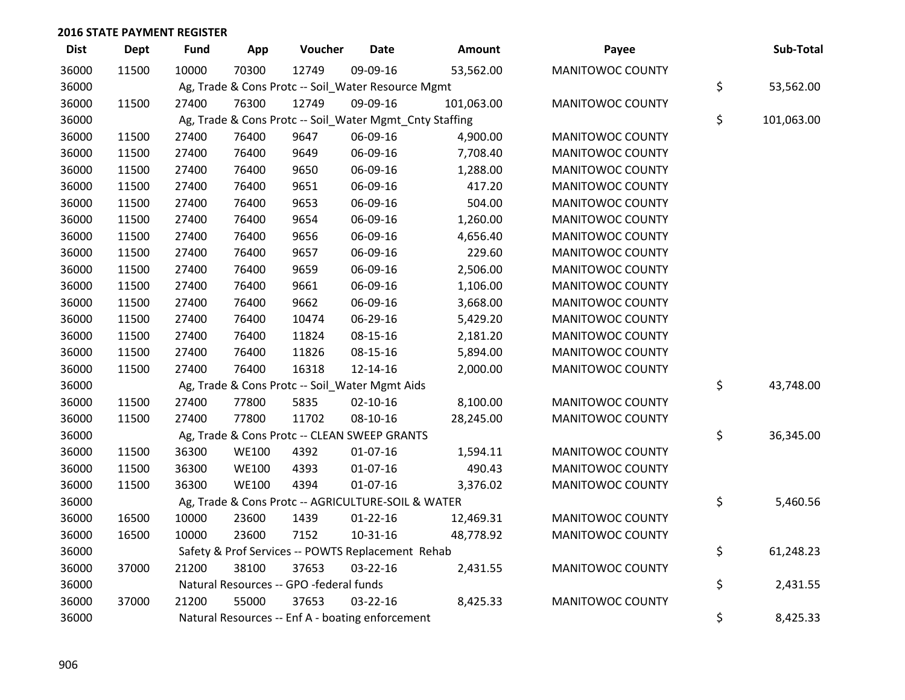**2016 STATE PAYMENT REGISTER**

| Dist | Dept | Fund | App | Voucher | Date | Amount | Payee | Sub-Total |
|---|---|---|---|---|---|---|---|---|
| 36000 | 11500 | 10000 | 70300 | 12749 | 09-09-16 | 53,562.00 | MANITOWOC COUNTY | |
| 36000 | | Ag, Trade & Cons Protc -- Soil_Water Resource Mgmt | | | | | | $ 53,562.00 |
| 36000 | 11500 | 27400 | 76300 | 12749 | 09-09-16 | 101,063.00 | MANITOWOC COUNTY | |
| 36000 | | Ag, Trade & Cons Protc -- Soil_Water Mgmt_Cnty Staffing | | | | | | $ 101,063.00 |
| 36000 | 11500 | 27400 | 76400 | 9647 | 06-09-16 | 4,900.00 | MANITOWOC COUNTY | |
| 36000 | 11500 | 27400 | 76400 | 9649 | 06-09-16 | 7,708.40 | MANITOWOC COUNTY | |
| 36000 | 11500 | 27400 | 76400 | 9650 | 06-09-16 | 1,288.00 | MANITOWOC COUNTY | |
| 36000 | 11500 | 27400 | 76400 | 9651 | 06-09-16 | 417.20 | MANITOWOC COUNTY | |
| 36000 | 11500 | 27400 | 76400 | 9653 | 06-09-16 | 504.00 | MANITOWOC COUNTY | |
| 36000 | 11500 | 27400 | 76400 | 9654 | 06-09-16 | 1,260.00 | MANITOWOC COUNTY | |
| 36000 | 11500 | 27400 | 76400 | 9656 | 06-09-16 | 4,656.40 | MANITOWOC COUNTY | |
| 36000 | 11500 | 27400 | 76400 | 9657 | 06-09-16 | 229.60 | MANITOWOC COUNTY | |
| 36000 | 11500 | 27400 | 76400 | 9659 | 06-09-16 | 2,506.00 | MANITOWOC COUNTY | |
| 36000 | 11500 | 27400 | 76400 | 9661 | 06-09-16 | 1,106.00 | MANITOWOC COUNTY | |
| 36000 | 11500 | 27400 | 76400 | 9662 | 06-09-16 | 3,668.00 | MANITOWOC COUNTY | |
| 36000 | 11500 | 27400 | 76400 | 10474 | 06-29-16 | 5,429.20 | MANITOWOC COUNTY | |
| 36000 | 11500 | 27400 | 76400 | 11824 | 08-15-16 | 2,181.20 | MANITOWOC COUNTY | |
| 36000 | 11500 | 27400 | 76400 | 11826 | 08-15-16 | 5,894.00 | MANITOWOC COUNTY | |
| 36000 | 11500 | 27400 | 76400 | 16318 | 12-14-16 | 2,000.00 | MANITOWOC COUNTY | |
| 36000 | | Ag, Trade & Cons Protc -- Soil_Water Mgmt Aids | | | | | | $ 43,748.00 |
| 36000 | 11500 | 27400 | 77800 | 5835 | 02-10-16 | 8,100.00 | MANITOWOC COUNTY | |
| 36000 | 11500 | 27400 | 77800 | 11702 | 08-10-16 | 28,245.00 | MANITOWOC COUNTY | |
| 36000 | | Ag, Trade & Cons Protc -- CLEAN SWEEP GRANTS | | | | | | $ 36,345.00 |
| 36000 | 11500 | 36300 | WE100 | 4392 | 01-07-16 | 1,594.11 | MANITOWOC COUNTY | |
| 36000 | 11500 | 36300 | WE100 | 4393 | 01-07-16 | 490.43 | MANITOWOC COUNTY | |
| 36000 | 11500 | 36300 | WE100 | 4394 | 01-07-16 | 3,376.02 | MANITOWOC COUNTY | |
| 36000 | | Ag, Trade & Cons Protc -- AGRICULTURE-SOIL & WATER | | | | | | $ 5,460.56 |
| 36000 | 16500 | 10000 | 23600 | 1439 | 01-22-16 | 12,469.31 | MANITOWOC COUNTY | |
| 36000 | 16500 | 10000 | 23600 | 7152 | 10-31-16 | 48,778.92 | MANITOWOC COUNTY | |
| 36000 | | Safety & Prof Services -- POWTS Replacement Rehab | | | | | | $ 61,248.23 |
| 36000 | 37000 | 21200 | 38100 | 37653 | 03-22-16 | 2,431.55 | MANITOWOC COUNTY | |
| 36000 | | Natural Resources -- GPO -federal funds | | | | | | $ 2,431.55 |
| 36000 | 37000 | 21200 | 55000 | 37653 | 03-22-16 | 8,425.33 | MANITOWOC COUNTY | |
| 36000 | | Natural Resources -- Enf A - boating enforcement | | | | | | $ 8,425.33 |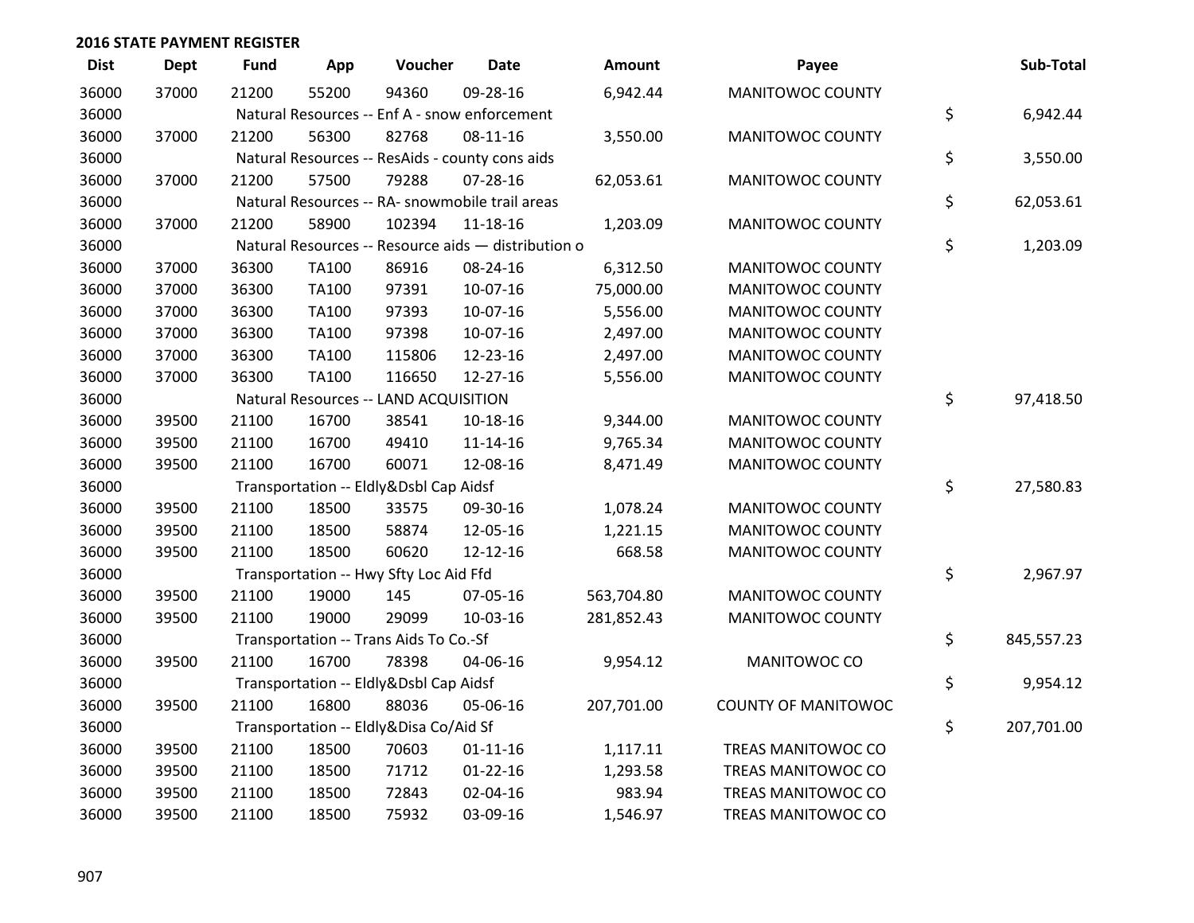## 2016 STATE PAYMENT REGISTER

| Dist | Dept | Fund | App | Voucher | Date | Amount | Payee | Sub-Total |
|---|---|---|---|---|---|---|---|---|
| 36000 | 37000 | 21200 | 55200 | 94360 | 09-28-16 | 6,942.44 | MANITOWOC COUNTY | |
| 36000 | | Natural Resources -- Enf A - snow enforcement | | | | | | $ 6,942.44 |
| 36000 | 37000 | 21200 | 56300 | 82768 | 08-11-16 | 3,550.00 | MANITOWOC COUNTY | |
| 36000 | | Natural Resources -- ResAids - county cons aids | | | | | | $ 3,550.00 |
| 36000 | 37000 | 21200 | 57500 | 79288 | 07-28-16 | 62,053.61 | MANITOWOC COUNTY | |
| 36000 | | Natural Resources -- RA- snowmobile trail areas | | | | | | $ 62,053.61 |
| 36000 | 37000 | 21200 | 58900 | 102394 | 11-18-16 | 1,203.09 | MANITOWOC COUNTY | |
| 36000 | | Natural Resources -- Resource aids — distribution o | | | | | | $ 1,203.09 |
| 36000 | 37000 | 36300 | TA100 | 86916 | 08-24-16 | 6,312.50 | MANITOWOC COUNTY | |
| 36000 | 37000 | 36300 | TA100 | 97391 | 10-07-16 | 75,000.00 | MANITOWOC COUNTY | |
| 36000 | 37000 | 36300 | TA100 | 97393 | 10-07-16 | 5,556.00 | MANITOWOC COUNTY | |
| 36000 | 37000 | 36300 | TA100 | 97398 | 10-07-16 | 2,497.00 | MANITOWOC COUNTY | |
| 36000 | 37000 | 36300 | TA100 | 115806 | 12-23-16 | 2,497.00 | MANITOWOC COUNTY | |
| 36000 | 37000 | 36300 | TA100 | 116650 | 12-27-16 | 5,556.00 | MANITOWOC COUNTY | |
| 36000 | | Natural Resources -- LAND ACQUISITION | | | | | | $ 97,418.50 |
| 36000 | 39500 | 21100 | 16700 | 38541 | 10-18-16 | 9,344.00 | MANITOWOC COUNTY | |
| 36000 | 39500 | 21100 | 16700 | 49410 | 11-14-16 | 9,765.34 | MANITOWOC COUNTY | |
| 36000 | 39500 | 21100 | 16700 | 60071 | 12-08-16 | 8,471.49 | MANITOWOC COUNTY | |
| 36000 | | Transportation -- Eldly&Dsbl Cap Aidsf | | | | | | $ 27,580.83 |
| 36000 | 39500 | 21100 | 18500 | 33575 | 09-30-16 | 1,078.24 | MANITOWOC COUNTY | |
| 36000 | 39500 | 21100 | 18500 | 58874 | 12-05-16 | 1,221.15 | MANITOWOC COUNTY | |
| 36000 | 39500 | 21100 | 18500 | 60620 | 12-12-16 | 668.58 | MANITOWOC COUNTY | |
| 36000 | | Transportation -- Hwy Sfty Loc Aid Ffd | | | | | | $ 2,967.97 |
| 36000 | 39500 | 21100 | 19000 | 145 | 07-05-16 | 563,704.80 | MANITOWOC COUNTY | |
| 36000 | 39500 | 21100 | 19000 | 29099 | 10-03-16 | 281,852.43 | MANITOWOC COUNTY | |
| 36000 | | Transportation -- Trans Aids To Co.-Sf | | | | | | $ 845,557.23 |
| 36000 | 39500 | 21100 | 16700 | 78398 | 04-06-16 | 9,954.12 | MANITOWOC CO | |
| 36000 | | Transportation -- Eldly&Dsbl Cap Aidsf | | | | | | $ 9,954.12 |
| 36000 | 39500 | 21100 | 16800 | 88036 | 05-06-16 | 207,701.00 | COUNTY OF MANITOWOC | |
| 36000 | | Transportation -- Eldly&Disa Co/Aid Sf | | | | | | $ 207,701.00 |
| 36000 | 39500 | 21100 | 18500 | 70603 | 01-11-16 | 1,117.11 | TREAS MANITOWOC CO | |
| 36000 | 39500 | 21100 | 18500 | 71712 | 01-22-16 | 1,293.58 | TREAS MANITOWOC CO | |
| 36000 | 39500 | 21100 | 18500 | 72843 | 02-04-16 | 983.94 | TREAS MANITOWOC CO | |
| 36000 | 39500 | 21100 | 18500 | 75932 | 03-09-16 | 1,546.97 | TREAS MANITOWOC CO | |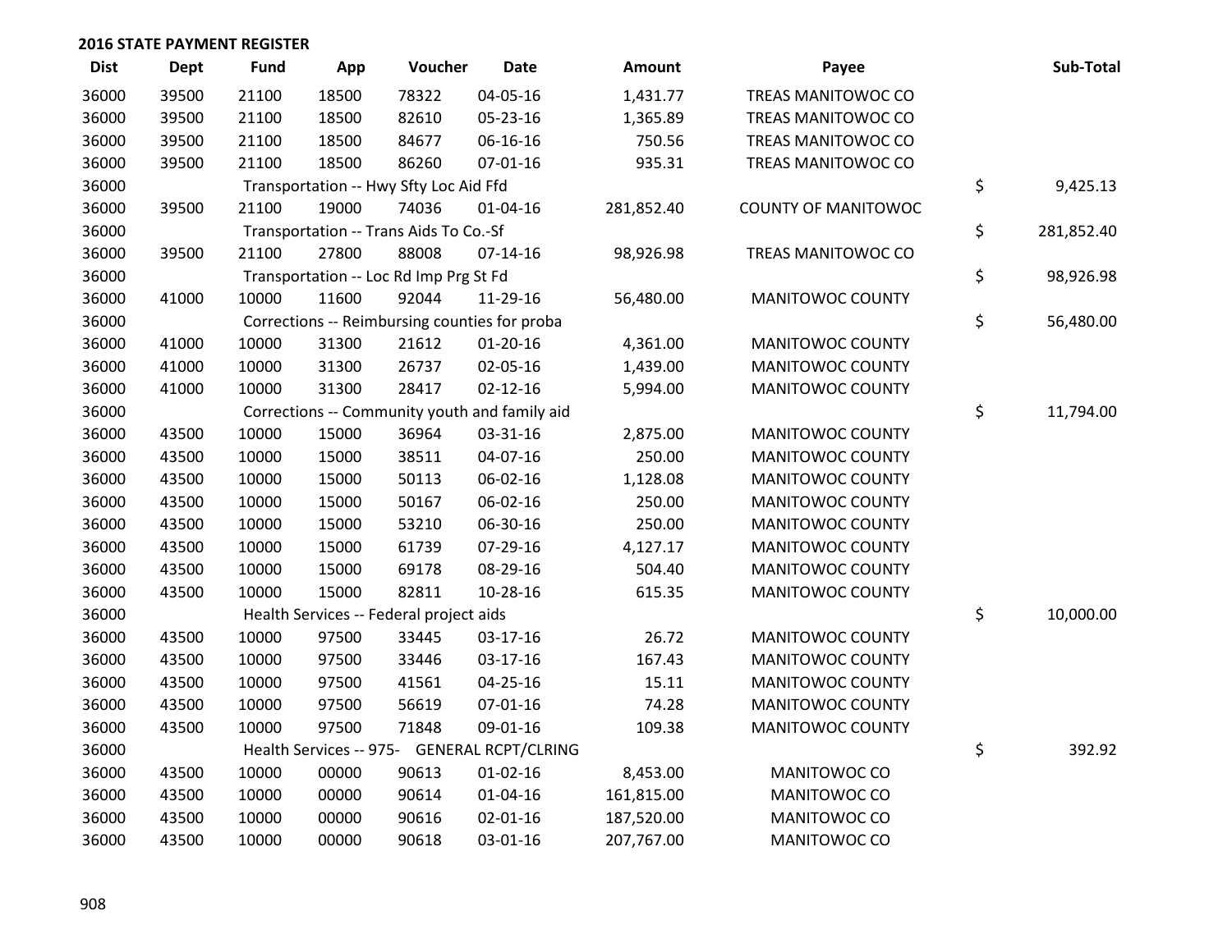## 2016 STATE PAYMENT REGISTER

| Dist | Dept | Fund | App | Voucher | Date | Amount | Payee | Sub-Total |
|---|---|---|---|---|---|---|---|---|
| 36000 | 39500 | 21100 | 18500 | 78322 | 04-05-16 | 1,431.77 | TREAS MANITOWOC CO | |
| 36000 | 39500 | 21100 | 18500 | 82610 | 05-23-16 | 1,365.89 | TREAS MANITOWOC CO | |
| 36000 | 39500 | 21100 | 18500 | 84677 | 06-16-16 | 750.56 | TREAS MANITOWOC CO | |
| 36000 | 39500 | 21100 | 18500 | 86260 | 07-01-16 | 935.31 | TREAS MANITOWOC CO | |
| 36000 | | Transportation -- Hwy Sfty Loc Aid Ffd | | | | | | $ 9,425.13 |
| 36000 | 39500 | 21100 | 19000 | 74036 | 01-04-16 | 281,852.40 | COUNTY OF MANITOWOC | |
| 36000 | | Transportation -- Trans Aids To Co.-Sf | | | | | | $ 281,852.40 |
| 36000 | 39500 | 21100 | 27800 | 88008 | 07-14-16 | 98,926.98 | TREAS MANITOWOC CO | |
| 36000 | | Transportation -- Loc Rd Imp Prg St Fd | | | | | | $ 98,926.98 |
| 36000 | 41000 | 10000 | 11600 | 92044 | 11-29-16 | 56,480.00 | MANITOWOC COUNTY | |
| 36000 | | Corrections -- Reimbursing counties for proba | | | | | | $ 56,480.00 |
| 36000 | 41000 | 10000 | 31300 | 21612 | 01-20-16 | 4,361.00 | MANITOWOC COUNTY | |
| 36000 | 41000 | 10000 | 31300 | 26737 | 02-05-16 | 1,439.00 | MANITOWOC COUNTY | |
| 36000 | 41000 | 10000 | 31300 | 28417 | 02-12-16 | 5,994.00 | MANITOWOC COUNTY | |
| 36000 | | Corrections -- Community youth and family aid | | | | | | $ 11,794.00 |
| 36000 | 43500 | 10000 | 15000 | 36964 | 03-31-16 | 2,875.00 | MANITOWOC COUNTY | |
| 36000 | 43500 | 10000 | 15000 | 38511 | 04-07-16 | 250.00 | MANITOWOC COUNTY | |
| 36000 | 43500 | 10000 | 15000 | 50113 | 06-02-16 | 1,128.08 | MANITOWOC COUNTY | |
| 36000 | 43500 | 10000 | 15000 | 50167 | 06-02-16 | 250.00 | MANITOWOC COUNTY | |
| 36000 | 43500 | 10000 | 15000 | 53210 | 06-30-16 | 250.00 | MANITOWOC COUNTY | |
| 36000 | 43500 | 10000 | 15000 | 61739 | 07-29-16 | 4,127.17 | MANITOWOC COUNTY | |
| 36000 | 43500 | 10000 | 15000 | 69178 | 08-29-16 | 504.40 | MANITOWOC COUNTY | |
| 36000 | 43500 | 10000 | 15000 | 82811 | 10-28-16 | 615.35 | MANITOWOC COUNTY | |
| 36000 | | Health Services -- Federal project aids | | | | | | $ 10,000.00 |
| 36000 | 43500 | 10000 | 97500 | 33445 | 03-17-16 | 26.72 | MANITOWOC COUNTY | |
| 36000 | 43500 | 10000 | 97500 | 33446 | 03-17-16 | 167.43 | MANITOWOC COUNTY | |
| 36000 | 43500 | 10000 | 97500 | 41561 | 04-25-16 | 15.11 | MANITOWOC COUNTY | |
| 36000 | 43500 | 10000 | 97500 | 56619 | 07-01-16 | 74.28 | MANITOWOC COUNTY | |
| 36000 | 43500 | 10000 | 97500 | 71848 | 09-01-16 | 109.38 | MANITOWOC COUNTY | |
| 36000 | | Health Services -- 975- GENERAL RCPT/CLRING | | | | | | $ 392.92 |
| 36000 | 43500 | 10000 | 00000 | 90613 | 01-02-16 | 8,453.00 | MANITOWOC CO | |
| 36000 | 43500 | 10000 | 00000 | 90614 | 01-04-16 | 161,815.00 | MANITOWOC CO | |
| 36000 | 43500 | 10000 | 00000 | 90616 | 02-01-16 | 187,520.00 | MANITOWOC CO | |
| 36000 | 43500 | 10000 | 00000 | 90618 | 03-01-16 | 207,767.00 | MANITOWOC CO | |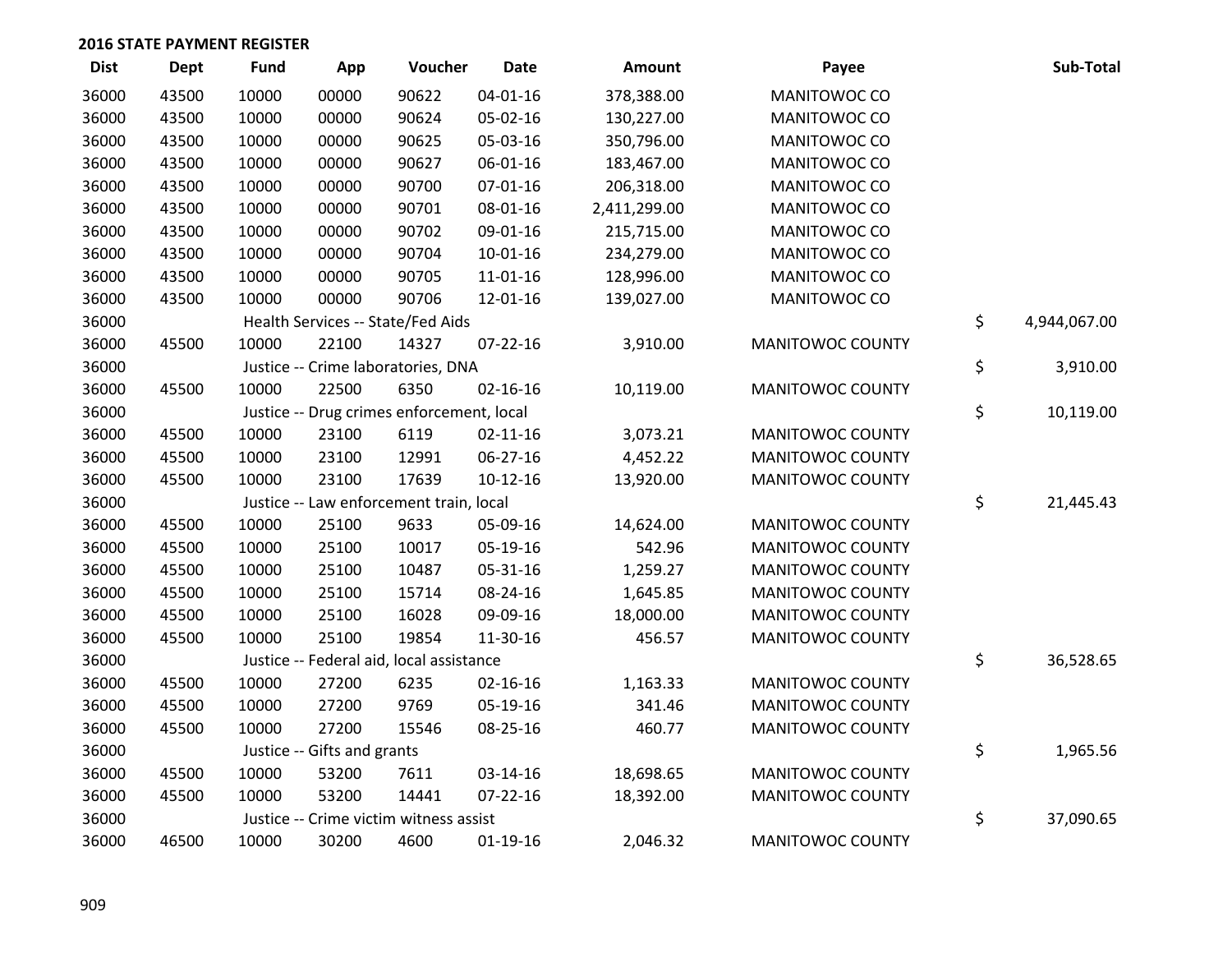## 2016 STATE PAYMENT REGISTER

| Dist | Dept | Fund | App | Voucher | Date | Amount | Payee | Sub-Total |
|---|---|---|---|---|---|---|---|---|
| 36000 | 43500 | 10000 | 00000 | 90622 | 04-01-16 | 378,388.00 | MANITOWOC CO | |
| 36000 | 43500 | 10000 | 00000 | 90624 | 05-02-16 | 130,227.00 | MANITOWOC CO | |
| 36000 | 43500 | 10000 | 00000 | 90625 | 05-03-16 | 350,796.00 | MANITOWOC CO | |
| 36000 | 43500 | 10000 | 00000 | 90627 | 06-01-16 | 183,467.00 | MANITOWOC CO | |
| 36000 | 43500 | 10000 | 00000 | 90700 | 07-01-16 | 206,318.00 | MANITOWOC CO | |
| 36000 | 43500 | 10000 | 00000 | 90701 | 08-01-16 | 2,411,299.00 | MANITOWOC CO | |
| 36000 | 43500 | 10000 | 00000 | 90702 | 09-01-16 | 215,715.00 | MANITOWOC CO | |
| 36000 | 43500 | 10000 | 00000 | 90704 | 10-01-16 | 234,279.00 | MANITOWOC CO | |
| 36000 | 43500 | 10000 | 00000 | 90705 | 11-01-16 | 128,996.00 | MANITOWOC CO | |
| 36000 | 43500 | 10000 | 00000 | 90706 | 12-01-16 | 139,027.00 | MANITOWOC CO | |
| 36000 | | Health Services -- State/Fed Aids | | | | | | $ 4,944,067.00 |
| 36000 | 45500 | 10000 | 22100 | 14327 | 07-22-16 | 3,910.00 | MANITOWOC COUNTY | |
| 36000 | | Justice -- Crime laboratories, DNA | | | | | | $ 3,910.00 |
| 36000 | 45500 | 10000 | 22500 | 6350 | 02-16-16 | 10,119.00 | MANITOWOC COUNTY | |
| 36000 | | Justice -- Drug crimes enforcement, local | | | | | | $ 10,119.00 |
| 36000 | 45500 | 10000 | 23100 | 6119 | 02-11-16 | 3,073.21 | MANITOWOC COUNTY | |
| 36000 | 45500 | 10000 | 23100 | 12991 | 06-27-16 | 4,452.22 | MANITOWOC COUNTY | |
| 36000 | 45500 | 10000 | 23100 | 17639 | 10-12-16 | 13,920.00 | MANITOWOC COUNTY | |
| 36000 | | Justice -- Law enforcement train, local | | | | | | $ 21,445.43 |
| 36000 | 45500 | 10000 | 25100 | 9633 | 05-09-16 | 14,624.00 | MANITOWOC COUNTY | |
| 36000 | 45500 | 10000 | 25100 | 10017 | 05-19-16 | 542.96 | MANITOWOC COUNTY | |
| 36000 | 45500 | 10000 | 25100 | 10487 | 05-31-16 | 1,259.27 | MANITOWOC COUNTY | |
| 36000 | 45500 | 10000 | 25100 | 15714 | 08-24-16 | 1,645.85 | MANITOWOC COUNTY | |
| 36000 | 45500 | 10000 | 25100 | 16028 | 09-09-16 | 18,000.00 | MANITOWOC COUNTY | |
| 36000 | 45500 | 10000 | 25100 | 19854 | 11-30-16 | 456.57 | MANITOWOC COUNTY | |
| 36000 | | Justice -- Federal aid, local assistance | | | | | | $ 36,528.65 |
| 36000 | 45500 | 10000 | 27200 | 6235 | 02-16-16 | 1,163.33 | MANITOWOC COUNTY | |
| 36000 | 45500 | 10000 | 27200 | 9769 | 05-19-16 | 341.46 | MANITOWOC COUNTY | |
| 36000 | 45500 | 10000 | 27200 | 15546 | 08-25-16 | 460.77 | MANITOWOC COUNTY | |
| 36000 | | Justice -- Gifts and grants | | | | | | $ 1,965.56 |
| 36000 | 45500 | 10000 | 53200 | 7611 | 03-14-16 | 18,698.65 | MANITOWOC COUNTY | |
| 36000 | 45500 | 10000 | 53200 | 14441 | 07-22-16 | 18,392.00 | MANITOWOC COUNTY | |
| 36000 | | Justice -- Crime victim witness assist | | | | | | $ 37,090.65 |
| 36000 | 46500 | 10000 | 30200 | 4600 | 01-19-16 | 2,046.32 | MANITOWOC COUNTY | |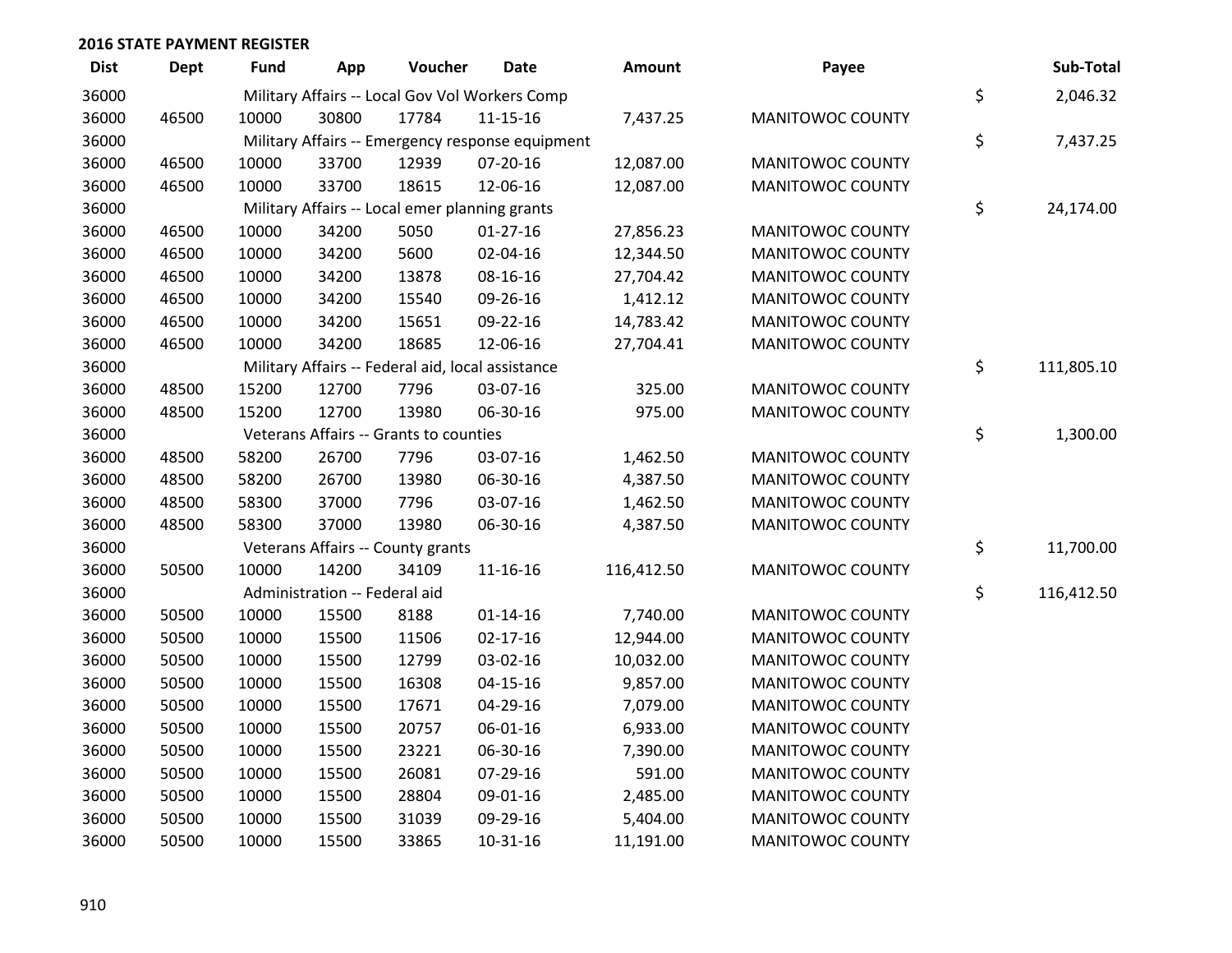**2016 STATE PAYMENT REGISTER**

| Dist | Dept | Fund | App | Voucher | Date | Amount | Payee | | Sub-Total |
|---|---|---|---|---|---|---|---|---|---|
| 36000 | | Military Affairs -- Local Gov Vol Workers Comp | | | | | | $ | 2,046.32 |
| 36000 | 46500 | 10000 | 30800 | 17784 | 11-15-16 | 7,437.25 | MANITOWOC COUNTY | | |
| 36000 | | Military Affairs -- Emergency response equipment | | | | | | $ | 7,437.25 |
| 36000 | 46500 | 10000 | 33700 | 12939 | 07-20-16 | 12,087.00 | MANITOWOC COUNTY | | |
| 36000 | 46500 | 10000 | 33700 | 18615 | 12-06-16 | 12,087.00 | MANITOWOC COUNTY | | |
| 36000 | | Military Affairs -- Local emer planning grants | | | | | | $ | 24,174.00 |
| 36000 | 46500 | 10000 | 34200 | 5050 | 01-27-16 | 27,856.23 | MANITOWOC COUNTY | | |
| 36000 | 46500 | 10000 | 34200 | 5600 | 02-04-16 | 12,344.50 | MANITOWOC COUNTY | | |
| 36000 | 46500 | 10000 | 34200 | 13878 | 08-16-16 | 27,704.42 | MANITOWOC COUNTY | | |
| 36000 | 46500 | 10000 | 34200 | 15540 | 09-26-16 | 1,412.12 | MANITOWOC COUNTY | | |
| 36000 | 46500 | 10000 | 34200 | 15651 | 09-22-16 | 14,783.42 | MANITOWOC COUNTY | | |
| 36000 | 46500 | 10000 | 34200 | 18685 | 12-06-16 | 27,704.41 | MANITOWOC COUNTY | | |
| 36000 | | Military Affairs -- Federal aid, local assistance | | | | | | $ | 111,805.10 |
| 36000 | 48500 | 15200 | 12700 | 7796 | 03-07-16 | 325.00 | MANITOWOC COUNTY | | |
| 36000 | 48500 | 15200 | 12700 | 13980 | 06-30-16 | 975.00 | MANITOWOC COUNTY | | |
| 36000 | | Veterans Affairs -- Grants to counties | | | | | | $ | 1,300.00 |
| 36000 | 48500 | 58200 | 26700 | 7796 | 03-07-16 | 1,462.50 | MANITOWOC COUNTY | | |
| 36000 | 48500 | 58200 | 26700 | 13980 | 06-30-16 | 4,387.50 | MANITOWOC COUNTY | | |
| 36000 | 48500 | 58300 | 37000 | 7796 | 03-07-16 | 1,462.50 | MANITOWOC COUNTY | | |
| 36000 | 48500 | 58300 | 37000 | 13980 | 06-30-16 | 4,387.50 | MANITOWOC COUNTY | | |
| 36000 | | Veterans Affairs -- County grants | | | | | | $ | 11,700.00 |
| 36000 | 50500 | 10000 | 14200 | 34109 | 11-16-16 | 116,412.50 | MANITOWOC COUNTY | | |
| 36000 | | Administration -- Federal aid | | | | | | $ | 116,412.50 |
| 36000 | 50500 | 10000 | 15500 | 8188 | 01-14-16 | 7,740.00 | MANITOWOC COUNTY | | |
| 36000 | 50500 | 10000 | 15500 | 11506 | 02-17-16 | 12,944.00 | MANITOWOC COUNTY | | |
| 36000 | 50500 | 10000 | 15500 | 12799 | 03-02-16 | 10,032.00 | MANITOWOC COUNTY | | |
| 36000 | 50500 | 10000 | 15500 | 16308 | 04-15-16 | 9,857.00 | MANITOWOC COUNTY | | |
| 36000 | 50500 | 10000 | 15500 | 17671 | 04-29-16 | 7,079.00 | MANITOWOC COUNTY | | |
| 36000 | 50500 | 10000 | 15500 | 20757 | 06-01-16 | 6,933.00 | MANITOWOC COUNTY | | |
| 36000 | 50500 | 10000 | 15500 | 23221 | 06-30-16 | 7,390.00 | MANITOWOC COUNTY | | |
| 36000 | 50500 | 10000 | 15500 | 26081 | 07-29-16 | 591.00 | MANITOWOC COUNTY | | |
| 36000 | 50500 | 10000 | 15500 | 28804 | 09-01-16 | 2,485.00 | MANITOWOC COUNTY | | |
| 36000 | 50500 | 10000 | 15500 | 31039 | 09-29-16 | 5,404.00 | MANITOWOC COUNTY | | |
| 36000 | 50500 | 10000 | 15500 | 33865 | 10-31-16 | 11,191.00 | MANITOWOC COUNTY | | |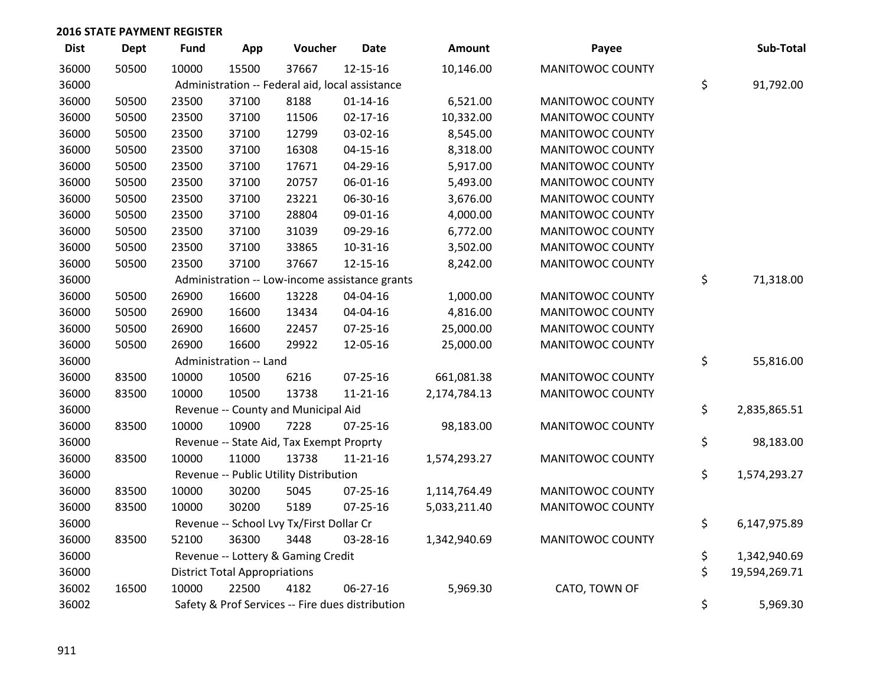## 2016 STATE PAYMENT REGISTER

| Dist | Dept | Fund | App | Voucher | Date | Amount | Payee | Sub-Total |
|---|---|---|---|---|---|---|---|---|
| 36000 | 50500 | 10000 | 15500 | 37667 | 12-15-16 | 10,146.00 | MANITOWOC COUNTY | |
| 36000 | | Administration -- Federal aid, local assistance | | | | | | $ 91,792.00 |
| 36000 | 50500 | 23500 | 37100 | 8188 | 01-14-16 | 6,521.00 | MANITOWOC COUNTY | |
| 36000 | 50500 | 23500 | 37100 | 11506 | 02-17-16 | 10,332.00 | MANITOWOC COUNTY | |
| 36000 | 50500 | 23500 | 37100 | 12799 | 03-02-16 | 8,545.00 | MANITOWOC COUNTY | |
| 36000 | 50500 | 23500 | 37100 | 16308 | 04-15-16 | 8,318.00 | MANITOWOC COUNTY | |
| 36000 | 50500 | 23500 | 37100 | 17671 | 04-29-16 | 5,917.00 | MANITOWOC COUNTY | |
| 36000 | 50500 | 23500 | 37100 | 20757 | 06-01-16 | 5,493.00 | MANITOWOC COUNTY | |
| 36000 | 50500 | 23500 | 37100 | 23221 | 06-30-16 | 3,676.00 | MANITOWOC COUNTY | |
| 36000 | 50500 | 23500 | 37100 | 28804 | 09-01-16 | 4,000.00 | MANITOWOC COUNTY | |
| 36000 | 50500 | 23500 | 37100 | 31039 | 09-29-16 | 6,772.00 | MANITOWOC COUNTY | |
| 36000 | 50500 | 23500 | 37100 | 33865 | 10-31-16 | 3,502.00 | MANITOWOC COUNTY | |
| 36000 | 50500 | 23500 | 37100 | 37667 | 12-15-16 | 8,242.00 | MANITOWOC COUNTY | |
| 36000 | | Administration -- Low-income assistance grants | | | | | | $ 71,318.00 |
| 36000 | 50500 | 26900 | 16600 | 13228 | 04-04-16 | 1,000.00 | MANITOWOC COUNTY | |
| 36000 | 50500 | 26900 | 16600 | 13434 | 04-04-16 | 4,816.00 | MANITOWOC COUNTY | |
| 36000 | 50500 | 26900 | 16600 | 22457 | 07-25-16 | 25,000.00 | MANITOWOC COUNTY | |
| 36000 | 50500 | 26900 | 16600 | 29922 | 12-05-16 | 25,000.00 | MANITOWOC COUNTY | |
| 36000 | | Administration -- Land | | | | | | $ 55,816.00 |
| 36000 | 83500 | 10000 | 10500 | 6216 | 07-25-16 | 661,081.38 | MANITOWOC COUNTY | |
| 36000 | 83500 | 10000 | 10500 | 13738 | 11-21-16 | 2,174,784.13 | MANITOWOC COUNTY | |
| 36000 | | Revenue -- County and Municipal Aid | | | | | | $ 2,835,865.51 |
| 36000 | 83500 | 10000 | 10900 | 7228 | 07-25-16 | 98,183.00 | MANITOWOC COUNTY | |
| 36000 | | Revenue -- State Aid, Tax Exempt Proprty | | | | | | $ 98,183.00 |
| 36000 | 83500 | 10000 | 11000 | 13738 | 11-21-16 | 1,574,293.27 | MANITOWOC COUNTY | |
| 36000 | | Revenue -- Public Utility Distribution | | | | | | $ 1,574,293.27 |
| 36000 | 83500 | 10000 | 30200 | 5045 | 07-25-16 | 1,114,764.49 | MANITOWOC COUNTY | |
| 36000 | 83500 | 10000 | 30200 | 5189 | 07-25-16 | 5,033,211.40 | MANITOWOC COUNTY | |
| 36000 | | Revenue -- School Lvy Tx/First Dollar Cr | | | | | | $ 6,147,975.89 |
| 36000 | 83500 | 52100 | 36300 | 3448 | 03-28-16 | 1,342,940.69 | MANITOWOC COUNTY | |
| 36000 | | Revenue -- Lottery & Gaming Credit | | | | | | $ 1,342,940.69 |
| 36000 | | District Total Appropriations | | | | | | $ 19,594,269.71 |
| 36002 | 16500 | 10000 | 22500 | 4182 | 06-27-16 | 5,969.30 | CATO, TOWN OF | |
| 36002 | | Safety & Prof Services -- Fire dues distribution | | | | | | $ 5,969.30 |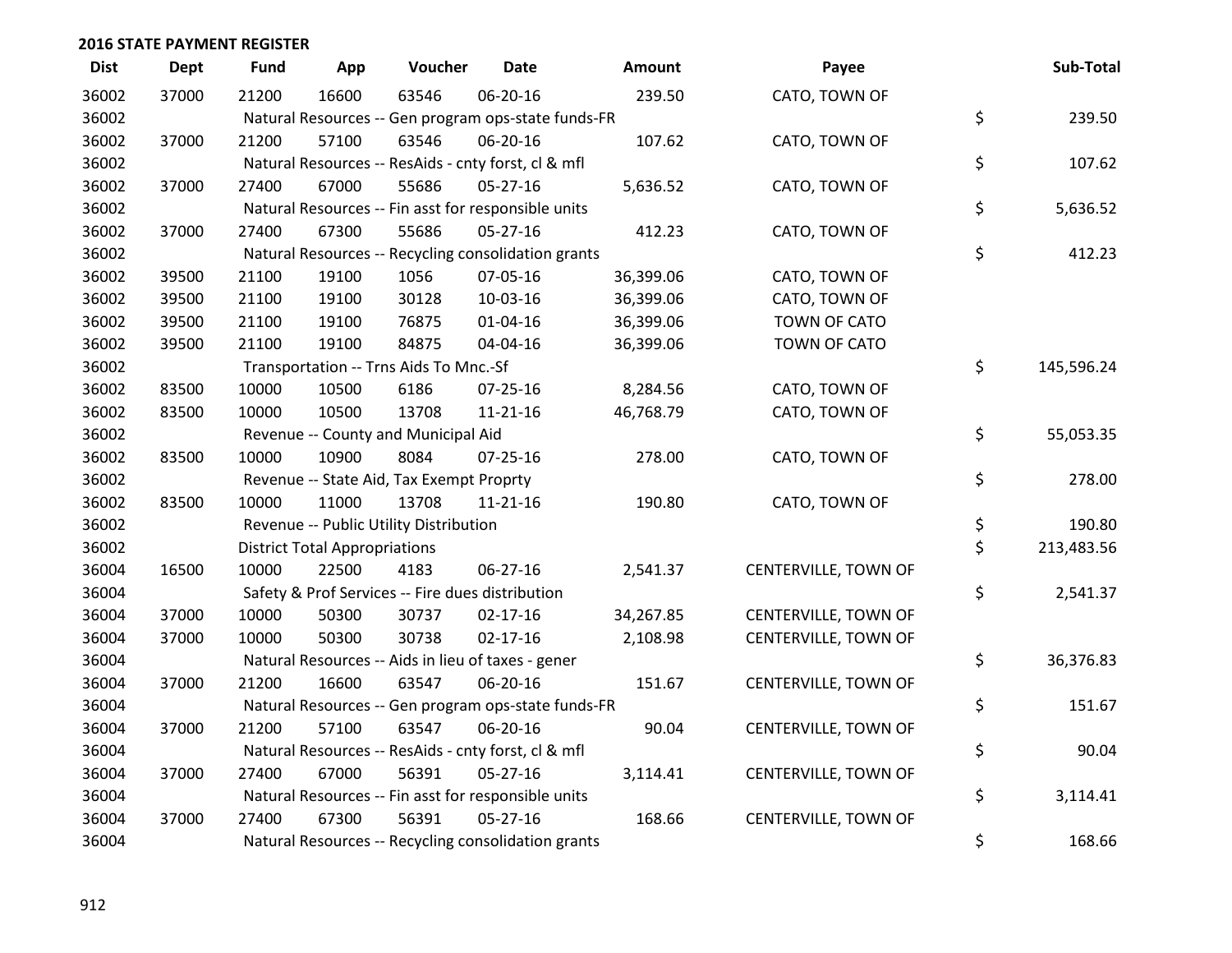## 2016 STATE PAYMENT REGISTER

| Dist | Dept | Fund | App | Voucher | Date | Amount | Payee | Sub-Total |
|---|---|---|---|---|---|---|---|---|
| 36002 | 37000 | 21200 | 16600 | 63546 | 06-20-16 | 239.50 | CATO, TOWN OF | |
| 36002 | | Natural Resources -- Gen program ops-state funds-FR | | | | | | $ 239.50 |
| 36002 | 37000 | 21200 | 57100 | 63546 | 06-20-16 | 107.62 | CATO, TOWN OF | |
| 36002 | | Natural Resources -- ResAids - cnty forst, cl & mfl | | | | | | $ 107.62 |
| 36002 | 37000 | 27400 | 67000 | 55686 | 05-27-16 | 5,636.52 | CATO, TOWN OF | |
| 36002 | | Natural Resources -- Fin asst for responsible units | | | | | | $ 5,636.52 |
| 36002 | 37000 | 27400 | 67300 | 55686 | 05-27-16 | 412.23 | CATO, TOWN OF | |
| 36002 | | Natural Resources -- Recycling consolidation grants | | | | | | $ 412.23 |
| 36002 | 39500 | 21100 | 19100 | 1056 | 07-05-16 | 36,399.06 | CATO, TOWN OF | |
| 36002 | 39500 | 21100 | 19100 | 30128 | 10-03-16 | 36,399.06 | CATO, TOWN OF | |
| 36002 | 39500 | 21100 | 19100 | 76875 | 01-04-16 | 36,399.06 | TOWN OF CATO | |
| 36002 | 39500 | 21100 | 19100 | 84875 | 04-04-16 | 36,399.06 | TOWN OF CATO | |
| 36002 | | Transportation -- Trns Aids To Mnc.-Sf | | | | | | $ 145,596.24 |
| 36002 | 83500 | 10000 | 10500 | 6186 | 07-25-16 | 8,284.56 | CATO, TOWN OF | |
| 36002 | 83500 | 10000 | 10500 | 13708 | 11-21-16 | 46,768.79 | CATO, TOWN OF | |
| 36002 | | Revenue -- County and Municipal Aid | | | | | | $ 55,053.35 |
| 36002 | 83500 | 10000 | 10900 | 8084 | 07-25-16 | 278.00 | CATO, TOWN OF | |
| 36002 | | Revenue -- State Aid, Tax Exempt Proprty | | | | | | $ 278.00 |
| 36002 | 83500 | 10000 | 11000 | 13708 | 11-21-16 | 190.80 | CATO, TOWN OF | |
| 36002 | | Revenue -- Public Utility Distribution | | | | | | $ 190.80 |
| 36002 | | District Total Appropriations | | | | | | $ 213,483.56 |
| 36004 | 16500 | 10000 | 22500 | 4183 | 06-27-16 | 2,541.37 | CENTERVILLE, TOWN OF | |
| 36004 | | Safety & Prof Services -- Fire dues distribution | | | | | | $ 2,541.37 |
| 36004 | 37000 | 10000 | 50300 | 30737 | 02-17-16 | 34,267.85 | CENTERVILLE, TOWN OF | |
| 36004 | 37000 | 10000 | 50300 | 30738 | 02-17-16 | 2,108.98 | CENTERVILLE, TOWN OF | |
| 36004 | | Natural Resources -- Aids in lieu of taxes - gener | | | | | | $ 36,376.83 |
| 36004 | 37000 | 21200 | 16600 | 63547 | 06-20-16 | 151.67 | CENTERVILLE, TOWN OF | |
| 36004 | | Natural Resources -- Gen program ops-state funds-FR | | | | | | $ 151.67 |
| 36004 | 37000 | 21200 | 57100 | 63547 | 06-20-16 | 90.04 | CENTERVILLE, TOWN OF | |
| 36004 | | Natural Resources -- ResAids - cnty forst, cl & mfl | | | | | | $ 90.04 |
| 36004 | 37000 | 27400 | 67000 | 56391 | 05-27-16 | 3,114.41 | CENTERVILLE, TOWN OF | |
| 36004 | | Natural Resources -- Fin asst for responsible units | | | | | | $ 3,114.41 |
| 36004 | 37000 | 27400 | 67300 | 56391 | 05-27-16 | 168.66 | CENTERVILLE, TOWN OF | |
| 36004 | | Natural Resources -- Recycling consolidation grants | | | | | | $ 168.66 |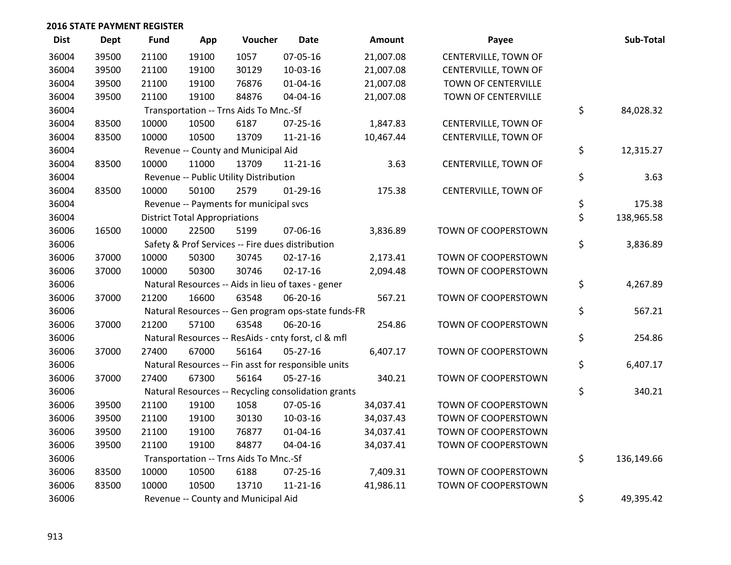## 2016 STATE PAYMENT REGISTER

| Dist | Dept | Fund | App | Voucher | Date | Amount | Payee | Sub-Total |
|---|---|---|---|---|---|---|---|---|
| 36004 | 39500 | 21100 | 19100 | 1057 | 07-05-16 | 21,007.08 | CENTERVILLE, TOWN OF | |
| 36004 | 39500 | 21100 | 19100 | 30129 | 10-03-16 | 21,007.08 | CENTERVILLE, TOWN OF | |
| 36004 | 39500 | 21100 | 19100 | 76876 | 01-04-16 | 21,007.08 | TOWN OF CENTERVILLE | |
| 36004 | 39500 | 21100 | 19100 | 84876 | 04-04-16 | 21,007.08 | TOWN OF CENTERVILLE | |
| 36004 | | Transportation -- Trns Aids To Mnc.-Sf | | | | | | $ 84,028.32 |
| 36004 | 83500 | 10000 | 10500 | 6187 | 07-25-16 | 1,847.83 | CENTERVILLE, TOWN OF | |
| 36004 | 83500 | 10000 | 10500 | 13709 | 11-21-16 | 10,467.44 | CENTERVILLE, TOWN OF | |
| 36004 | | Revenue -- County and Municipal Aid | | | | | | $ 12,315.27 |
| 36004 | 83500 | 10000 | 11000 | 13709 | 11-21-16 | 3.63 | CENTERVILLE, TOWN OF | |
| 36004 | | Revenue -- Public Utility Distribution | | | | | | $ 3.63 |
| 36004 | 83500 | 10000 | 50100 | 2579 | 01-29-16 | 175.38 | CENTERVILLE, TOWN OF | |
| 36004 | | Revenue -- Payments for municipal svcs | | | | | | $ 175.38 |
| 36004 | | District Total Appropriations | | | | | | $ 138,965.58 |
| 36006 | 16500 | 10000 | 22500 | 5199 | 07-06-16 | 3,836.89 | TOWN OF COOPERSTOWN | |
| 36006 | | Safety & Prof Services -- Fire dues distribution | | | | | | $ 3,836.89 |
| 36006 | 37000 | 10000 | 50300 | 30745 | 02-17-16 | 2,173.41 | TOWN OF COOPERSTOWN | |
| 36006 | 37000 | 10000 | 50300 | 30746 | 02-17-16 | 2,094.48 | TOWN OF COOPERSTOWN | |
| 36006 | | Natural Resources -- Aids in lieu of taxes - gener | | | | | | $ 4,267.89 |
| 36006 | 37000 | 21200 | 16600 | 63548 | 06-20-16 | 567.21 | TOWN OF COOPERSTOWN | |
| 36006 | | Natural Resources -- Gen program ops-state funds-FR | | | | | | $ 567.21 |
| 36006 | 37000 | 21200 | 57100 | 63548 | 06-20-16 | 254.86 | TOWN OF COOPERSTOWN | |
| 36006 | | Natural Resources -- ResAids - cnty forst, cl & mfl | | | | | | $ 254.86 |
| 36006 | 37000 | 27400 | 67000 | 56164 | 05-27-16 | 6,407.17 | TOWN OF COOPERSTOWN | |
| 36006 | | Natural Resources -- Fin asst for responsible units | | | | | | $ 6,407.17 |
| 36006 | 37000 | 27400 | 67300 | 56164 | 05-27-16 | 340.21 | TOWN OF COOPERSTOWN | |
| 36006 | | Natural Resources -- Recycling consolidation grants | | | | | | $ 340.21 |
| 36006 | 39500 | 21100 | 19100 | 1058 | 07-05-16 | 34,037.41 | TOWN OF COOPERSTOWN | |
| 36006 | 39500 | 21100 | 19100 | 30130 | 10-03-16 | 34,037.43 | TOWN OF COOPERSTOWN | |
| 36006 | 39500 | 21100 | 19100 | 76877 | 01-04-16 | 34,037.41 | TOWN OF COOPERSTOWN | |
| 36006 | 39500 | 21100 | 19100 | 84877 | 04-04-16 | 34,037.41 | TOWN OF COOPERSTOWN | |
| 36006 | | Transportation -- Trns Aids To Mnc.-Sf | | | | | | $ 136,149.66 |
| 36006 | 83500 | 10000 | 10500 | 6188 | 07-25-16 | 7,409.31 | TOWN OF COOPERSTOWN | |
| 36006 | 83500 | 10000 | 10500 | 13710 | 11-21-16 | 41,986.11 | TOWN OF COOPERSTOWN | |
| 36006 | | Revenue -- County and Municipal Aid | | | | | | $ 49,395.42 |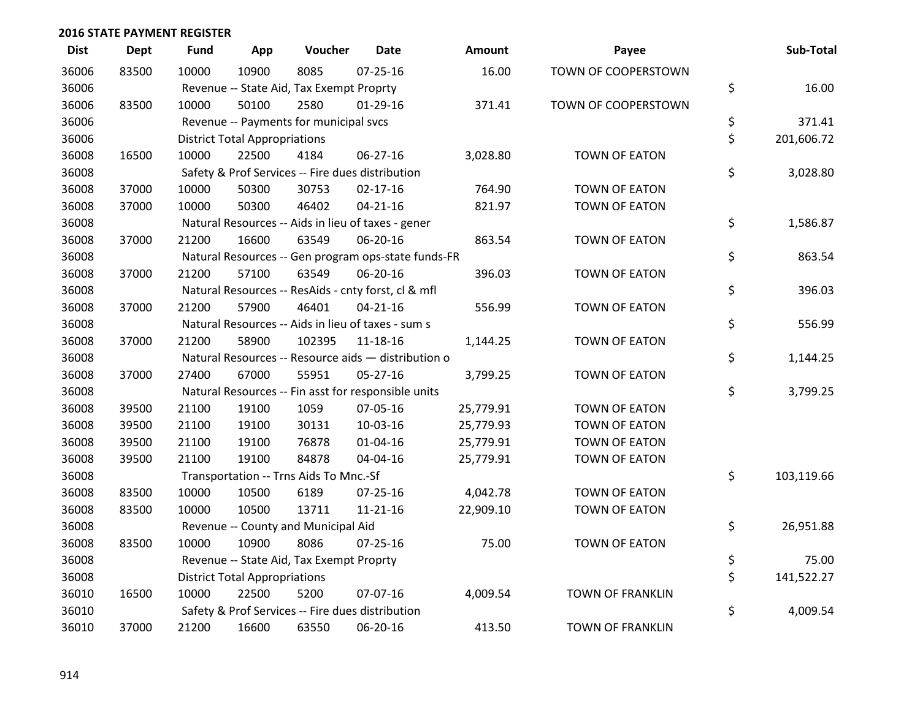## 2016 STATE PAYMENT REGISTER

| Dist | Dept | Fund | App | Voucher | Date | Amount | Payee | Sub-Total |
|---|---|---|---|---|---|---|---|---|
| 36006 | 83500 | 10000 | 10900 | 8085 | 07-25-16 | 16.00 | TOWN OF COOPERSTOWN | |
| 36006 | | Revenue -- State Aid, Tax Exempt Proprty | | | | | | $ 16.00 |
| 36006 | 83500 | 10000 | 50100 | 2580 | 01-29-16 | 371.41 | TOWN OF COOPERSTOWN | |
| 36006 | | Revenue -- Payments for municipal svcs | | | | | | $ 371.41 |
| 36006 | | District Total Appropriations | | | | | | $ 201,606.72 |
| 36008 | 16500 | 10000 | 22500 | 4184 | 06-27-16 | 3,028.80 | TOWN OF EATON | |
| 36008 | | Safety & Prof Services -- Fire dues distribution | | | | | | $ 3,028.80 |
| 36008 | 37000 | 10000 | 50300 | 30753 | 02-17-16 | 764.90 | TOWN OF EATON | |
| 36008 | 37000 | 10000 | 50300 | 46402 | 04-21-16 | 821.97 | TOWN OF EATON | |
| 36008 | | Natural Resources -- Aids in lieu of taxes - gener | | | | | | $ 1,586.87 |
| 36008 | 37000 | 21200 | 16600 | 63549 | 06-20-16 | 863.54 | TOWN OF EATON | |
| 36008 | | Natural Resources -- Gen program ops-state funds-FR | | | | | | $ 863.54 |
| 36008 | 37000 | 21200 | 57100 | 63549 | 06-20-16 | 396.03 | TOWN OF EATON | |
| 36008 | | Natural Resources -- ResAids - cnty forst, cl & mfl | | | | | | $ 396.03 |
| 36008 | 37000 | 21200 | 57900 | 46401 | 04-21-16 | 556.99 | TOWN OF EATON | |
| 36008 | | Natural Resources -- Aids in lieu of taxes - sum s | | | | | | $ 556.99 |
| 36008 | 37000 | 21200 | 58900 | 102395 | 11-18-16 | 1,144.25 | TOWN OF EATON | |
| 36008 | | Natural Resources -- Resource aids — distribution o | | | | | | $ 1,144.25 |
| 36008 | 37000 | 27400 | 67000 | 55951 | 05-27-16 | 3,799.25 | TOWN OF EATON | |
| 36008 | | Natural Resources -- Fin asst for responsible units | | | | | | $ 3,799.25 |
| 36008 | 39500 | 21100 | 19100 | 1059 | 07-05-16 | 25,779.91 | TOWN OF EATON | |
| 36008 | 39500 | 21100 | 19100 | 30131 | 10-03-16 | 25,779.93 | TOWN OF EATON | |
| 36008 | 39500 | 21100 | 19100 | 76878 | 01-04-16 | 25,779.91 | TOWN OF EATON | |
| 36008 | 39500 | 21100 | 19100 | 84878 | 04-04-16 | 25,779.91 | TOWN OF EATON | |
| 36008 | | Transportation -- Trns Aids To Mnc.-Sf | | | | | | $ 103,119.66 |
| 36008 | 83500 | 10000 | 10500 | 6189 | 07-25-16 | 4,042.78 | TOWN OF EATON | |
| 36008 | 83500 | 10000 | 10500 | 13711 | 11-21-16 | 22,909.10 | TOWN OF EATON | |
| 36008 | | Revenue -- County and Municipal Aid | | | | | | $ 26,951.88 |
| 36008 | 83500 | 10000 | 10900 | 8086 | 07-25-16 | 75.00 | TOWN OF EATON | |
| 36008 | | Revenue -- State Aid, Tax Exempt Proprty | | | | | | $ 75.00 |
| 36008 | | District Total Appropriations | | | | | | $ 141,522.27 |
| 36010 | 16500 | 10000 | 22500 | 5200 | 07-07-16 | 4,009.54 | TOWN OF FRANKLIN | |
| 36010 | | Safety & Prof Services -- Fire dues distribution | | | | | | $ 4,009.54 |
| 36010 | 37000 | 21200 | 16600 | 63550 | 06-20-16 | 413.50 | TOWN OF FRANKLIN | |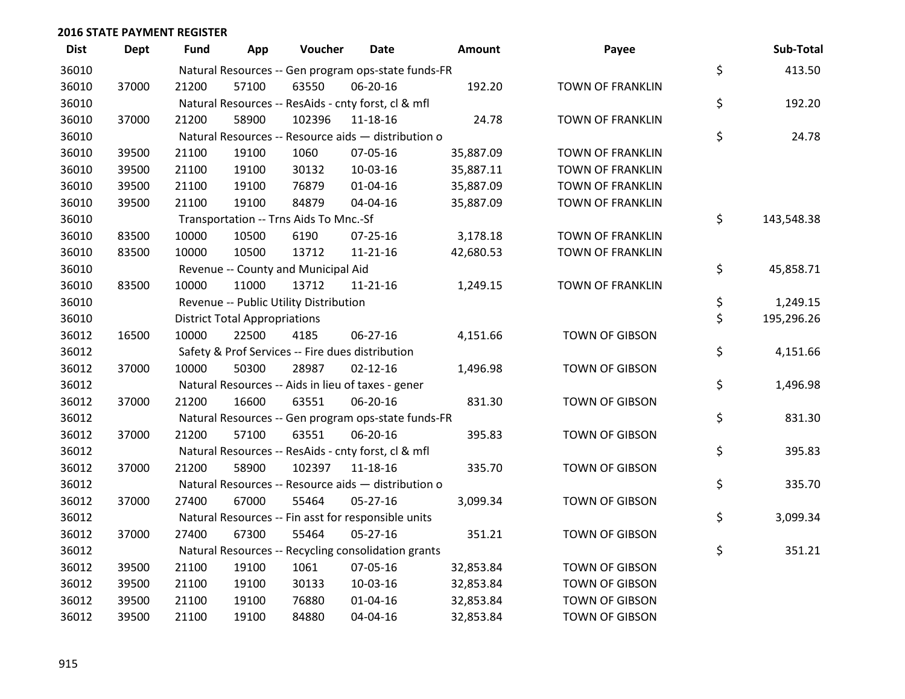## 2016 STATE PAYMENT REGISTER

| Dist | Dept | Fund | App | Voucher | Date | Amount | Payee | Sub-Total |
|---|---|---|---|---|---|---|---|---|
| 36010 | | Natural Resources -- Gen program ops-state funds-FR | | | | | | $ 413.50 |
| 36010 | 37000 | 21200 | 57100 | 63550 | 06-20-16 | 192.20 | TOWN OF FRANKLIN | |
| 36010 | | Natural Resources -- ResAids - cnty forst, cl & mfl | | | | | | $ 192.20 |
| 36010 | 37000 | 21200 | 58900 | 102396 | 11-18-16 | 24.78 | TOWN OF FRANKLIN | |
| 36010 | | Natural Resources -- Resource aids — distribution o | | | | | | $ 24.78 |
| 36010 | 39500 | 21100 | 19100 | 1060 | 07-05-16 | 35,887.09 | TOWN OF FRANKLIN | |
| 36010 | 39500 | 21100 | 19100 | 30132 | 10-03-16 | 35,887.11 | TOWN OF FRANKLIN | |
| 36010 | 39500 | 21100 | 19100 | 76879 | 01-04-16 | 35,887.09 | TOWN OF FRANKLIN | |
| 36010 | 39500 | 21100 | 19100 | 84879 | 04-04-16 | 35,887.09 | TOWN OF FRANKLIN | |
| 36010 | | Transportation -- Trns Aids To Mnc.-Sf | | | | | | $ 143,548.38 |
| 36010 | 83500 | 10000 | 10500 | 6190 | 07-25-16 | 3,178.18 | TOWN OF FRANKLIN | |
| 36010 | 83500 | 10000 | 10500 | 13712 | 11-21-16 | 42,680.53 | TOWN OF FRANKLIN | |
| 36010 | | Revenue -- County and Municipal Aid | | | | | | $ 45,858.71 |
| 36010 | 83500 | 10000 | 11000 | 13712 | 11-21-16 | 1,249.15 | TOWN OF FRANKLIN | |
| 36010 | | Revenue -- Public Utility Distribution | | | | | | $ 1,249.15 |
| 36010 | | District Total Appropriations | | | | | | $ 195,296.26 |
| 36012 | 16500 | 10000 | 22500 | 4185 | 06-27-16 | 4,151.66 | TOWN OF GIBSON | |
| 36012 | | Safety & Prof Services -- Fire dues distribution | | | | | | $ 4,151.66 |
| 36012 | 37000 | 10000 | 50300 | 28987 | 02-12-16 | 1,496.98 | TOWN OF GIBSON | |
| 36012 | | Natural Resources -- Aids in lieu of taxes - gener | | | | | | $ 1,496.98 |
| 36012 | 37000 | 21200 | 16600 | 63551 | 06-20-16 | 831.30 | TOWN OF GIBSON | |
| 36012 | | Natural Resources -- Gen program ops-state funds-FR | | | | | | $ 831.30 |
| 36012 | 37000 | 21200 | 57100 | 63551 | 06-20-16 | 395.83 | TOWN OF GIBSON | |
| 36012 | | Natural Resources -- ResAids - cnty forst, cl & mfl | | | | | | $ 395.83 |
| 36012 | 37000 | 21200 | 58900 | 102397 | 11-18-16 | 335.70 | TOWN OF GIBSON | |
| 36012 | | Natural Resources -- Resource aids — distribution o | | | | | | $ 335.70 |
| 36012 | 37000 | 27400 | 67000 | 55464 | 05-27-16 | 3,099.34 | TOWN OF GIBSON | |
| 36012 | | Natural Resources -- Fin asst for responsible units | | | | | | $ 3,099.34 |
| 36012 | 37000 | 27400 | 67300 | 55464 | 05-27-16 | 351.21 | TOWN OF GIBSON | |
| 36012 | | Natural Resources -- Recycling consolidation grants | | | | | | $ 351.21 |
| 36012 | 39500 | 21100 | 19100 | 1061 | 07-05-16 | 32,853.84 | TOWN OF GIBSON | |
| 36012 | 39500 | 21100 | 19100 | 30133 | 10-03-16 | 32,853.84 | TOWN OF GIBSON | |
| 36012 | 39500 | 21100 | 19100 | 76880 | 01-04-16 | 32,853.84 | TOWN OF GIBSON | |
| 36012 | 39500 | 21100 | 19100 | 84880 | 04-04-16 | 32,853.84 | TOWN OF GIBSON | |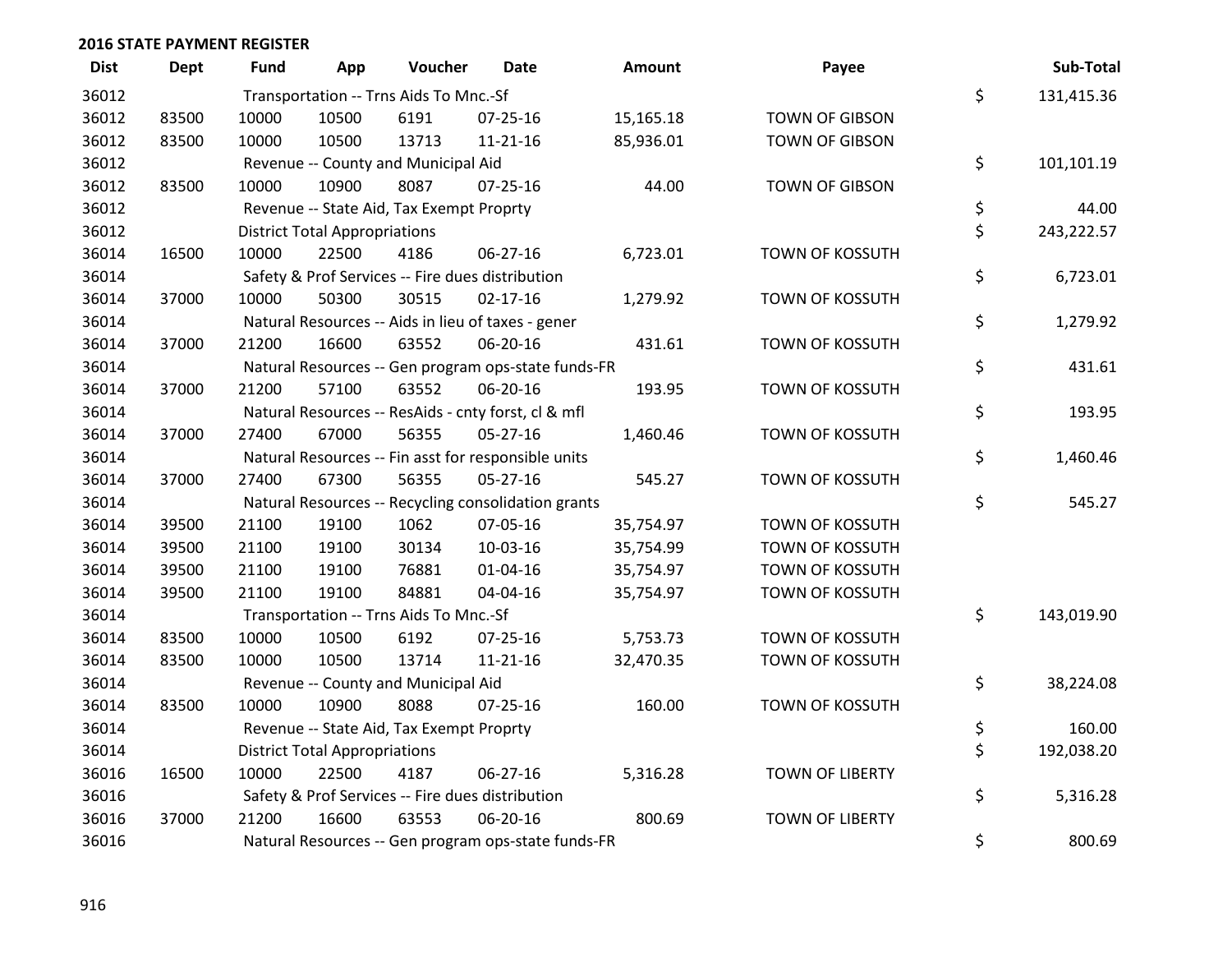## 2016 STATE PAYMENT REGISTER

| Dist | Dept | Fund | App | Voucher | Date | Amount | Payee | Sub-Total |
|---|---|---|---|---|---|---|---|---|
| 36012 | | Transportation -- Trns Aids To Mnc.-Sf | | | | | | $ 131,415.36 |
| 36012 | 83500 | 10000 | 10500 | 6191 | 07-25-16 | 15,165.18 | TOWN OF GIBSON | |
| 36012 | 83500 | 10000 | 10500 | 13713 | 11-21-16 | 85,936.01 | TOWN OF GIBSON | |
| 36012 | | Revenue -- County and Municipal Aid | | | | | | $ 101,101.19 |
| 36012 | 83500 | 10000 | 10900 | 8087 | 07-25-16 | 44.00 | TOWN OF GIBSON | |
| 36012 | | Revenue -- State Aid, Tax Exempt Proprty | | | | | | $ 44.00 |
| 36012 | | District Total Appropriations | | | | | | $ 243,222.57 |
| 36014 | 16500 | 10000 | 22500 | 4186 | 06-27-16 | 6,723.01 | TOWN OF KOSSUTH | |
| 36014 | | Safety & Prof Services -- Fire dues distribution | | | | | | $ 6,723.01 |
| 36014 | 37000 | 10000 | 50300 | 30515 | 02-17-16 | 1,279.92 | TOWN OF KOSSUTH | |
| 36014 | | Natural Resources -- Aids in lieu of taxes - gener | | | | | | $ 1,279.92 |
| 36014 | 37000 | 21200 | 16600 | 63552 | 06-20-16 | 431.61 | TOWN OF KOSSUTH | |
| 36014 | | Natural Resources -- Gen program ops-state funds-FR | | | | | | $ 431.61 |
| 36014 | 37000 | 21200 | 57100 | 63552 | 06-20-16 | 193.95 | TOWN OF KOSSUTH | |
| 36014 | | Natural Resources -- ResAids - cnty forst, cl & mfl | | | | | | $ 193.95 |
| 36014 | 37000 | 27400 | 67000 | 56355 | 05-27-16 | 1,460.46 | TOWN OF KOSSUTH | |
| 36014 | | Natural Resources -- Fin asst for responsible units | | | | | | $ 1,460.46 |
| 36014 | 37000 | 27400 | 67300 | 56355 | 05-27-16 | 545.27 | TOWN OF KOSSUTH | |
| 36014 | | Natural Resources -- Recycling consolidation grants | | | | | | $ 545.27 |
| 36014 | 39500 | 21100 | 19100 | 1062 | 07-05-16 | 35,754.97 | TOWN OF KOSSUTH | |
| 36014 | 39500 | 21100 | 19100 | 30134 | 10-03-16 | 35,754.99 | TOWN OF KOSSUTH | |
| 36014 | 39500 | 21100 | 19100 | 76881 | 01-04-16 | 35,754.97 | TOWN OF KOSSUTH | |
| 36014 | 39500 | 21100 | 19100 | 84881 | 04-04-16 | 35,754.97 | TOWN OF KOSSUTH | |
| 36014 | | Transportation -- Trns Aids To Mnc.-Sf | | | | | | $ 143,019.90 |
| 36014 | 83500 | 10000 | 10500 | 6192 | 07-25-16 | 5,753.73 | TOWN OF KOSSUTH | |
| 36014 | 83500 | 10000 | 10500 | 13714 | 11-21-16 | 32,470.35 | TOWN OF KOSSUTH | |
| 36014 | | Revenue -- County and Municipal Aid | | | | | | $ 38,224.08 |
| 36014 | 83500 | 10000 | 10900 | 8088 | 07-25-16 | 160.00 | TOWN OF KOSSUTH | |
| 36014 | | Revenue -- State Aid, Tax Exempt Proprty | | | | | | $ 160.00 |
| 36014 | | District Total Appropriations | | | | | | $ 192,038.20 |
| 36016 | 16500 | 10000 | 22500 | 4187 | 06-27-16 | 5,316.28 | TOWN OF LIBERTY | |
| 36016 | | Safety & Prof Services -- Fire dues distribution | | | | | | $ 5,316.28 |
| 36016 | 37000 | 21200 | 16600 | 63553 | 06-20-16 | 800.69 | TOWN OF LIBERTY | |
| 36016 | | Natural Resources -- Gen program ops-state funds-FR | | | | | | $ 800.69 |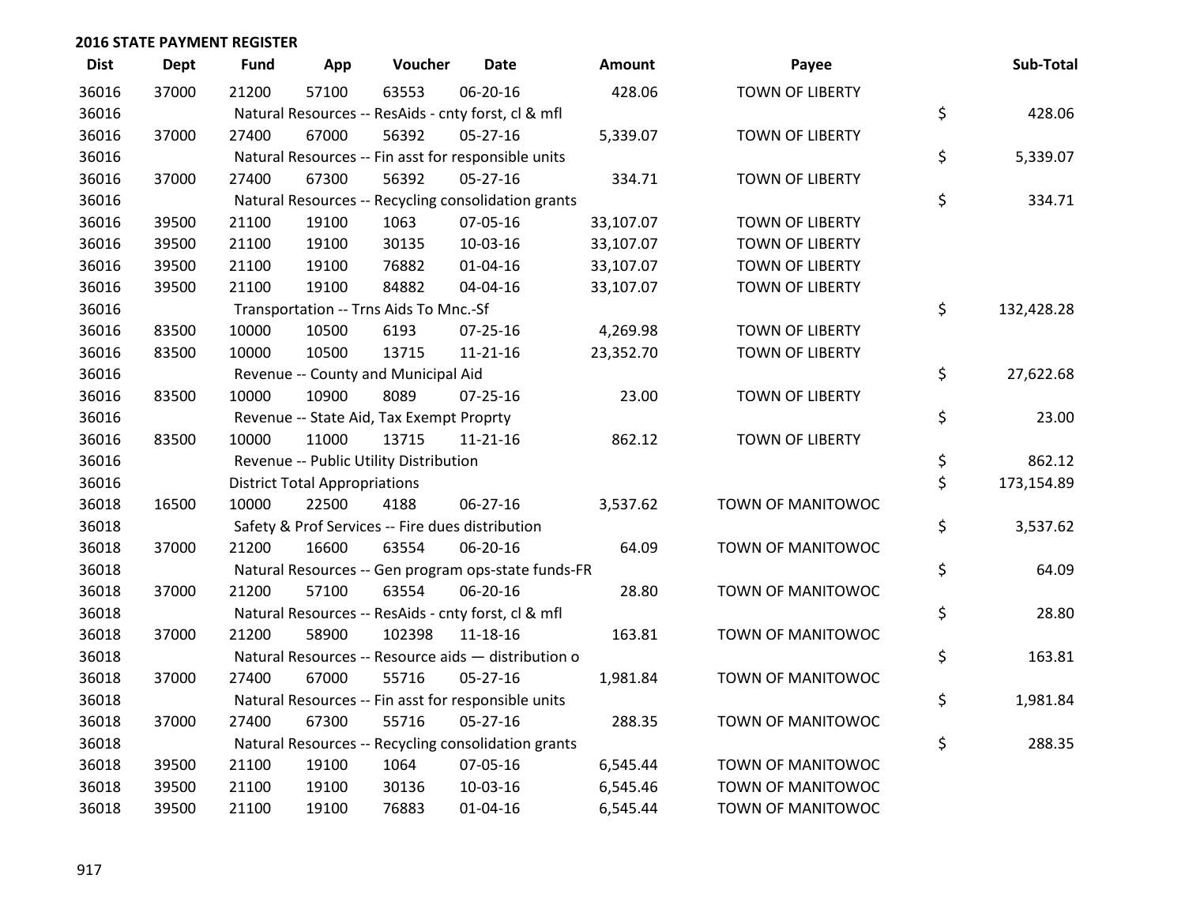## 2016 STATE PAYMENT REGISTER

| Dist | Dept | Fund | App | Voucher | Date | Amount | Payee | Sub-Total |
|---|---|---|---|---|---|---|---|---|
| 36016 | 37000 | 21200 | 57100 | 63553 | 06-20-16 | 428.06 | TOWN OF LIBERTY | |
| 36016 | | Natural Resources -- ResAids - cnty forst, cl & mfl | | | | | | $ 428.06 |
| 36016 | 37000 | 27400 | 67000 | 56392 | 05-27-16 | 5,339.07 | TOWN OF LIBERTY | |
| 36016 | | Natural Resources -- Fin asst for responsible units | | | | | | $ 5,339.07 |
| 36016 | 37000 | 27400 | 67300 | 56392 | 05-27-16 | 334.71 | TOWN OF LIBERTY | |
| 36016 | | Natural Resources -- Recycling consolidation grants | | | | | | $ 334.71 |
| 36016 | 39500 | 21100 | 19100 | 1063 | 07-05-16 | 33,107.07 | TOWN OF LIBERTY | |
| 36016 | 39500 | 21100 | 19100 | 30135 | 10-03-16 | 33,107.07 | TOWN OF LIBERTY | |
| 36016 | 39500 | 21100 | 19100 | 76882 | 01-04-16 | 33,107.07 | TOWN OF LIBERTY | |
| 36016 | 39500 | 21100 | 19100 | 84882 | 04-04-16 | 33,107.07 | TOWN OF LIBERTY | |
| 36016 | | Transportation -- Trns Aids To Mnc.-Sf | | | | | | $ 132,428.28 |
| 36016 | 83500 | 10000 | 10500 | 6193 | 07-25-16 | 4,269.98 | TOWN OF LIBERTY | |
| 36016 | 83500 | 10000 | 10500 | 13715 | 11-21-16 | 23,352.70 | TOWN OF LIBERTY | |
| 36016 | | Revenue -- County and Municipal Aid | | | | | | $ 27,622.68 |
| 36016 | 83500 | 10000 | 10900 | 8089 | 07-25-16 | 23.00 | TOWN OF LIBERTY | |
| 36016 | | Revenue -- State Aid, Tax Exempt Proprty | | | | | | $ 23.00 |
| 36016 | 83500 | 10000 | 11000 | 13715 | 11-21-16 | 862.12 | TOWN OF LIBERTY | |
| 36016 | | Revenue -- Public Utility Distribution | | | | | | $ 862.12 |
| 36016 | | District Total Appropriations | | | | | | $ 173,154.89 |
| 36018 | 16500 | 10000 | 22500 | 4188 | 06-27-16 | 3,537.62 | TOWN OF MANITOWOC | |
| 36018 | | Safety & Prof Services -- Fire dues distribution | | | | | | $ 3,537.62 |
| 36018 | 37000 | 21200 | 16600 | 63554 | 06-20-16 | 64.09 | TOWN OF MANITOWOC | |
| 36018 | | Natural Resources -- Gen program ops-state funds-FR | | | | | | $ 64.09 |
| 36018 | 37000 | 21200 | 57100 | 63554 | 06-20-16 | 28.80 | TOWN OF MANITOWOC | |
| 36018 | | Natural Resources -- ResAids - cnty forst, cl & mfl | | | | | | $ 28.80 |
| 36018 | 37000 | 21200 | 58900 | 102398 | 11-18-16 | 163.81 | TOWN OF MANITOWOC | |
| 36018 | | Natural Resources -- Resource aids — distribution o | | | | | | $ 163.81 |
| 36018 | 37000 | 27400 | 67000 | 55716 | 05-27-16 | 1,981.84 | TOWN OF MANITOWOC | |
| 36018 | | Natural Resources -- Fin asst for responsible units | | | | | | $ 1,981.84 |
| 36018 | 37000 | 27400 | 67300 | 55716 | 05-27-16 | 288.35 | TOWN OF MANITOWOC | |
| 36018 | | Natural Resources -- Recycling consolidation grants | | | | | | $ 288.35 |
| 36018 | 39500 | 21100 | 19100 | 1064 | 07-05-16 | 6,545.44 | TOWN OF MANITOWOC | |
| 36018 | 39500 | 21100 | 19100 | 30136 | 10-03-16 | 6,545.46 | TOWN OF MANITOWOC | |
| 36018 | 39500 | 21100 | 19100 | 76883 | 01-04-16 | 6,545.44 | TOWN OF MANITOWOC | |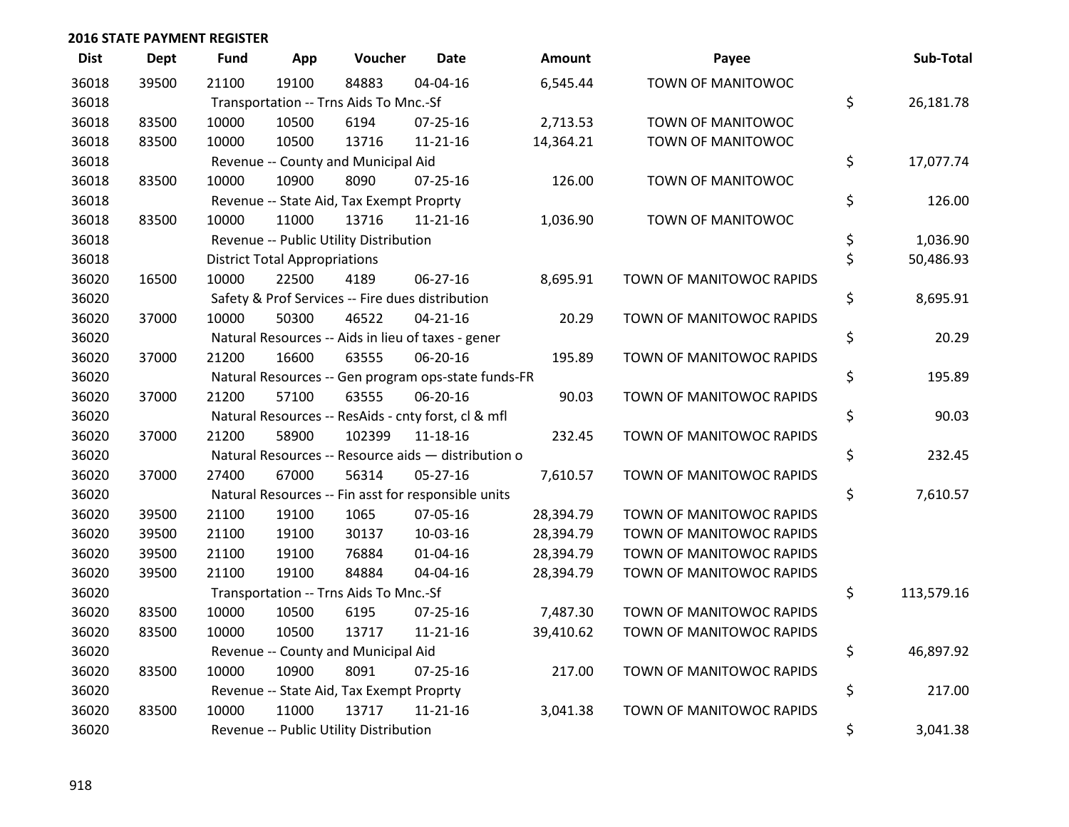## 2016 STATE PAYMENT REGISTER

| Dist | Dept | Fund | App | Voucher | Date | Amount | Payee | Sub-Total |
|---|---|---|---|---|---|---|---|---|
| 36018 | 39500 | 21100 | 19100 | 84883 | 04-04-16 | 6,545.44 | TOWN OF MANITOWOC | |
| 36018 | | Transportation -- Trns Aids To Mnc.-Sf | | | | | | $ 26,181.78 |
| 36018 | 83500 | 10000 | 10500 | 6194 | 07-25-16 | 2,713.53 | TOWN OF MANITOWOC | |
| 36018 | 83500 | 10000 | 10500 | 13716 | 11-21-16 | 14,364.21 | TOWN OF MANITOWOC | |
| 36018 | | Revenue -- County and Municipal Aid | | | | | | $ 17,077.74 |
| 36018 | 83500 | 10000 | 10900 | 8090 | 07-25-16 | 126.00 | TOWN OF MANITOWOC | |
| 36018 | | Revenue -- State Aid, Tax Exempt Proprty | | | | | | $ 126.00 |
| 36018 | 83500 | 10000 | 11000 | 13716 | 11-21-16 | 1,036.90 | TOWN OF MANITOWOC | |
| 36018 | | Revenue -- Public Utility Distribution | | | | | | $ 1,036.90 |
| 36018 | | District Total Appropriations | | | | | | $ 50,486.93 |
| 36020 | 16500 | 10000 | 22500 | 4189 | 06-27-16 | 8,695.91 | TOWN OF MANITOWOC RAPIDS | |
| 36020 | | Safety & Prof Services -- Fire dues distribution | | | | | | $ 8,695.91 |
| 36020 | 37000 | 10000 | 50300 | 46522 | 04-21-16 | 20.29 | TOWN OF MANITOWOC RAPIDS | |
| 36020 | | Natural Resources -- Aids in lieu of taxes - gener | | | | | | $ 20.29 |
| 36020 | 37000 | 21200 | 16600 | 63555 | 06-20-16 | 195.89 | TOWN OF MANITOWOC RAPIDS | |
| 36020 | | Natural Resources -- Gen program ops-state funds-FR | | | | | | $ 195.89 |
| 36020 | 37000 | 21200 | 57100 | 63555 | 06-20-16 | 90.03 | TOWN OF MANITOWOC RAPIDS | |
| 36020 | | Natural Resources -- ResAids - cnty forst, cl & mfl | | | | | | $ 90.03 |
| 36020 | 37000 | 21200 | 58900 | 102399 | 11-18-16 | 232.45 | TOWN OF MANITOWOC RAPIDS | |
| 36020 | | Natural Resources -- Resource aids — distribution o | | | | | | $ 232.45 |
| 36020 | 37000 | 27400 | 67000 | 56314 | 05-27-16 | 7,610.57 | TOWN OF MANITOWOC RAPIDS | |
| 36020 | | Natural Resources -- Fin asst for responsible units | | | | | | $ 7,610.57 |
| 36020 | 39500 | 21100 | 19100 | 1065 | 07-05-16 | 28,394.79 | TOWN OF MANITOWOC RAPIDS | |
| 36020 | 39500 | 21100 | 19100 | 30137 | 10-03-16 | 28,394.79 | TOWN OF MANITOWOC RAPIDS | |
| 36020 | 39500 | 21100 | 19100 | 76884 | 01-04-16 | 28,394.79 | TOWN OF MANITOWOC RAPIDS | |
| 36020 | 39500 | 21100 | 19100 | 84884 | 04-04-16 | 28,394.79 | TOWN OF MANITOWOC RAPIDS | |
| 36020 | | Transportation -- Trns Aids To Mnc.-Sf | | | | | | $ 113,579.16 |
| 36020 | 83500 | 10000 | 10500 | 6195 | 07-25-16 | 7,487.30 | TOWN OF MANITOWOC RAPIDS | |
| 36020 | 83500 | 10000 | 10500 | 13717 | 11-21-16 | 39,410.62 | TOWN OF MANITOWOC RAPIDS | |
| 36020 | | Revenue -- County and Municipal Aid | | | | | | $ 46,897.92 |
| 36020 | 83500 | 10000 | 10900 | 8091 | 07-25-16 | 217.00 | TOWN OF MANITOWOC RAPIDS | |
| 36020 | | Revenue -- State Aid, Tax Exempt Proprty | | | | | | $ 217.00 |
| 36020 | 83500 | 10000 | 11000 | 13717 | 11-21-16 | 3,041.38 | TOWN OF MANITOWOC RAPIDS | |
| 36020 | | Revenue -- Public Utility Distribution | | | | | | $ 3,041.38 |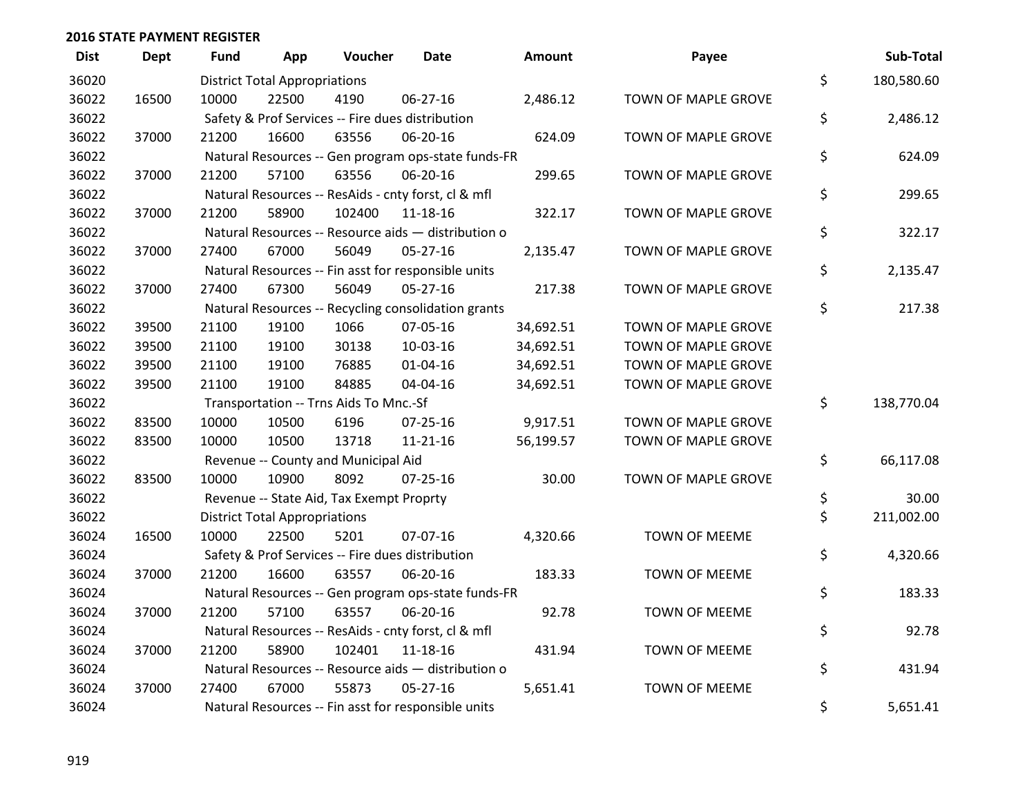## 2016 STATE PAYMENT REGISTER

| Dist | Dept | Fund | App | Voucher | Date | Amount | Payee | | Sub-Total |
|---|---|---|---|---|---|---|---|---|---|
| 36020 | | District Total Appropriations | | | | | | $ | 180,580.60 |
| 36022 | 16500 | 10000 | 22500 | 4190 | 06-27-16 | 2,486.12 | TOWN OF MAPLE GROVE | | |
| 36022 | | Safety & Prof Services -- Fire dues distribution | | | | | | $ | 2,486.12 |
| 36022 | 37000 | 21200 | 16600 | 63556 | 06-20-16 | 624.09 | TOWN OF MAPLE GROVE | | |
| 36022 | | Natural Resources -- Gen program ops-state funds-FR | | | | | | $ | 624.09 |
| 36022 | 37000 | 21200 | 57100 | 63556 | 06-20-16 | 299.65 | TOWN OF MAPLE GROVE | | |
| 36022 | | Natural Resources -- ResAids - cnty forst, cl & mfl | | | | | | $ | 299.65 |
| 36022 | 37000 | 21200 | 58900 | 102400 | 11-18-16 | 322.17 | TOWN OF MAPLE GROVE | | |
| 36022 | | Natural Resources -- Resource aids — distribution o | | | | | | $ | 322.17 |
| 36022 | 37000 | 27400 | 67000 | 56049 | 05-27-16 | 2,135.47 | TOWN OF MAPLE GROVE | | |
| 36022 | | Natural Resources -- Fin asst for responsible units | | | | | | $ | 2,135.47 |
| 36022 | 37000 | 27400 | 67300 | 56049 | 05-27-16 | 217.38 | TOWN OF MAPLE GROVE | | |
| 36022 | | Natural Resources -- Recycling consolidation grants | | | | | | $ | 217.38 |
| 36022 | 39500 | 21100 | 19100 | 1066 | 07-05-16 | 34,692.51 | TOWN OF MAPLE GROVE | | |
| 36022 | 39500 | 21100 | 19100 | 30138 | 10-03-16 | 34,692.51 | TOWN OF MAPLE GROVE | | |
| 36022 | 39500 | 21100 | 19100 | 76885 | 01-04-16 | 34,692.51 | TOWN OF MAPLE GROVE | | |
| 36022 | 39500 | 21100 | 19100 | 84885 | 04-04-16 | 34,692.51 | TOWN OF MAPLE GROVE | | |
| 36022 | | Transportation -- Trns Aids To Mnc.-Sf | | | | | | $ | 138,770.04 |
| 36022 | 83500 | 10000 | 10500 | 6196 | 07-25-16 | 9,917.51 | TOWN OF MAPLE GROVE | | |
| 36022 | 83500 | 10000 | 10500 | 13718 | 11-21-16 | 56,199.57 | TOWN OF MAPLE GROVE | | |
| 36022 | | Revenue -- County and Municipal Aid | | | | | | $ | 66,117.08 |
| 36022 | 83500 | 10000 | 10900 | 8092 | 07-25-16 | 30.00 | TOWN OF MAPLE GROVE | | |
| 36022 | | Revenue -- State Aid, Tax Exempt Proprty | | | | | | $ | 30.00 |
| 36022 | | District Total Appropriations | | | | | | $ | 211,002.00 |
| 36024 | 16500 | 10000 | 22500 | 5201 | 07-07-16 | 4,320.66 | TOWN OF MEEME | | |
| 36024 | | Safety & Prof Services -- Fire dues distribution | | | | | | $ | 4,320.66 |
| 36024 | 37000 | 21200 | 16600 | 63557 | 06-20-16 | 183.33 | TOWN OF MEEME | | |
| 36024 | | Natural Resources -- Gen program ops-state funds-FR | | | | | | $ | 183.33 |
| 36024 | 37000 | 21200 | 57100 | 63557 | 06-20-16 | 92.78 | TOWN OF MEEME | | |
| 36024 | | Natural Resources -- ResAids - cnty forst, cl & mfl | | | | | | $ | 92.78 |
| 36024 | 37000 | 21200 | 58900 | 102401 | 11-18-16 | 431.94 | TOWN OF MEEME | | |
| 36024 | | Natural Resources -- Resource aids — distribution o | | | | | | $ | 431.94 |
| 36024 | 37000 | 27400 | 67000 | 55873 | 05-27-16 | 5,651.41 | TOWN OF MEEME | | |
| 36024 | | Natural Resources -- Fin asst for responsible units | | | | | | $ | 5,651.41 |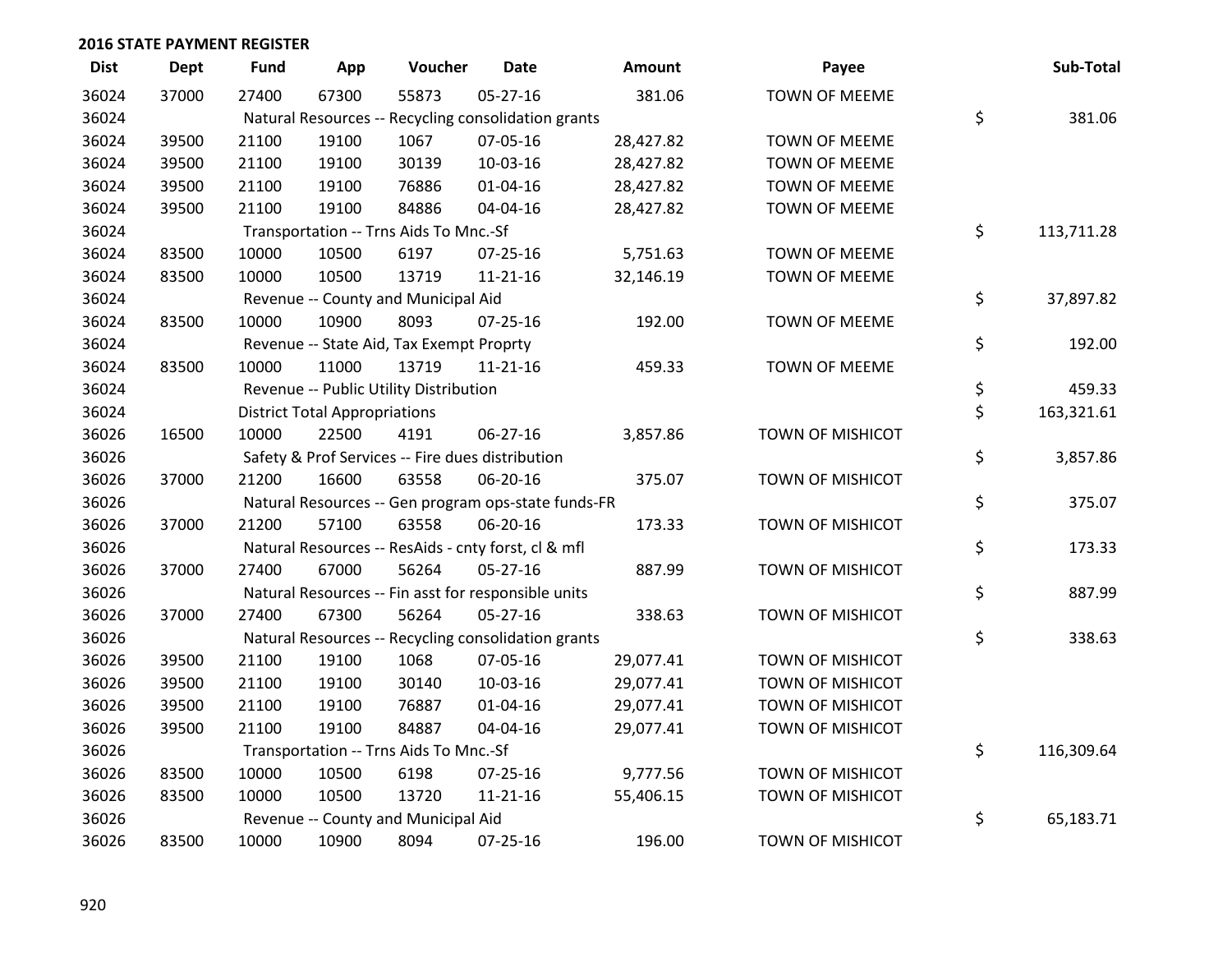## 2016 STATE PAYMENT REGISTER

| Dist | Dept | Fund | App | Voucher | Date | Amount | Payee | Sub-Total |
|---|---|---|---|---|---|---|---|---|
| 36024 | 37000 | 27400 | 67300 | 55873 | 05-27-16 | 381.06 | TOWN OF MEEME | |
| 36024 | | Natural Resources -- Recycling consolidation grants | | | | | | $ 381.06 |
| 36024 | 39500 | 21100 | 19100 | 1067 | 07-05-16 | 28,427.82 | TOWN OF MEEME | |
| 36024 | 39500 | 21100 | 19100 | 30139 | 10-03-16 | 28,427.82 | TOWN OF MEEME | |
| 36024 | 39500 | 21100 | 19100 | 76886 | 01-04-16 | 28,427.82 | TOWN OF MEEME | |
| 36024 | 39500 | 21100 | 19100 | 84886 | 04-04-16 | 28,427.82 | TOWN OF MEEME | |
| 36024 | | Transportation -- Trns Aids To Mnc.-Sf | | | | | | $ 113,711.28 |
| 36024 | 83500 | 10000 | 10500 | 6197 | 07-25-16 | 5,751.63 | TOWN OF MEEME | |
| 36024 | 83500 | 10000 | 10500 | 13719 | 11-21-16 | 32,146.19 | TOWN OF MEEME | |
| 36024 | | Revenue -- County and Municipal Aid | | | | | | $ 37,897.82 |
| 36024 | 83500 | 10000 | 10900 | 8093 | 07-25-16 | 192.00 | TOWN OF MEEME | |
| 36024 | | Revenue -- State Aid, Tax Exempt Proprty | | | | | | $ 192.00 |
| 36024 | 83500 | 10000 | 11000 | 13719 | 11-21-16 | 459.33 | TOWN OF MEEME | |
| 36024 | | Revenue -- Public Utility Distribution | | | | | | $ 459.33 |
| 36024 | | District Total Appropriations | | | | | | $ 163,321.61 |
| 36026 | 16500 | 10000 | 22500 | 4191 | 06-27-16 | 3,857.86 | TOWN OF MISHICOT | |
| 36026 | | Safety & Prof Services -- Fire dues distribution | | | | | | $ 3,857.86 |
| 36026 | 37000 | 21200 | 16600 | 63558 | 06-20-16 | 375.07 | TOWN OF MISHICOT | |
| 36026 | | Natural Resources -- Gen program ops-state funds-FR | | | | | | $ 375.07 |
| 36026 | 37000 | 21200 | 57100 | 63558 | 06-20-16 | 173.33 | TOWN OF MISHICOT | |
| 36026 | | Natural Resources -- ResAids - cnty forst, cl & mfl | | | | | | $ 173.33 |
| 36026 | 37000 | 27400 | 67000 | 56264 | 05-27-16 | 887.99 | TOWN OF MISHICOT | |
| 36026 | | Natural Resources -- Fin asst for responsible units | | | | | | $ 887.99 |
| 36026 | 37000 | 27400 | 67300 | 56264 | 05-27-16 | 338.63 | TOWN OF MISHICOT | |
| 36026 | | Natural Resources -- Recycling consolidation grants | | | | | | $ 338.63 |
| 36026 | 39500 | 21100 | 19100 | 1068 | 07-05-16 | 29,077.41 | TOWN OF MISHICOT | |
| 36026 | 39500 | 21100 | 19100 | 30140 | 10-03-16 | 29,077.41 | TOWN OF MISHICOT | |
| 36026 | 39500 | 21100 | 19100 | 76887 | 01-04-16 | 29,077.41 | TOWN OF MISHICOT | |
| 36026 | 39500 | 21100 | 19100 | 84887 | 04-04-16 | 29,077.41 | TOWN OF MISHICOT | |
| 36026 | | Transportation -- Trns Aids To Mnc.-Sf | | | | | | $ 116,309.64 |
| 36026 | 83500 | 10000 | 10500 | 6198 | 07-25-16 | 9,777.56 | TOWN OF MISHICOT | |
| 36026 | 83500 | 10000 | 10500 | 13720 | 11-21-16 | 55,406.15 | TOWN OF MISHICOT | |
| 36026 | | Revenue -- County and Municipal Aid | | | | | | $ 65,183.71 |
| 36026 | 83500 | 10000 | 10900 | 8094 | 07-25-16 | 196.00 | TOWN OF MISHICOT | |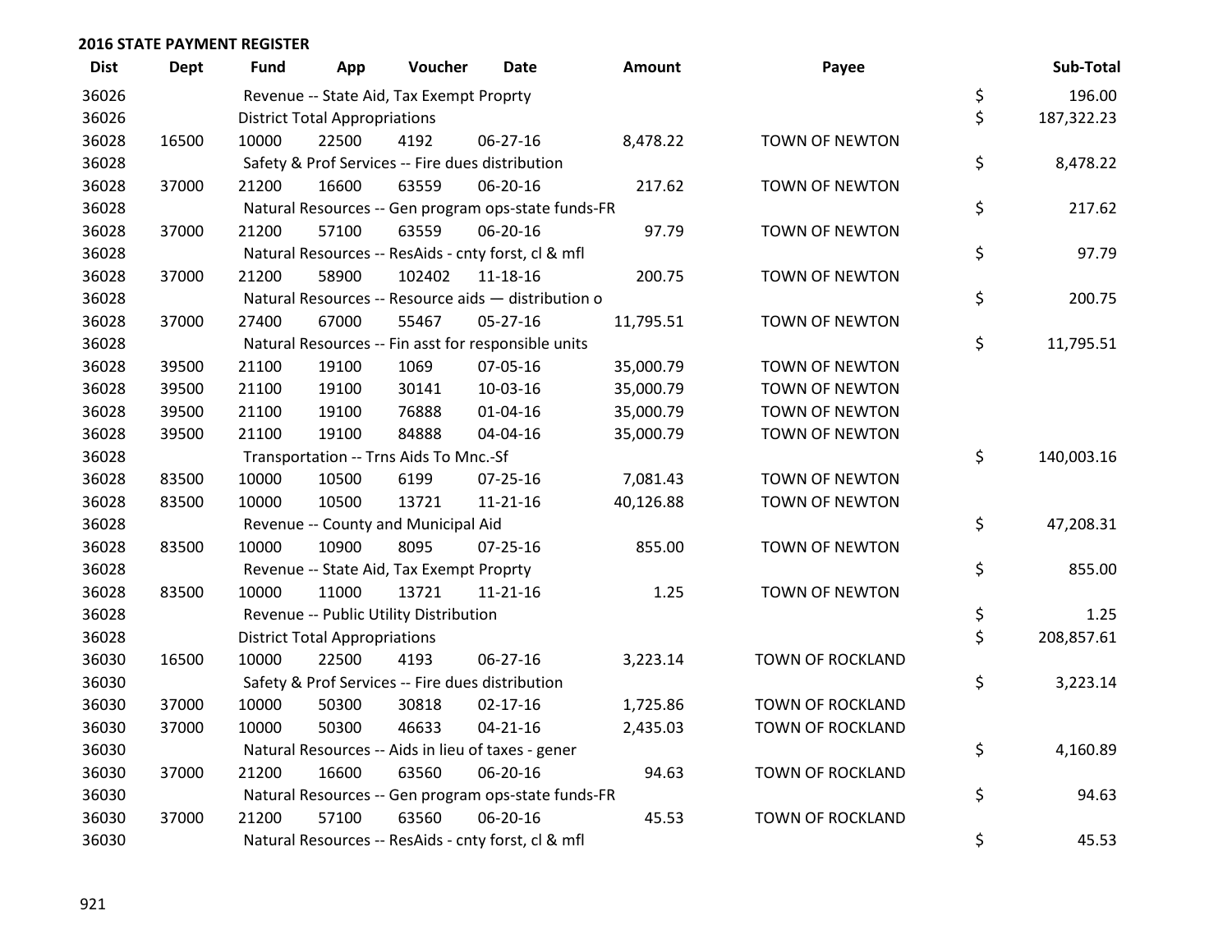## 2016 STATE PAYMENT REGISTER

| Dist | Dept | Fund | App | Voucher | Date | Amount | Payee | | Sub-Total |
|---|---|---|---|---|---|---|---|---|---|
| 36026 | | Revenue -- State Aid, Tax Exempt Proprty | | | | | | $ | 196.00 |
| 36026 | | District Total Appropriations | | | | | | $ | 187,322.23 |
| 36028 | 16500 | 10000 | 22500 | 4192 | 06-27-16 | 8,478.22 | TOWN OF NEWTON | | |
| 36028 | | Safety & Prof Services -- Fire dues distribution | | | | | | $ | 8,478.22 |
| 36028 | 37000 | 21200 | 16600 | 63559 | 06-20-16 | 217.62 | TOWN OF NEWTON | | |
| 36028 | | Natural Resources -- Gen program ops-state funds-FR | | | | | | $ | 217.62 |
| 36028 | 37000 | 21200 | 57100 | 63559 | 06-20-16 | 97.79 | TOWN OF NEWTON | | |
| 36028 | | Natural Resources -- ResAids - cnty forst, cl & mfl | | | | | | $ | 97.79 |
| 36028 | 37000 | 21200 | 58900 | 102402 | 11-18-16 | 200.75 | TOWN OF NEWTON | | |
| 36028 | | Natural Resources -- Resource aids — distribution o | | | | | | $ | 200.75 |
| 36028 | 37000 | 27400 | 67000 | 55467 | 05-27-16 | 11,795.51 | TOWN OF NEWTON | | |
| 36028 | | Natural Resources -- Fin asst for responsible units | | | | | | $ | 11,795.51 |
| 36028 | 39500 | 21100 | 19100 | 1069 | 07-05-16 | 35,000.79 | TOWN OF NEWTON | | |
| 36028 | 39500 | 21100 | 19100 | 30141 | 10-03-16 | 35,000.79 | TOWN OF NEWTON | | |
| 36028 | 39500 | 21100 | 19100 | 76888 | 01-04-16 | 35,000.79 | TOWN OF NEWTON | | |
| 36028 | 39500 | 21100 | 19100 | 84888 | 04-04-16 | 35,000.79 | TOWN OF NEWTON | | |
| 36028 | | Transportation -- Trns Aids To Mnc.-Sf | | | | | | $ | 140,003.16 |
| 36028 | 83500 | 10000 | 10500 | 6199 | 07-25-16 | 7,081.43 | TOWN OF NEWTON | | |
| 36028 | 83500 | 10000 | 10500 | 13721 | 11-21-16 | 40,126.88 | TOWN OF NEWTON | | |
| 36028 | | Revenue -- County and Municipal Aid | | | | | | $ | 47,208.31 |
| 36028 | 83500 | 10000 | 10900 | 8095 | 07-25-16 | 855.00 | TOWN OF NEWTON | | |
| 36028 | | Revenue -- State Aid, Tax Exempt Proprty | | | | | | $ | 855.00 |
| 36028 | 83500 | 10000 | 11000 | 13721 | 11-21-16 | 1.25 | TOWN OF NEWTON | | |
| 36028 | | Revenue -- Public Utility Distribution | | | | | | $ | 1.25 |
| 36028 | | District Total Appropriations | | | | | | $ | 208,857.61 |
| 36030 | 16500 | 10000 | 22500 | 4193 | 06-27-16 | 3,223.14 | TOWN OF ROCKLAND | | |
| 36030 | | Safety & Prof Services -- Fire dues distribution | | | | | | $ | 3,223.14 |
| 36030 | 37000 | 10000 | 50300 | 30818 | 02-17-16 | 1,725.86 | TOWN OF ROCKLAND | | |
| 36030 | 37000 | 10000 | 50300 | 46633 | 04-21-16 | 2,435.03 | TOWN OF ROCKLAND | | |
| 36030 | | Natural Resources -- Aids in lieu of taxes - gener | | | | | | $ | 4,160.89 |
| 36030 | 37000 | 21200 | 16600 | 63560 | 06-20-16 | 94.63 | TOWN OF ROCKLAND | | |
| 36030 | | Natural Resources -- Gen program ops-state funds-FR | | | | | | $ | 94.63 |
| 36030 | 37000 | 21200 | 57100 | 63560 | 06-20-16 | 45.53 | TOWN OF ROCKLAND | | |
| 36030 | | Natural Resources -- ResAids - cnty forst, cl & mfl | | | | | | $ | 45.53 |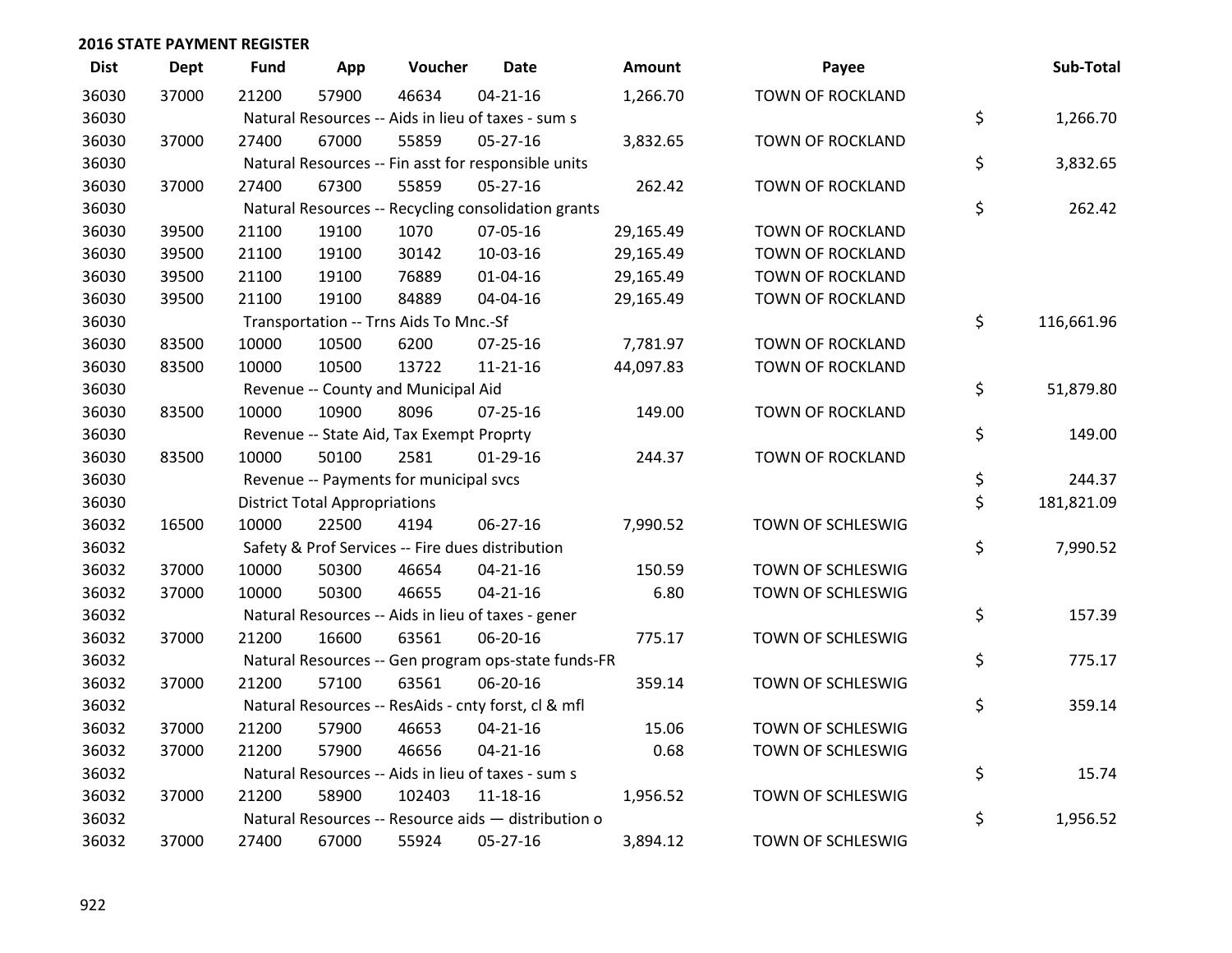## 2016 STATE PAYMENT REGISTER

| Dist | Dept | Fund | App | Voucher | Date | Amount | Payee | Sub-Total |
|---|---|---|---|---|---|---|---|---|
| 36030 | 37000 | 21200 | 57900 | 46634 | 04-21-16 | 1,266.70 | TOWN OF ROCKLAND | |
| 36030 | | Natural Resources -- Aids in lieu of taxes - sum s | | | | | | $ 1,266.70 |
| 36030 | 37000 | 27400 | 67000 | 55859 | 05-27-16 | 3,832.65 | TOWN OF ROCKLAND | |
| 36030 | | Natural Resources -- Fin asst for responsible units | | | | | | $ 3,832.65 |
| 36030 | 37000 | 27400 | 67300 | 55859 | 05-27-16 | 262.42 | TOWN OF ROCKLAND | |
| 36030 | | Natural Resources -- Recycling consolidation grants | | | | | | $ 262.42 |
| 36030 | 39500 | 21100 | 19100 | 1070 | 07-05-16 | 29,165.49 | TOWN OF ROCKLAND | |
| 36030 | 39500 | 21100 | 19100 | 30142 | 10-03-16 | 29,165.49 | TOWN OF ROCKLAND | |
| 36030 | 39500 | 21100 | 19100 | 76889 | 01-04-16 | 29,165.49 | TOWN OF ROCKLAND | |
| 36030 | 39500 | 21100 | 19100 | 84889 | 04-04-16 | 29,165.49 | TOWN OF ROCKLAND | |
| 36030 | | Transportation -- Trns Aids To Mnc.-Sf | | | | | | $ 116,661.96 |
| 36030 | 83500 | 10000 | 10500 | 6200 | 07-25-16 | 7,781.97 | TOWN OF ROCKLAND | |
| 36030 | 83500 | 10000 | 10500 | 13722 | 11-21-16 | 44,097.83 | TOWN OF ROCKLAND | |
| 36030 | | Revenue -- County and Municipal Aid | | | | | | $ 51,879.80 |
| 36030 | 83500 | 10000 | 10900 | 8096 | 07-25-16 | 149.00 | TOWN OF ROCKLAND | |
| 36030 | | Revenue -- State Aid, Tax Exempt Proprty | | | | | | $ 149.00 |
| 36030 | 83500 | 10000 | 50100 | 2581 | 01-29-16 | 244.37 | TOWN OF ROCKLAND | |
| 36030 | | Revenue -- Payments for municipal svcs | | | | | | $ 244.37 |
| 36030 | | District Total Appropriations | | | | | | $ 181,821.09 |
| 36032 | 16500 | 10000 | 22500 | 4194 | 06-27-16 | 7,990.52 | TOWN OF SCHLESWIG | |
| 36032 | | Safety & Prof Services -- Fire dues distribution | | | | | | $ 7,990.52 |
| 36032 | 37000 | 10000 | 50300 | 46654 | 04-21-16 | 150.59 | TOWN OF SCHLESWIG | |
| 36032 | 37000 | 10000 | 50300 | 46655 | 04-21-16 | 6.80 | TOWN OF SCHLESWIG | |
| 36032 | | Natural Resources -- Aids in lieu of taxes - gener | | | | | | $ 157.39 |
| 36032 | 37000 | 21200 | 16600 | 63561 | 06-20-16 | 775.17 | TOWN OF SCHLESWIG | |
| 36032 | | Natural Resources -- Gen program ops-state funds-FR | | | | | | $ 775.17 |
| 36032 | 37000 | 21200 | 57100 | 63561 | 06-20-16 | 359.14 | TOWN OF SCHLESWIG | |
| 36032 | | Natural Resources -- ResAids - cnty forst, cl & mfl | | | | | | $ 359.14 |
| 36032 | 37000 | 21200 | 57900 | 46653 | 04-21-16 | 15.06 | TOWN OF SCHLESWIG | |
| 36032 | 37000 | 21200 | 57900 | 46656 | 04-21-16 | 0.68 | TOWN OF SCHLESWIG | |
| 36032 | | Natural Resources -- Aids in lieu of taxes - sum s | | | | | | $ 15.74 |
| 36032 | 37000 | 21200 | 58900 | 102403 | 11-18-16 | 1,956.52 | TOWN OF SCHLESWIG | |
| 36032 | | Natural Resources -- Resource aids — distribution o | | | | | | $ 1,956.52 |
| 36032 | 37000 | 27400 | 67000 | 55924 | 05-27-16 | 3,894.12 | TOWN OF SCHLESWIG | |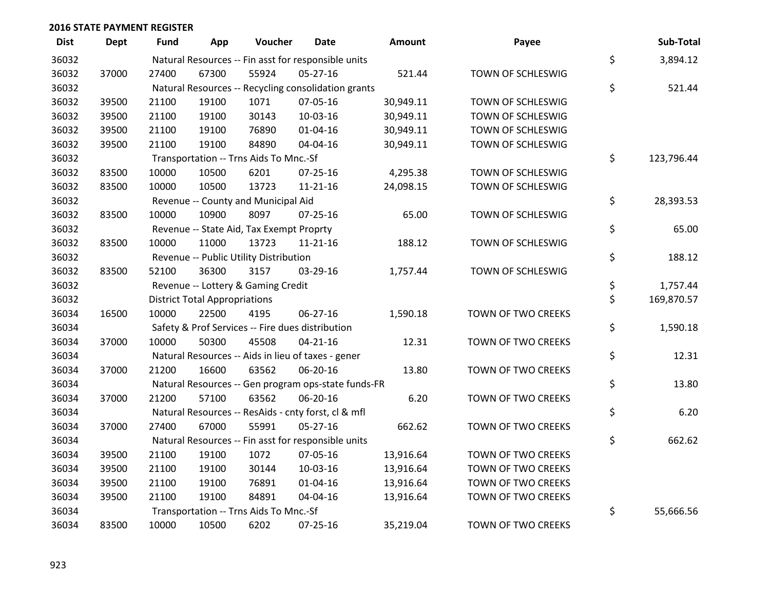**2016 STATE PAYMENT REGISTER**

| Dist | Dept | Fund | App | Voucher | Date | Amount | Payee | | Sub-Total |
|---|---|---|---|---|---|---|---|---|---|
| 36032 | | Natural Resources -- Fin asst for responsible units | | | | | | $ | 3,894.12 |
| 36032 | 37000 | 27400 | 67300 | 55924 | 05-27-16 | 521.44 | TOWN OF SCHLESWIG | | |
| 36032 | | Natural Resources -- Recycling consolidation grants | | | | | | $ | 521.44 |
| 36032 | 39500 | 21100 | 19100 | 1071 | 07-05-16 | 30,949.11 | TOWN OF SCHLESWIG | | |
| 36032 | 39500 | 21100 | 19100 | 30143 | 10-03-16 | 30,949.11 | TOWN OF SCHLESWIG | | |
| 36032 | 39500 | 21100 | 19100 | 76890 | 01-04-16 | 30,949.11 | TOWN OF SCHLESWIG | | |
| 36032 | 39500 | 21100 | 19100 | 84890 | 04-04-16 | 30,949.11 | TOWN OF SCHLESWIG | | |
| 36032 | | Transportation -- Trns Aids To Mnc.-Sf | | | | | | $ | 123,796.44 |
| 36032 | 83500 | 10000 | 10500 | 6201 | 07-25-16 | 4,295.38 | TOWN OF SCHLESWIG | | |
| 36032 | 83500 | 10000 | 10500 | 13723 | 11-21-16 | 24,098.15 | TOWN OF SCHLESWIG | | |
| 36032 | | Revenue -- County and Municipal Aid | | | | | | $ | 28,393.53 |
| 36032 | 83500 | 10000 | 10900 | 8097 | 07-25-16 | 65.00 | TOWN OF SCHLESWIG | | |
| 36032 | | Revenue -- State Aid, Tax Exempt Proprty | | | | | | $ | 65.00 |
| 36032 | 83500 | 10000 | 11000 | 13723 | 11-21-16 | 188.12 | TOWN OF SCHLESWIG | | |
| 36032 | | Revenue -- Public Utility Distribution | | | | | | $ | 188.12 |
| 36032 | 83500 | 52100 | 36300 | 3157 | 03-29-16 | 1,757.44 | TOWN OF SCHLESWIG | | |
| 36032 | | Revenue -- Lottery & Gaming Credit | | | | | | $ | 1,757.44 |
| 36032 | | District Total Appropriations | | | | | | $ | 169,870.57 |
| 36034 | 16500 | 10000 | 22500 | 4195 | 06-27-16 | 1,590.18 | TOWN OF TWO CREEKS | | |
| 36034 | | Safety & Prof Services -- Fire dues distribution | | | | | | $ | 1,590.18 |
| 36034 | 37000 | 10000 | 50300 | 45508 | 04-21-16 | 12.31 | TOWN OF TWO CREEKS | | |
| 36034 | | Natural Resources -- Aids in lieu of taxes - gener | | | | | | $ | 12.31 |
| 36034 | 37000 | 21200 | 16600 | 63562 | 06-20-16 | 13.80 | TOWN OF TWO CREEKS | | |
| 36034 | | Natural Resources -- Gen program ops-state funds-FR | | | | | | $ | 13.80 |
| 36034 | 37000 | 21200 | 57100 | 63562 | 06-20-16 | 6.20 | TOWN OF TWO CREEKS | | |
| 36034 | | Natural Resources -- ResAids - cnty forst, cl & mfl | | | | | | $ | 6.20 |
| 36034 | 37000 | 27400 | 67000 | 55991 | 05-27-16 | 662.62 | TOWN OF TWO CREEKS | | |
| 36034 | | Natural Resources -- Fin asst for responsible units | | | | | | $ | 662.62 |
| 36034 | 39500 | 21100 | 19100 | 1072 | 07-05-16 | 13,916.64 | TOWN OF TWO CREEKS | | |
| 36034 | 39500 | 21100 | 19100 | 30144 | 10-03-16 | 13,916.64 | TOWN OF TWO CREEKS | | |
| 36034 | 39500 | 21100 | 19100 | 76891 | 01-04-16 | 13,916.64 | TOWN OF TWO CREEKS | | |
| 36034 | 39500 | 21100 | 19100 | 84891 | 04-04-16 | 13,916.64 | TOWN OF TWO CREEKS | | |
| 36034 | | Transportation -- Trns Aids To Mnc.-Sf | | | | | | $ | 55,666.56 |
| 36034 | 83500 | 10000 | 10500 | 6202 | 07-25-16 | 35,219.04 | TOWN OF TWO CREEKS | | |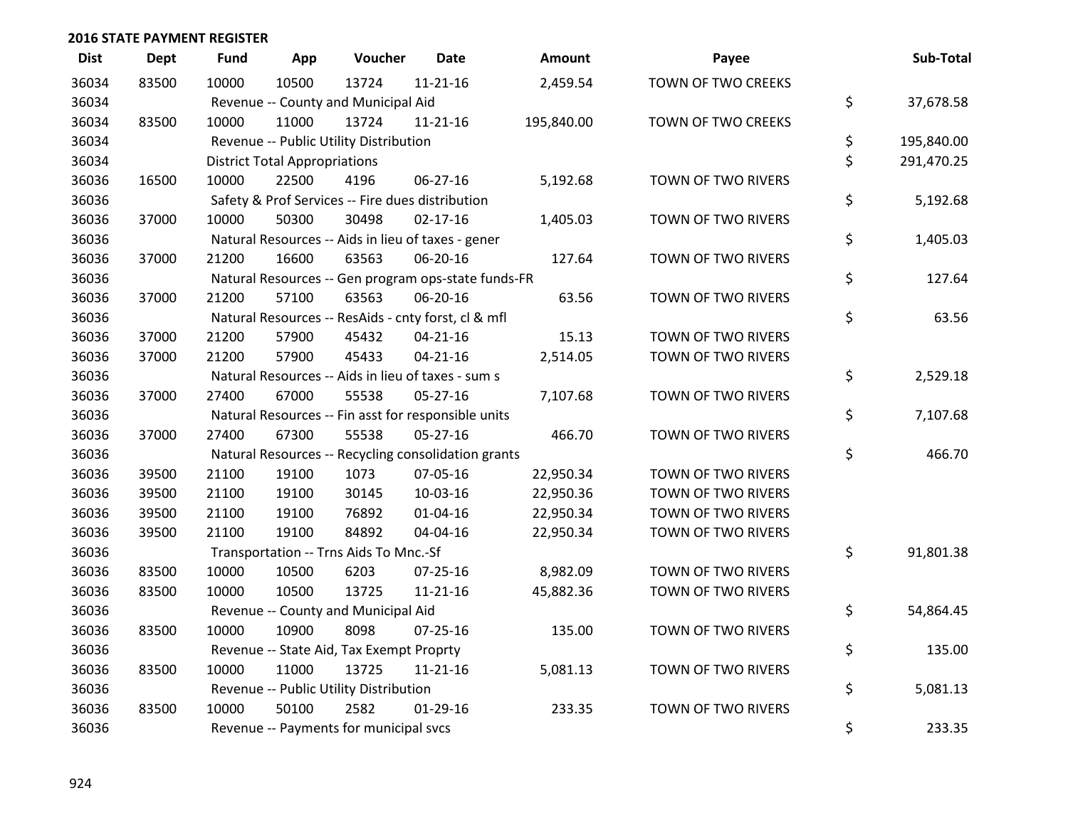## 2016 STATE PAYMENT REGISTER

| Dist | Dept | Fund | App | Voucher | Date | Amount | Payee | Sub-Total |
|---|---|---|---|---|---|---|---|---|
| 36034 | 83500 | 10000 | 10500 | 13724 | 11-21-16 | 2,459.54 | TOWN OF TWO CREEKS | |
| 36034 | | Revenue -- County and Municipal Aid | | | | | | $ 37,678.58 |
| 36034 | 83500 | 10000 | 11000 | 13724 | 11-21-16 | 195,840.00 | TOWN OF TWO CREEKS | |
| 36034 | | Revenue -- Public Utility Distribution | | | | | | $ 195,840.00 |
| 36034 | | District Total Appropriations | | | | | | $ 291,470.25 |
| 36036 | 16500 | 10000 | 22500 | 4196 | 06-27-16 | 5,192.68 | TOWN OF TWO RIVERS | |
| 36036 | | Safety & Prof Services -- Fire dues distribution | | | | | | $ 5,192.68 |
| 36036 | 37000 | 10000 | 50300 | 30498 | 02-17-16 | 1,405.03 | TOWN OF TWO RIVERS | |
| 36036 | | Natural Resources -- Aids in lieu of taxes - gener | | | | | | $ 1,405.03 |
| 36036 | 37000 | 21200 | 16600 | 63563 | 06-20-16 | 127.64 | TOWN OF TWO RIVERS | |
| 36036 | | Natural Resources -- Gen program ops-state funds-FR | | | | | | $ 127.64 |
| 36036 | 37000 | 21200 | 57100 | 63563 | 06-20-16 | 63.56 | TOWN OF TWO RIVERS | |
| 36036 | | Natural Resources -- ResAids - cnty forst, cl & mfl | | | | | | $ 63.56 |
| 36036 | 37000 | 21200 | 57900 | 45432 | 04-21-16 | 15.13 | TOWN OF TWO RIVERS | |
| 36036 | 37000 | 21200 | 57900 | 45433 | 04-21-16 | 2,514.05 | TOWN OF TWO RIVERS | |
| 36036 | | Natural Resources -- Aids in lieu of taxes - sum s | | | | | | $ 2,529.18 |
| 36036 | 37000 | 27400 | 67000 | 55538 | 05-27-16 | 7,107.68 | TOWN OF TWO RIVERS | |
| 36036 | | Natural Resources -- Fin asst for responsible units | | | | | | $ 7,107.68 |
| 36036 | 37000 | 27400 | 67300 | 55538 | 05-27-16 | 466.70 | TOWN OF TWO RIVERS | |
| 36036 | | Natural Resources -- Recycling consolidation grants | | | | | | $ 466.70 |
| 36036 | 39500 | 21100 | 19100 | 1073 | 07-05-16 | 22,950.34 | TOWN OF TWO RIVERS | |
| 36036 | 39500 | 21100 | 19100 | 30145 | 10-03-16 | 22,950.36 | TOWN OF TWO RIVERS | |
| 36036 | 39500 | 21100 | 19100 | 76892 | 01-04-16 | 22,950.34 | TOWN OF TWO RIVERS | |
| 36036 | 39500 | 21100 | 19100 | 84892 | 04-04-16 | 22,950.34 | TOWN OF TWO RIVERS | |
| 36036 | | Transportation -- Trns Aids To Mnc.-Sf | | | | | | $ 91,801.38 |
| 36036 | 83500 | 10000 | 10500 | 6203 | 07-25-16 | 8,982.09 | TOWN OF TWO RIVERS | |
| 36036 | 83500 | 10000 | 10500 | 13725 | 11-21-16 | 45,882.36 | TOWN OF TWO RIVERS | |
| 36036 | | Revenue -- County and Municipal Aid | | | | | | $ 54,864.45 |
| 36036 | 83500 | 10000 | 10900 | 8098 | 07-25-16 | 135.00 | TOWN OF TWO RIVERS | |
| 36036 | | Revenue -- State Aid, Tax Exempt Proprty | | | | | | $ 135.00 |
| 36036 | 83500 | 10000 | 11000 | 13725 | 11-21-16 | 5,081.13 | TOWN OF TWO RIVERS | |
| 36036 | | Revenue -- Public Utility Distribution | | | | | | $ 5,081.13 |
| 36036 | 83500 | 10000 | 50100 | 2582 | 01-29-16 | 233.35 | TOWN OF TWO RIVERS | |
| 36036 | | Revenue -- Payments for municipal svcs | | | | | | $ 233.35 |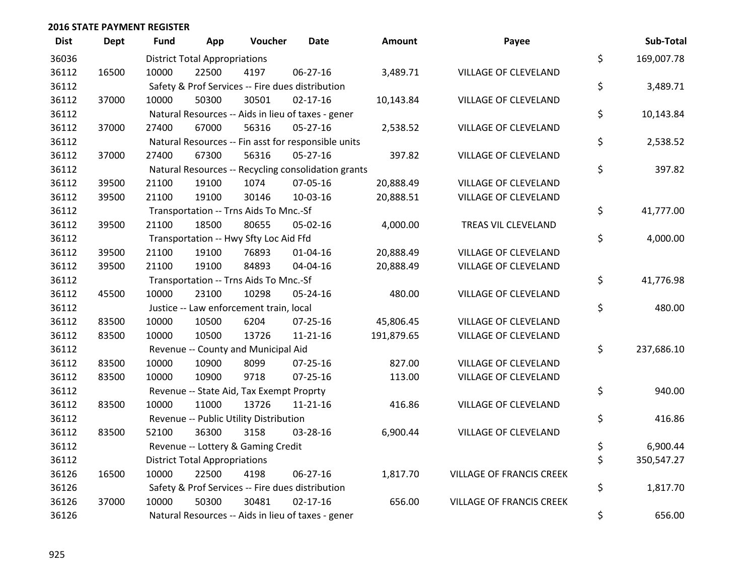## 2016 STATE PAYMENT REGISTER

| Dist | Dept | Fund | App | Voucher | Date | Amount | Payee | | Sub-Total |
|---|---|---|---|---|---|---|---|---|---|
| 36036 | | District Total Appropriations | | | | | | $ | 169,007.78 |
| 36112 | 16500 | 10000 | 22500 | 4197 | 06-27-16 | 3,489.71 | VILLAGE OF CLEVELAND | | |
| 36112 | | Safety & Prof Services -- Fire dues distribution | | | | | | $ | 3,489.71 |
| 36112 | 37000 | 10000 | 50300 | 30501 | 02-17-16 | 10,143.84 | VILLAGE OF CLEVELAND | | |
| 36112 | | Natural Resources -- Aids in lieu of taxes - gener | | | | | | $ | 10,143.84 |
| 36112 | 37000 | 27400 | 67000 | 56316 | 05-27-16 | 2,538.52 | VILLAGE OF CLEVELAND | | |
| 36112 | | Natural Resources -- Fin asst for responsible units | | | | | | $ | 2,538.52 |
| 36112 | 37000 | 27400 | 67300 | 56316 | 05-27-16 | 397.82 | VILLAGE OF CLEVELAND | | |
| 36112 | | Natural Resources -- Recycling consolidation grants | | | | | | $ | 397.82 |
| 36112 | 39500 | 21100 | 19100 | 1074 | 07-05-16 | 20,888.49 | VILLAGE OF CLEVELAND | | |
| 36112 | 39500 | 21100 | 19100 | 30146 | 10-03-16 | 20,888.51 | VILLAGE OF CLEVELAND | | |
| 36112 | | Transportation -- Trns Aids To Mnc.-Sf | | | | | | $ | 41,777.00 |
| 36112 | 39500 | 21100 | 18500 | 80655 | 05-02-16 | 4,000.00 | TREAS VIL CLEVELAND | | |
| 36112 | | Transportation -- Hwy Sfty Loc Aid Ffd | | | | | | $ | 4,000.00 |
| 36112 | 39500 | 21100 | 19100 | 76893 | 01-04-16 | 20,888.49 | VILLAGE OF CLEVELAND | | |
| 36112 | 39500 | 21100 | 19100 | 84893 | 04-04-16 | 20,888.49 | VILLAGE OF CLEVELAND | | |
| 36112 | | Transportation -- Trns Aids To Mnc.-Sf | | | | | | $ | 41,776.98 |
| 36112 | 45500 | 10000 | 23100 | 10298 | 05-24-16 | 480.00 | VILLAGE OF CLEVELAND | | |
| 36112 | | Justice -- Law enforcement train, local | | | | | | $ | 480.00 |
| 36112 | 83500 | 10000 | 10500 | 6204 | 07-25-16 | 45,806.45 | VILLAGE OF CLEVELAND | | |
| 36112 | 83500 | 10000 | 10500 | 13726 | 11-21-16 | 191,879.65 | VILLAGE OF CLEVELAND | | |
| 36112 | | Revenue -- County and Municipal Aid | | | | | | $ | 237,686.10 |
| 36112 | 83500 | 10000 | 10900 | 8099 | 07-25-16 | 827.00 | VILLAGE OF CLEVELAND | | |
| 36112 | 83500 | 10000 | 10900 | 9718 | 07-25-16 | 113.00 | VILLAGE OF CLEVELAND | | |
| 36112 | | Revenue -- State Aid, Tax Exempt Proprty | | | | | | $ | 940.00 |
| 36112 | 83500 | 10000 | 11000 | 13726 | 11-21-16 | 416.86 | VILLAGE OF CLEVELAND | | |
| 36112 | | Revenue -- Public Utility Distribution | | | | | | $ | 416.86 |
| 36112 | 83500 | 52100 | 36300 | 3158 | 03-28-16 | 6,900.44 | VILLAGE OF CLEVELAND | | |
| 36112 | | Revenue -- Lottery & Gaming Credit | | | | | | $ | 6,900.44 |
| 36112 | | District Total Appropriations | | | | | | $ | 350,547.27 |
| 36126 | 16500 | 10000 | 22500 | 4198 | 06-27-16 | 1,817.70 | VILLAGE OF FRANCIS CREEK | | |
| 36126 | | Safety & Prof Services -- Fire dues distribution | | | | | | $ | 1,817.70 |
| 36126 | 37000 | 10000 | 50300 | 30481 | 02-17-16 | 656.00 | VILLAGE OF FRANCIS CREEK | | |
| 36126 | | Natural Resources -- Aids in lieu of taxes - gener | | | | | | $ | 656.00 |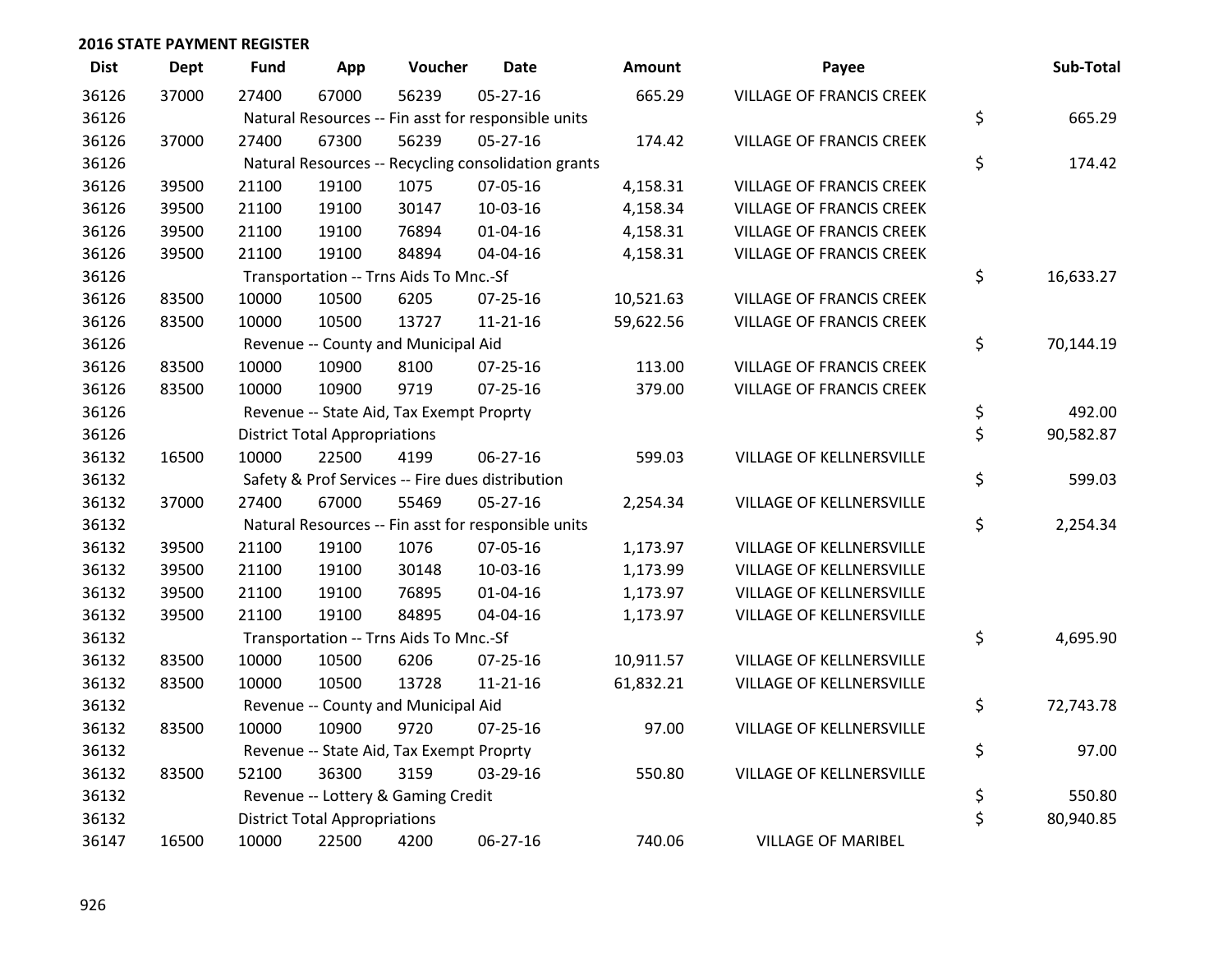## 2016 STATE PAYMENT REGISTER

| Dist | Dept | Fund | App | Voucher | Date | Amount | Payee | Sub-Total |
|---|---|---|---|---|---|---|---|---|
| 36126 | 37000 | 27400 | 67000 | 56239 | 05-27-16 | 665.29 | VILLAGE OF FRANCIS CREEK | |
| 36126 | | Natural Resources -- Fin asst for responsible units | | | | | | $ 665.29 |
| 36126 | 37000 | 27400 | 67300 | 56239 | 05-27-16 | 174.42 | VILLAGE OF FRANCIS CREEK | |
| 36126 | | Natural Resources -- Recycling consolidation grants | | | | | | $ 174.42 |
| 36126 | 39500 | 21100 | 19100 | 1075 | 07-05-16 | 4,158.31 | VILLAGE OF FRANCIS CREEK | |
| 36126 | 39500 | 21100 | 19100 | 30147 | 10-03-16 | 4,158.34 | VILLAGE OF FRANCIS CREEK | |
| 36126 | 39500 | 21100 | 19100 | 76894 | 01-04-16 | 4,158.31 | VILLAGE OF FRANCIS CREEK | |
| 36126 | 39500 | 21100 | 19100 | 84894 | 04-04-16 | 4,158.31 | VILLAGE OF FRANCIS CREEK | |
| 36126 | | Transportation -- Trns Aids To Mnc.-Sf | | | | | | $ 16,633.27 |
| 36126 | 83500 | 10000 | 10500 | 6205 | 07-25-16 | 10,521.63 | VILLAGE OF FRANCIS CREEK | |
| 36126 | 83500 | 10000 | 10500 | 13727 | 11-21-16 | 59,622.56 | VILLAGE OF FRANCIS CREEK | |
| 36126 | | Revenue -- County and Municipal Aid | | | | | | $ 70,144.19 |
| 36126 | 83500 | 10000 | 10900 | 8100 | 07-25-16 | 113.00 | VILLAGE OF FRANCIS CREEK | |
| 36126 | 83500 | 10000 | 10900 | 9719 | 07-25-16 | 379.00 | VILLAGE OF FRANCIS CREEK | |
| 36126 | | Revenue -- State Aid, Tax Exempt Proprty | | | | | | $ 492.00 |
| 36126 | | District Total Appropriations | | | | | | $ 90,582.87 |
| 36132 | 16500 | 10000 | 22500 | 4199 | 06-27-16 | 599.03 | VILLAGE OF KELLNERSVILLE | |
| 36132 | | Safety & Prof Services -- Fire dues distribution | | | | | | $ 599.03 |
| 36132 | 37000 | 27400 | 67000 | 55469 | 05-27-16 | 2,254.34 | VILLAGE OF KELLNERSVILLE | |
| 36132 | | Natural Resources -- Fin asst for responsible units | | | | | | $ 2,254.34 |
| 36132 | 39500 | 21100 | 19100 | 1076 | 07-05-16 | 1,173.97 | VILLAGE OF KELLNERSVILLE | |
| 36132 | 39500 | 21100 | 19100 | 30148 | 10-03-16 | 1,173.99 | VILLAGE OF KELLNERSVILLE | |
| 36132 | 39500 | 21100 | 19100 | 76895 | 01-04-16 | 1,173.97 | VILLAGE OF KELLNERSVILLE | |
| 36132 | 39500 | 21100 | 19100 | 84895 | 04-04-16 | 1,173.97 | VILLAGE OF KELLNERSVILLE | |
| 36132 | | Transportation -- Trns Aids To Mnc.-Sf | | | | | | $ 4,695.90 |
| 36132 | 83500 | 10000 | 10500 | 6206 | 07-25-16 | 10,911.57 | VILLAGE OF KELLNERSVILLE | |
| 36132 | 83500 | 10000 | 10500 | 13728 | 11-21-16 | 61,832.21 | VILLAGE OF KELLNERSVILLE | |
| 36132 | | Revenue -- County and Municipal Aid | | | | | | $ 72,743.78 |
| 36132 | 83500 | 10000 | 10900 | 9720 | 07-25-16 | 97.00 | VILLAGE OF KELLNERSVILLE | |
| 36132 | | Revenue -- State Aid, Tax Exempt Proprty | | | | | | $ 97.00 |
| 36132 | 83500 | 52100 | 36300 | 3159 | 03-29-16 | 550.80 | VILLAGE OF KELLNERSVILLE | |
| 36132 | | Revenue -- Lottery & Gaming Credit | | | | | | $ 550.80 |
| 36132 | | District Total Appropriations | | | | | | $ 80,940.85 |
| 36147 | 16500 | 10000 | 22500 | 4200 | 06-27-16 | 740.06 | VILLAGE OF MARIBEL | |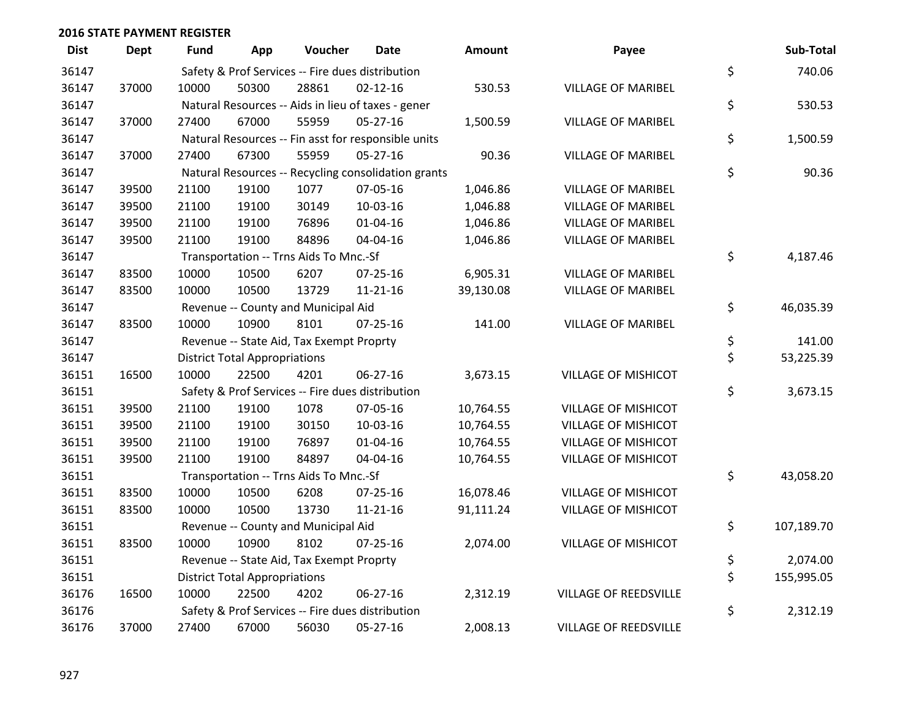## 2016 STATE PAYMENT REGISTER

| Dist | Dept | Fund | App | Voucher | Date | Amount | Payee | | Sub-Total |
|---|---|---|---|---|---|---|---|---|---|
| 36147 | | Safety & Prof Services -- Fire dues distribution | | | | | | $ | 740.06 |
| 36147 | 37000 | 10000 | 50300 | 28861 | 02-12-16 | 530.53 | VILLAGE OF MARIBEL | | |
| 36147 | | Natural Resources -- Aids in lieu of taxes - gener | | | | | | $ | 530.53 |
| 36147 | 37000 | 27400 | 67000 | 55959 | 05-27-16 | 1,500.59 | VILLAGE OF MARIBEL | | |
| 36147 | | Natural Resources -- Fin asst for responsible units | | | | | | $ | 1,500.59 |
| 36147 | 37000 | 27400 | 67300 | 55959 | 05-27-16 | 90.36 | VILLAGE OF MARIBEL | | |
| 36147 | | Natural Resources -- Recycling consolidation grants | | | | | | $ | 90.36 |
| 36147 | 39500 | 21100 | 19100 | 1077 | 07-05-16 | 1,046.86 | VILLAGE OF MARIBEL | | |
| 36147 | 39500 | 21100 | 19100 | 30149 | 10-03-16 | 1,046.88 | VILLAGE OF MARIBEL | | |
| 36147 | 39500 | 21100 | 19100 | 76896 | 01-04-16 | 1,046.86 | VILLAGE OF MARIBEL | | |
| 36147 | 39500 | 21100 | 19100 | 84896 | 04-04-16 | 1,046.86 | VILLAGE OF MARIBEL | | |
| 36147 | | Transportation -- Trns Aids To Mnc.-Sf | | | | | | $ | 4,187.46 |
| 36147 | 83500 | 10000 | 10500 | 6207 | 07-25-16 | 6,905.31 | VILLAGE OF MARIBEL | | |
| 36147 | 83500 | 10000 | 10500 | 13729 | 11-21-16 | 39,130.08 | VILLAGE OF MARIBEL | | |
| 36147 | | Revenue -- County and Municipal Aid | | | | | | $ | 46,035.39 |
| 36147 | 83500 | 10000 | 10900 | 8101 | 07-25-16 | 141.00 | VILLAGE OF MARIBEL | | |
| 36147 | | Revenue -- State Aid, Tax Exempt Proprty | | | | | | $ | 141.00 |
| 36147 | | District Total Appropriations | | | | | | $ | 53,225.39 |
| 36151 | 16500 | 10000 | 22500 | 4201 | 06-27-16 | 3,673.15 | VILLAGE OF MISHICOT | | |
| 36151 | | Safety & Prof Services -- Fire dues distribution | | | | | | $ | 3,673.15 |
| 36151 | 39500 | 21100 | 19100 | 1078 | 07-05-16 | 10,764.55 | VILLAGE OF MISHICOT | | |
| 36151 | 39500 | 21100 | 19100 | 30150 | 10-03-16 | 10,764.55 | VILLAGE OF MISHICOT | | |
| 36151 | 39500 | 21100 | 19100 | 76897 | 01-04-16 | 10,764.55 | VILLAGE OF MISHICOT | | |
| 36151 | 39500 | 21100 | 19100 | 84897 | 04-04-16 | 10,764.55 | VILLAGE OF MISHICOT | | |
| 36151 | | Transportation -- Trns Aids To Mnc.-Sf | | | | | | $ | 43,058.20 |
| 36151 | 83500 | 10000 | 10500 | 6208 | 07-25-16 | 16,078.46 | VILLAGE OF MISHICOT | | |
| 36151 | 83500 | 10000 | 10500 | 13730 | 11-21-16 | 91,111.24 | VILLAGE OF MISHICOT | | |
| 36151 | | Revenue -- County and Municipal Aid | | | | | | $ | 107,189.70 |
| 36151 | 83500 | 10000 | 10900 | 8102 | 07-25-16 | 2,074.00 | VILLAGE OF MISHICOT | | |
| 36151 | | Revenue -- State Aid, Tax Exempt Proprty | | | | | | $ | 2,074.00 |
| 36151 | | District Total Appropriations | | | | | | $ | 155,995.05 |
| 36176 | 16500 | 10000 | 22500 | 4202 | 06-27-16 | 2,312.19 | VILLAGE OF REEDSVILLE | | |
| 36176 | | Safety & Prof Services -- Fire dues distribution | | | | | | $ | 2,312.19 |
| 36176 | 37000 | 27400 | 67000 | 56030 | 05-27-16 | 2,008.13 | VILLAGE OF REEDSVILLE | | |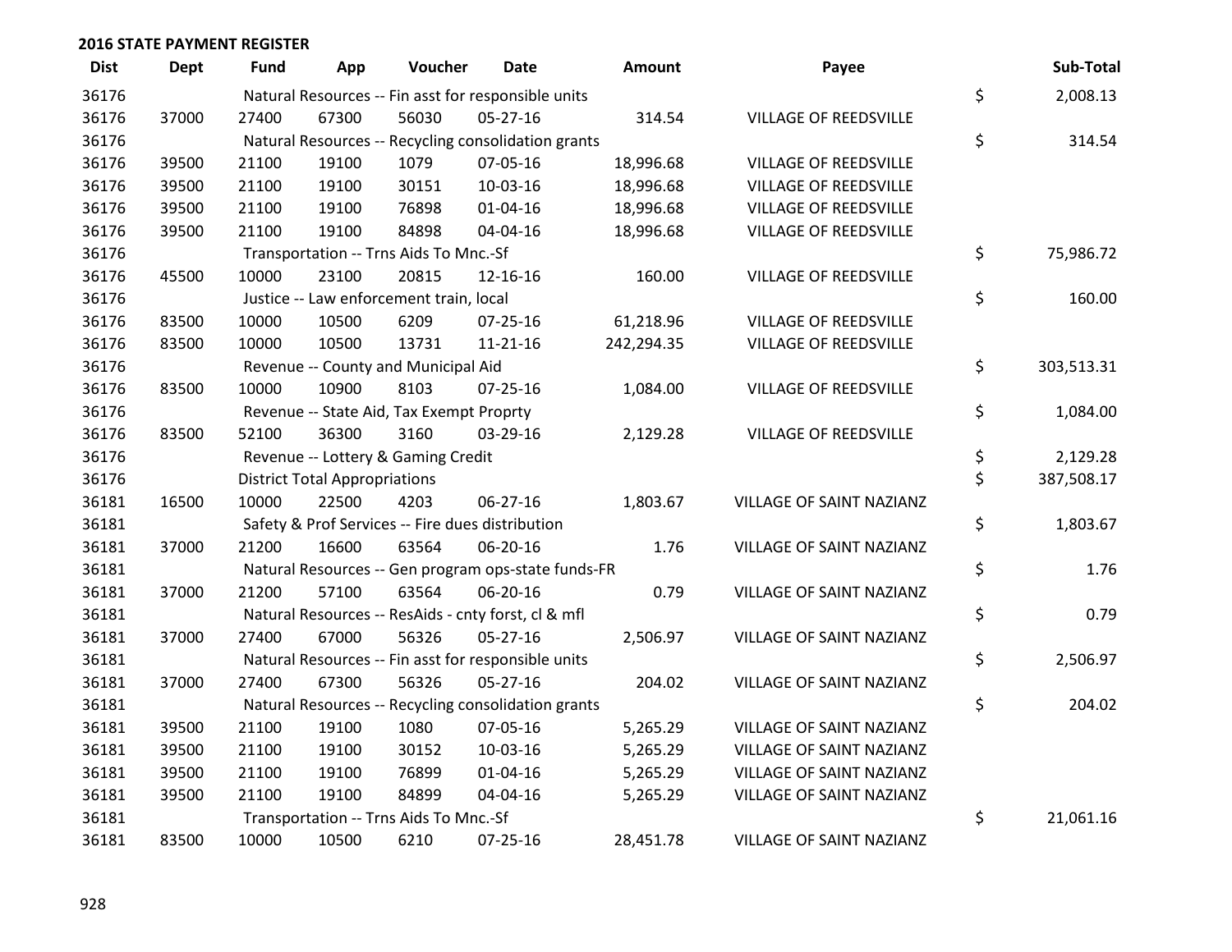## 2016 STATE PAYMENT REGISTER

| Dist | Dept | Fund | App | Voucher | Date | Amount | Payee | Sub-Total |
|---|---|---|---|---|---|---|---|---|
| 36176 | | Natural Resources -- Fin asst for responsible units | | | | | | $ 2,008.13 |
| 36176 | 37000 | 27400 | 67300 | 56030 | 05-27-16 | 314.54 | VILLAGE OF REEDSVILLE | |
| 36176 | | Natural Resources -- Recycling consolidation grants | | | | | | $ 314.54 |
| 36176 | 39500 | 21100 | 19100 | 1079 | 07-05-16 | 18,996.68 | VILLAGE OF REEDSVILLE | |
| 36176 | 39500 | 21100 | 19100 | 30151 | 10-03-16 | 18,996.68 | VILLAGE OF REEDSVILLE | |
| 36176 | 39500 | 21100 | 19100 | 76898 | 01-04-16 | 18,996.68 | VILLAGE OF REEDSVILLE | |
| 36176 | 39500 | 21100 | 19100 | 84898 | 04-04-16 | 18,996.68 | VILLAGE OF REEDSVILLE | |
| 36176 | | Transportation -- Trns Aids To Mnc.-Sf | | | | | | $ 75,986.72 |
| 36176 | 45500 | 10000 | 23100 | 20815 | 12-16-16 | 160.00 | VILLAGE OF REEDSVILLE | |
| 36176 | | Justice -- Law enforcement train, local | | | | | | $ 160.00 |
| 36176 | 83500 | 10000 | 10500 | 6209 | 07-25-16 | 61,218.96 | VILLAGE OF REEDSVILLE | |
| 36176 | 83500 | 10000 | 10500 | 13731 | 11-21-16 | 242,294.35 | VILLAGE OF REEDSVILLE | |
| 36176 | | Revenue -- County and Municipal Aid | | | | | | $ 303,513.31 |
| 36176 | 83500 | 10000 | 10900 | 8103 | 07-25-16 | 1,084.00 | VILLAGE OF REEDSVILLE | |
| 36176 | | Revenue -- State Aid, Tax Exempt Proprty | | | | | | $ 1,084.00 |
| 36176 | 83500 | 52100 | 36300 | 3160 | 03-29-16 | 2,129.28 | VILLAGE OF REEDSVILLE | |
| 36176 | | Revenue -- Lottery & Gaming Credit | | | | | | $ 2,129.28 |
| 36176 | | District Total Appropriations | | | | | | $ 387,508.17 |
| 36181 | 16500 | 10000 | 22500 | 4203 | 06-27-16 | 1,803.67 | VILLAGE OF SAINT NAZIANZ | |
| 36181 | | Safety & Prof Services -- Fire dues distribution | | | | | | $ 1,803.67 |
| 36181 | 37000 | 21200 | 16600 | 63564 | 06-20-16 | 1.76 | VILLAGE OF SAINT NAZIANZ | |
| 36181 | | Natural Resources -- Gen program ops-state funds-FR | | | | | | $ 1.76 |
| 36181 | 37000 | 21200 | 57100 | 63564 | 06-20-16 | 0.79 | VILLAGE OF SAINT NAZIANZ | |
| 36181 | | Natural Resources -- ResAids - cnty forst, cl & mfl | | | | | | $ 0.79 |
| 36181 | 37000 | 27400 | 67000 | 56326 | 05-27-16 | 2,506.97 | VILLAGE OF SAINT NAZIANZ | |
| 36181 | | Natural Resources -- Fin asst for responsible units | | | | | | $ 2,506.97 |
| 36181 | 37000 | 27400 | 67300 | 56326 | 05-27-16 | 204.02 | VILLAGE OF SAINT NAZIANZ | |
| 36181 | | Natural Resources -- Recycling consolidation grants | | | | | | $ 204.02 |
| 36181 | 39500 | 21100 | 19100 | 1080 | 07-05-16 | 5,265.29 | VILLAGE OF SAINT NAZIANZ | |
| 36181 | 39500 | 21100 | 19100 | 30152 | 10-03-16 | 5,265.29 | VILLAGE OF SAINT NAZIANZ | |
| 36181 | 39500 | 21100 | 19100 | 76899 | 01-04-16 | 5,265.29 | VILLAGE OF SAINT NAZIANZ | |
| 36181 | 39500 | 21100 | 19100 | 84899 | 04-04-16 | 5,265.29 | VILLAGE OF SAINT NAZIANZ | |
| 36181 | | Transportation -- Trns Aids To Mnc.-Sf | | | | | | $ 21,061.16 |
| 36181 | 83500 | 10000 | 10500 | 6210 | 07-25-16 | 28,451.78 | VILLAGE OF SAINT NAZIANZ | |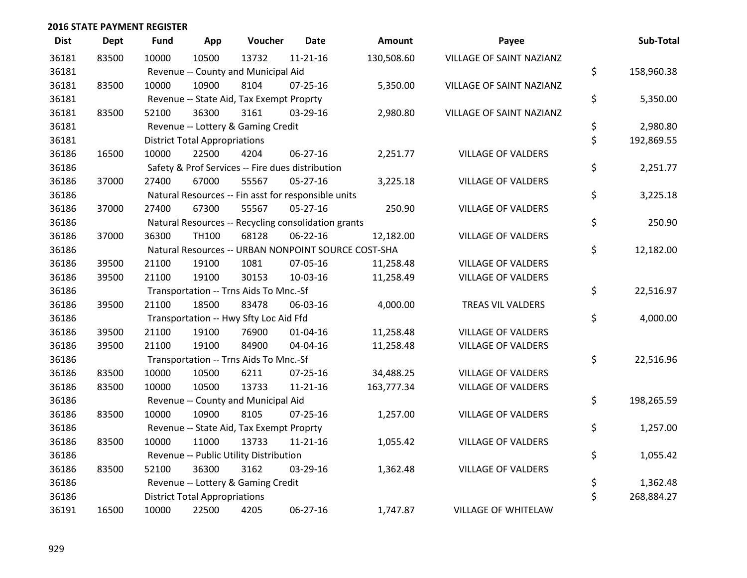## 2016 STATE PAYMENT REGISTER

| Dist | Dept | Fund | App | Voucher | Date | Amount | Payee | Sub-Total |
|---|---|---|---|---|---|---|---|---|
| 36181 | 83500 | 10000 | 10500 | 13732 | 11-21-16 | 130,508.60 | VILLAGE OF SAINT NAZIANZ | |
| 36181 | | Revenue -- County and Municipal Aid | | | | | | $ 158,960.38 |
| 36181 | 83500 | 10000 | 10900 | 8104 | 07-25-16 | 5,350.00 | VILLAGE OF SAINT NAZIANZ | |
| 36181 | | Revenue -- State Aid, Tax Exempt Proprty | | | | | | $ 5,350.00 |
| 36181 | 83500 | 52100 | 36300 | 3161 | 03-29-16 | 2,980.80 | VILLAGE OF SAINT NAZIANZ | |
| 36181 | | Revenue -- Lottery & Gaming Credit | | | | | | $ 2,980.80 |
| 36181 | | District Total Appropriations | | | | | | $ 192,869.55 |
| 36186 | 16500 | 10000 | 22500 | 4204 | 06-27-16 | 2,251.77 | VILLAGE OF VALDERS | |
| 36186 | | Safety & Prof Services -- Fire dues distribution | | | | | | $ 2,251.77 |
| 36186 | 37000 | 27400 | 67000 | 55567 | 05-27-16 | 3,225.18 | VILLAGE OF VALDERS | |
| 36186 | | Natural Resources -- Fin asst for responsible units | | | | | | $ 3,225.18 |
| 36186 | 37000 | 27400 | 67300 | 55567 | 05-27-16 | 250.90 | VILLAGE OF VALDERS | |
| 36186 | | Natural Resources -- Recycling consolidation grants | | | | | | $ 250.90 |
| 36186 | 37000 | 36300 | TH100 | 68128 | 06-22-16 | 12,182.00 | VILLAGE OF VALDERS | |
| 36186 | | Natural Resources -- URBAN NONPOINT SOURCE COST-SHA | | | | | | $ 12,182.00 |
| 36186 | 39500 | 21100 | 19100 | 1081 | 07-05-16 | 11,258.48 | VILLAGE OF VALDERS | |
| 36186 | 39500 | 21100 | 19100 | 30153 | 10-03-16 | 11,258.49 | VILLAGE OF VALDERS | |
| 36186 | | Transportation -- Trns Aids To Mnc.-Sf | | | | | | $ 22,516.97 |
| 36186 | 39500 | 21100 | 18500 | 83478 | 06-03-16 | 4,000.00 | TREAS VIL VALDERS | |
| 36186 | | Transportation -- Hwy Sfty Loc Aid Ffd | | | | | | $ 4,000.00 |
| 36186 | 39500 | 21100 | 19100 | 76900 | 01-04-16 | 11,258.48 | VILLAGE OF VALDERS | |
| 36186 | 39500 | 21100 | 19100 | 84900 | 04-04-16 | 11,258.48 | VILLAGE OF VALDERS | |
| 36186 | | Transportation -- Trns Aids To Mnc.-Sf | | | | | | $ 22,516.96 |
| 36186 | 83500 | 10000 | 10500 | 6211 | 07-25-16 | 34,488.25 | VILLAGE OF VALDERS | |
| 36186 | 83500 | 10000 | 10500 | 13733 | 11-21-16 | 163,777.34 | VILLAGE OF VALDERS | |
| 36186 | | Revenue -- County and Municipal Aid | | | | | | $ 198,265.59 |
| 36186 | 83500 | 10000 | 10900 | 8105 | 07-25-16 | 1,257.00 | VILLAGE OF VALDERS | |
| 36186 | | Revenue -- State Aid, Tax Exempt Proprty | | | | | | $ 1,257.00 |
| 36186 | 83500 | 10000 | 11000 | 13733 | 11-21-16 | 1,055.42 | VILLAGE OF VALDERS | |
| 36186 | | Revenue -- Public Utility Distribution | | | | | | $ 1,055.42 |
| 36186 | 83500 | 52100 | 36300 | 3162 | 03-29-16 | 1,362.48 | VILLAGE OF VALDERS | |
| 36186 | | Revenue -- Lottery & Gaming Credit | | | | | | $ 1,362.48 |
| 36186 | | District Total Appropriations | | | | | | $ 268,884.27 |
| 36191 | 16500 | 10000 | 22500 | 4205 | 06-27-16 | 1,747.87 | VILLAGE OF WHITELAW | |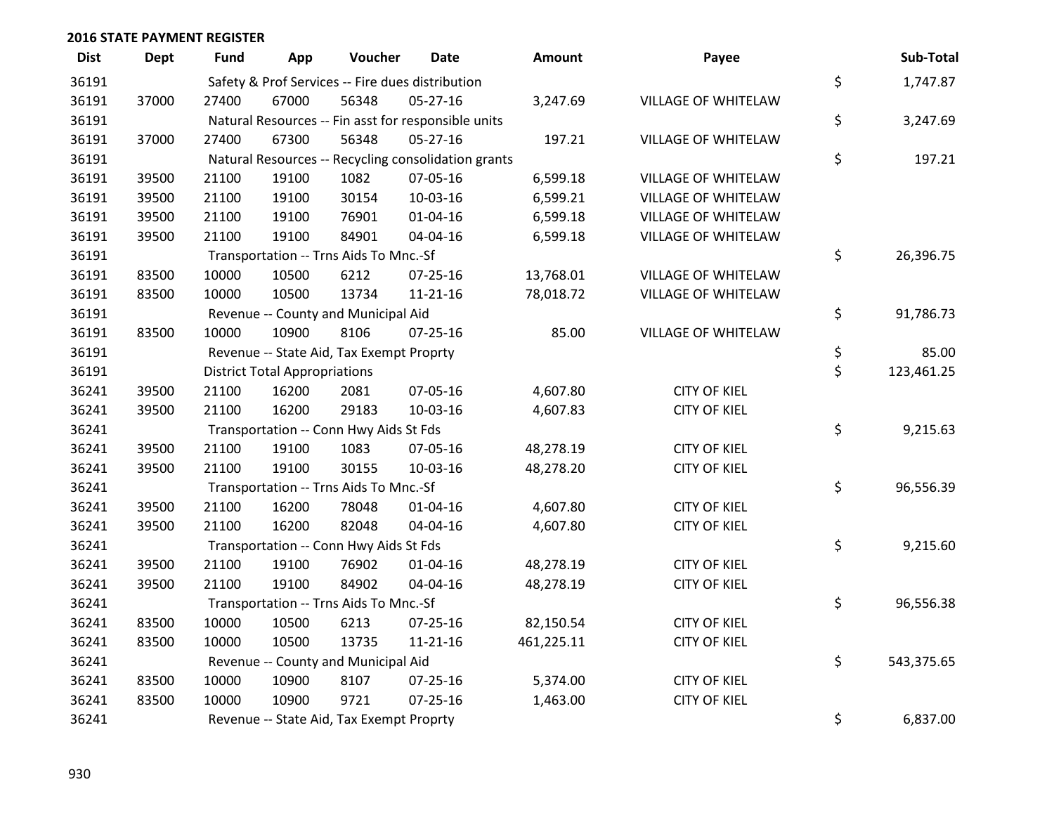## 2016 STATE PAYMENT REGISTER

| Dist | Dept | Fund | App | Voucher | Date | Amount | Payee | | Sub-Total |
|---|---|---|---|---|---|---|---|---|---|
| 36191 | | Safety & Prof Services -- Fire dues distribution | | | | | | $ | 1,747.87 |
| 36191 | 37000 | 27400 | 67000 | 56348 | 05-27-16 | 3,247.69 | VILLAGE OF WHITELAW | | |
| 36191 | | Natural Resources -- Fin asst for responsible units | | | | | | $ | 3,247.69 |
| 36191 | 37000 | 27400 | 67300 | 56348 | 05-27-16 | 197.21 | VILLAGE OF WHITELAW | | |
| 36191 | | Natural Resources -- Recycling consolidation grants | | | | | | $ | 197.21 |
| 36191 | 39500 | 21100 | 19100 | 1082 | 07-05-16 | 6,599.18 | VILLAGE OF WHITELAW | | |
| 36191 | 39500 | 21100 | 19100 | 30154 | 10-03-16 | 6,599.21 | VILLAGE OF WHITELAW | | |
| 36191 | 39500 | 21100 | 19100 | 76901 | 01-04-16 | 6,599.18 | VILLAGE OF WHITELAW | | |
| 36191 | 39500 | 21100 | 19100 | 84901 | 04-04-16 | 6,599.18 | VILLAGE OF WHITELAW | | |
| 36191 | | Transportation -- Trns Aids To Mnc.-Sf | | | | | | $ | 26,396.75 |
| 36191 | 83500 | 10000 | 10500 | 6212 | 07-25-16 | 13,768.01 | VILLAGE OF WHITELAW | | |
| 36191 | 83500 | 10000 | 10500 | 13734 | 11-21-16 | 78,018.72 | VILLAGE OF WHITELAW | | |
| 36191 | | Revenue -- County and Municipal Aid | | | | | | $ | 91,786.73 |
| 36191 | 83500 | 10000 | 10900 | 8106 | 07-25-16 | 85.00 | VILLAGE OF WHITELAW | | |
| 36191 | | Revenue -- State Aid, Tax Exempt Proprty | | | | | | $ | 85.00 |
| 36191 | | District Total Appropriations | | | | | | $ | 123,461.25 |
| 36241 | 39500 | 21100 | 16200 | 2081 | 07-05-16 | 4,607.80 | CITY OF KIEL | | |
| 36241 | 39500 | 21100 | 16200 | 29183 | 10-03-16 | 4,607.83 | CITY OF KIEL | | |
| 36241 | | Transportation -- Conn Hwy Aids St Fds | | | | | | $ | 9,215.63 |
| 36241 | 39500 | 21100 | 19100 | 1083 | 07-05-16 | 48,278.19 | CITY OF KIEL | | |
| 36241 | 39500 | 21100 | 19100 | 30155 | 10-03-16 | 48,278.20 | CITY OF KIEL | | |
| 36241 | | Transportation -- Trns Aids To Mnc.-Sf | | | | | | $ | 96,556.39 |
| 36241 | 39500 | 21100 | 16200 | 78048 | 01-04-16 | 4,607.80 | CITY OF KIEL | | |
| 36241 | 39500 | 21100 | 16200 | 82048 | 04-04-16 | 4,607.80 | CITY OF KIEL | | |
| 36241 | | Transportation -- Conn Hwy Aids St Fds | | | | | | $ | 9,215.60 |
| 36241 | 39500 | 21100 | 19100 | 76902 | 01-04-16 | 48,278.19 | CITY OF KIEL | | |
| 36241 | 39500 | 21100 | 19100 | 84902 | 04-04-16 | 48,278.19 | CITY OF KIEL | | |
| 36241 | | Transportation -- Trns Aids To Mnc.-Sf | | | | | | $ | 96,556.38 |
| 36241 | 83500 | 10000 | 10500 | 6213 | 07-25-16 | 82,150.54 | CITY OF KIEL | | |
| 36241 | 83500 | 10000 | 10500 | 13735 | 11-21-16 | 461,225.11 | CITY OF KIEL | | |
| 36241 | | Revenue -- County and Municipal Aid | | | | | | $ | 543,375.65 |
| 36241 | 83500 | 10000 | 10900 | 8107 | 07-25-16 | 5,374.00 | CITY OF KIEL | | |
| 36241 | 83500 | 10000 | 10900 | 9721 | 07-25-16 | 1,463.00 | CITY OF KIEL | | |
| 36241 | | Revenue -- State Aid, Tax Exempt Proprty | | | | | | $ | 6,837.00 |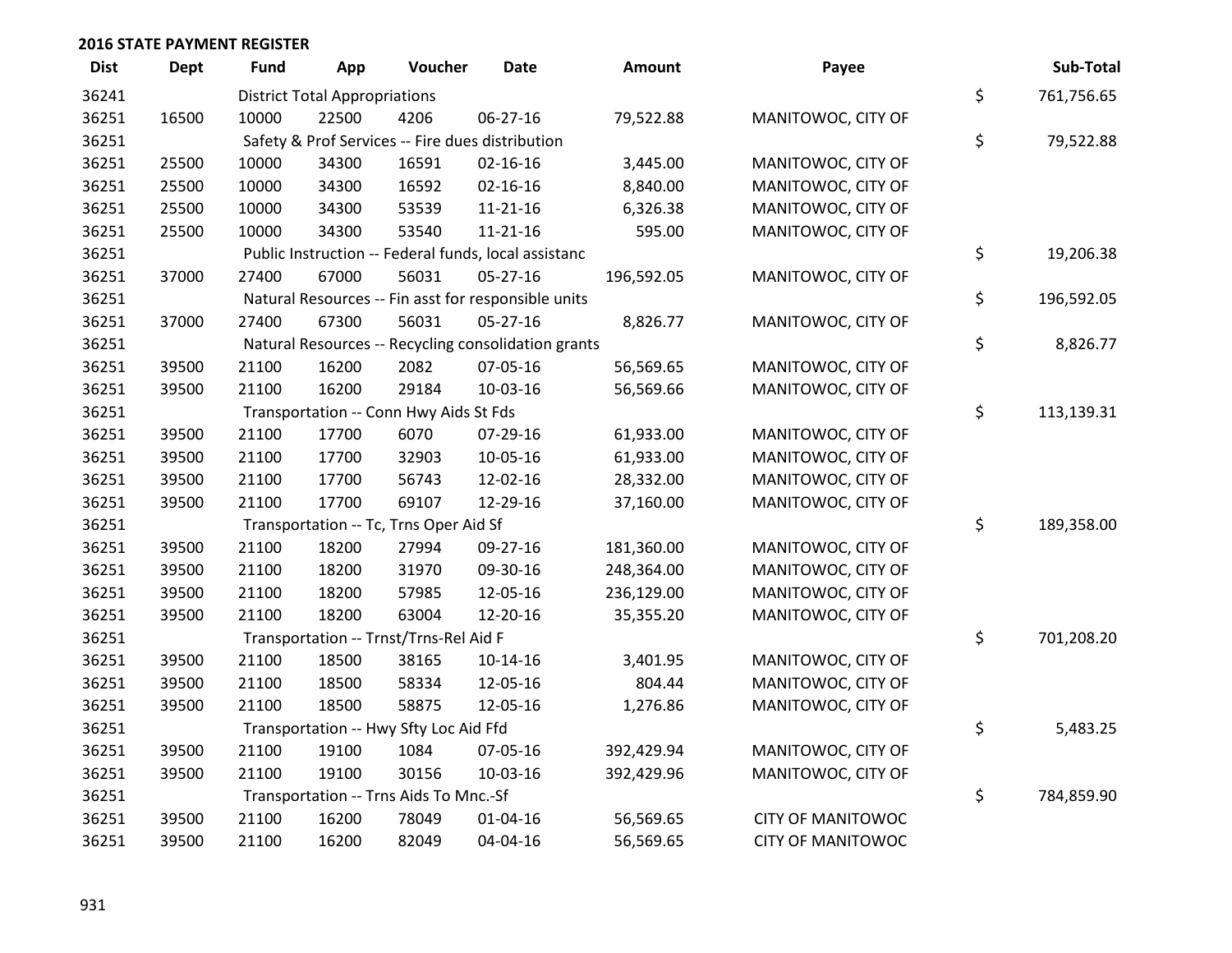## 2016 STATE PAYMENT REGISTER

| Dist | Dept | Fund | App | Voucher | Date | Amount | Payee | | Sub-Total |
|---|---|---|---|---|---|---|---|---|---|
| 36241 | | District Total Appropriations | | | | | | $ | 761,756.65 |
| 36251 | 16500 | 10000 | 22500 | 4206 | 06-27-16 | 79,522.88 | MANITOWOC, CITY OF | | |
| 36251 | | Safety & Prof Services -- Fire dues distribution | | | | | | $ | 79,522.88 |
| 36251 | 25500 | 10000 | 34300 | 16591 | 02-16-16 | 3,445.00 | MANITOWOC, CITY OF | | |
| 36251 | 25500 | 10000 | 34300 | 16592 | 02-16-16 | 8,840.00 | MANITOWOC, CITY OF | | |
| 36251 | 25500 | 10000 | 34300 | 53539 | 11-21-16 | 6,326.38 | MANITOWOC, CITY OF | | |
| 36251 | 25500 | 10000 | 34300 | 53540 | 11-21-16 | 595.00 | MANITOWOC, CITY OF | | |
| 36251 | | Public Instruction -- Federal funds, local assistanc | | | | | | $ | 19,206.38 |
| 36251 | 37000 | 27400 | 67000 | 56031 | 05-27-16 | 196,592.05 | MANITOWOC, CITY OF | | |
| 36251 | | Natural Resources -- Fin asst for responsible units | | | | | | $ | 196,592.05 |
| 36251 | 37000 | 27400 | 67300 | 56031 | 05-27-16 | 8,826.77 | MANITOWOC, CITY OF | | |
| 36251 | | Natural Resources -- Recycling consolidation grants | | | | | | $ | 8,826.77 |
| 36251 | 39500 | 21100 | 16200 | 2082 | 07-05-16 | 56,569.65 | MANITOWOC, CITY OF | | |
| 36251 | 39500 | 21100 | 16200 | 29184 | 10-03-16 | 56,569.66 | MANITOWOC, CITY OF | | |
| 36251 | | Transportation -- Conn Hwy Aids St Fds | | | | | | $ | 113,139.31 |
| 36251 | 39500 | 21100 | 17700 | 6070 | 07-29-16 | 61,933.00 | MANITOWOC, CITY OF | | |
| 36251 | 39500 | 21100 | 17700 | 32903 | 10-05-16 | 61,933.00 | MANITOWOC, CITY OF | | |
| 36251 | 39500 | 21100 | 17700 | 56743 | 12-02-16 | 28,332.00 | MANITOWOC, CITY OF | | |
| 36251 | 39500 | 21100 | 17700 | 69107 | 12-29-16 | 37,160.00 | MANITOWOC, CITY OF | | |
| 36251 | | Transportation -- Tc, Trns Oper Aid Sf | | | | | | $ | 189,358.00 |
| 36251 | 39500 | 21100 | 18200 | 27994 | 09-27-16 | 181,360.00 | MANITOWOC, CITY OF | | |
| 36251 | 39500 | 21100 | 18200 | 31970 | 09-30-16 | 248,364.00 | MANITOWOC, CITY OF | | |
| 36251 | 39500 | 21100 | 18200 | 57985 | 12-05-16 | 236,129.00 | MANITOWOC, CITY OF | | |
| 36251 | 39500 | 21100 | 18200 | 63004 | 12-20-16 | 35,355.20 | MANITOWOC, CITY OF | | |
| 36251 | | Transportation -- Trnst/Trns-Rel Aid F | | | | | | $ | 701,208.20 |
| 36251 | 39500 | 21100 | 18500 | 38165 | 10-14-16 | 3,401.95 | MANITOWOC, CITY OF | | |
| 36251 | 39500 | 21100 | 18500 | 58334 | 12-05-16 | 804.44 | MANITOWOC, CITY OF | | |
| 36251 | 39500 | 21100 | 18500 | 58875 | 12-05-16 | 1,276.86 | MANITOWOC, CITY OF | | |
| 36251 | | Transportation -- Hwy Sfty Loc Aid Ffd | | | | | | $ | 5,483.25 |
| 36251 | 39500 | 21100 | 19100 | 1084 | 07-05-16 | 392,429.94 | MANITOWOC, CITY OF | | |
| 36251 | 39500 | 21100 | 19100 | 30156 | 10-03-16 | 392,429.96 | MANITOWOC, CITY OF | | |
| 36251 | | Transportation -- Trns Aids To Mnc.-Sf | | | | | | $ | 784,859.90 |
| 36251 | 39500 | 21100 | 16200 | 78049 | 01-04-16 | 56,569.65 | CITY OF MANITOWOC | | |
| 36251 | 39500 | 21100 | 16200 | 82049 | 04-04-16 | 56,569.65 | CITY OF MANITOWOC | | |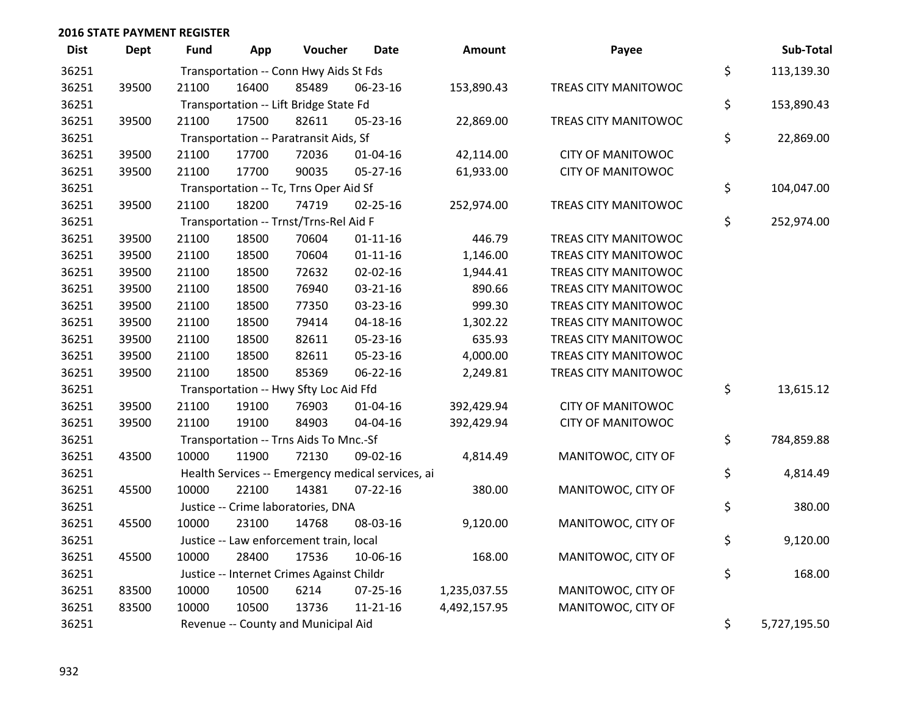## 2016 STATE PAYMENT REGISTER

| Dist | Dept | Fund | App | Voucher | Date | Amount | Payee | Sub-Total |
|---|---|---|---|---|---|---|---|---|
| 36251 | | Transportation -- Conn Hwy Aids St Fds | | | | | | $ 113,139.30 |
| 36251 | 39500 | 21100 | 16400 | 85489 | 06-23-16 | 153,890.43 | TREAS CITY MANITOWOC | |
| 36251 | | Transportation -- Lift Bridge State Fd | | | | | | $ 153,890.43 |
| 36251 | 39500 | 21100 | 17500 | 82611 | 05-23-16 | 22,869.00 | TREAS CITY MANITOWOC | |
| 36251 | | Transportation -- Paratransit Aids, Sf | | | | | | $ 22,869.00 |
| 36251 | 39500 | 21100 | 17700 | 72036 | 01-04-16 | 42,114.00 | CITY OF MANITOWOC | |
| 36251 | 39500 | 21100 | 17700 | 90035 | 05-27-16 | 61,933.00 | CITY OF MANITOWOC | |
| 36251 | | Transportation -- Tc, Trns Oper Aid Sf | | | | | | $ 104,047.00 |
| 36251 | 39500 | 21100 | 18200 | 74719 | 02-25-16 | 252,974.00 | TREAS CITY MANITOWOC | |
| 36251 | | Transportation -- Trnst/Trns-Rel Aid F | | | | | | $ 252,974.00 |
| 36251 | 39500 | 21100 | 18500 | 70604 | 01-11-16 | 446.79 | TREAS CITY MANITOWOC | |
| 36251 | 39500 | 21100 | 18500 | 70604 | 01-11-16 | 1,146.00 | TREAS CITY MANITOWOC | |
| 36251 | 39500 | 21100 | 18500 | 72632 | 02-02-16 | 1,944.41 | TREAS CITY MANITOWOC | |
| 36251 | 39500 | 21100 | 18500 | 76940 | 03-21-16 | 890.66 | TREAS CITY MANITOWOC | |
| 36251 | 39500 | 21100 | 18500 | 77350 | 03-23-16 | 999.30 | TREAS CITY MANITOWOC | |
| 36251 | 39500 | 21100 | 18500 | 79414 | 04-18-16 | 1,302.22 | TREAS CITY MANITOWOC | |
| 36251 | 39500 | 21100 | 18500 | 82611 | 05-23-16 | 635.93 | TREAS CITY MANITOWOC | |
| 36251 | 39500 | 21100 | 18500 | 82611 | 05-23-16 | 4,000.00 | TREAS CITY MANITOWOC | |
| 36251 | 39500 | 21100 | 18500 | 85369 | 06-22-16 | 2,249.81 | TREAS CITY MANITOWOC | |
| 36251 | | Transportation -- Hwy Sfty Loc Aid Ffd | | | | | | $ 13,615.12 |
| 36251 | 39500 | 21100 | 19100 | 76903 | 01-04-16 | 392,429.94 | CITY OF MANITOWOC | |
| 36251 | 39500 | 21100 | 19100 | 84903 | 04-04-16 | 392,429.94 | CITY OF MANITOWOC | |
| 36251 | | Transportation -- Trns Aids To Mnc.-Sf | | | | | | $ 784,859.88 |
| 36251 | 43500 | 10000 | 11900 | 72130 | 09-02-16 | 4,814.49 | MANITOWOC, CITY OF | |
| 36251 | | Health Services -- Emergency medical services, ai | | | | | | $ 4,814.49 |
| 36251 | 45500 | 10000 | 22100 | 14381 | 07-22-16 | 380.00 | MANITOWOC, CITY OF | |
| 36251 | | Justice -- Crime laboratories, DNA | | | | | | $ 380.00 |
| 36251 | 45500 | 10000 | 23100 | 14768 | 08-03-16 | 9,120.00 | MANITOWOC, CITY OF | |
| 36251 | | Justice -- Law enforcement train, local | | | | | | $ 9,120.00 |
| 36251 | 45500 | 10000 | 28400 | 17536 | 10-06-16 | 168.00 | MANITOWOC, CITY OF | |
| 36251 | | Justice -- Internet Crimes Against Childr | | | | | | $ 168.00 |
| 36251 | 83500 | 10000 | 10500 | 6214 | 07-25-16 | 1,235,037.55 | MANITOWOC, CITY OF | |
| 36251 | 83500 | 10000 | 10500 | 13736 | 11-21-16 | 4,492,157.95 | MANITOWOC, CITY OF | |
| 36251 | | Revenue -- County and Municipal Aid | | | | | | $ 5,727,195.50 |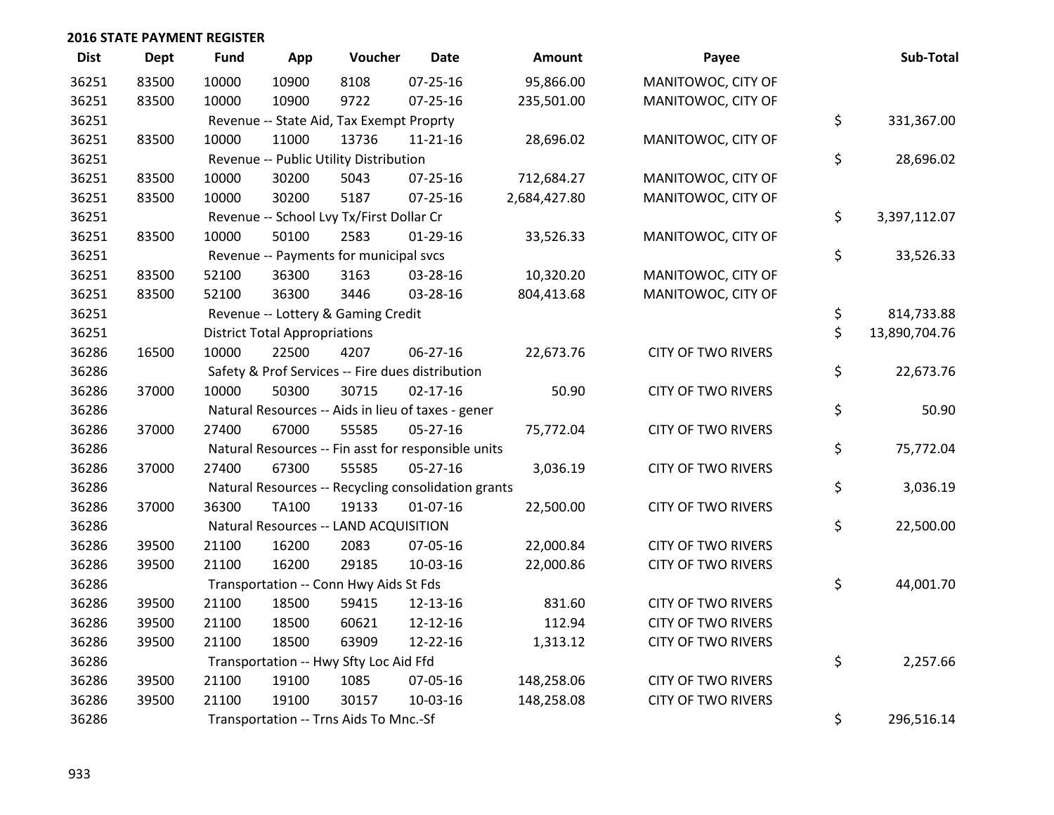## 2016 STATE PAYMENT REGISTER

| Dist | Dept | Fund | App | Voucher | Date | Amount | Payee | Sub-Total |
|---|---|---|---|---|---|---|---|---|
| 36251 | 83500 | 10000 | 10900 | 8108 | 07-25-16 | 95,866.00 | MANITOWOC, CITY OF | |
| 36251 | 83500 | 10000 | 10900 | 9722 | 07-25-16 | 235,501.00 | MANITOWOC, CITY OF | |
| 36251 | | Revenue -- State Aid, Tax Exempt Proprty | | | | | | $ 331,367.00 |
| 36251 | 83500 | 10000 | 11000 | 13736 | 11-21-16 | 28,696.02 | MANITOWOC, CITY OF | |
| 36251 | | Revenue -- Public Utility Distribution | | | | | | $ 28,696.02 |
| 36251 | 83500 | 10000 | 30200 | 5043 | 07-25-16 | 712,684.27 | MANITOWOC, CITY OF | |
| 36251 | 83500 | 10000 | 30200 | 5187 | 07-25-16 | 2,684,427.80 | MANITOWOC, CITY OF | |
| 36251 | | Revenue -- School Lvy Tx/First Dollar Cr | | | | | | $ 3,397,112.07 |
| 36251 | 83500 | 10000 | 50100 | 2583 | 01-29-16 | 33,526.33 | MANITOWOC, CITY OF | |
| 36251 | | Revenue -- Payments for municipal svcs | | | | | | $ 33,526.33 |
| 36251 | 83500 | 52100 | 36300 | 3163 | 03-28-16 | 10,320.20 | MANITOWOC, CITY OF | |
| 36251 | 83500 | 52100 | 36300 | 3446 | 03-28-16 | 804,413.68 | MANITOWOC, CITY OF | |
| 36251 | | Revenue -- Lottery & Gaming Credit | | | | | | $ 814,733.88 |
| 36251 | | District Total Appropriations | | | | | | $ 13,890,704.76 |
| 36286 | 16500 | 10000 | 22500 | 4207 | 06-27-16 | 22,673.76 | CITY OF TWO RIVERS | |
| 36286 | | Safety & Prof Services -- Fire dues distribution | | | | | | $ 22,673.76 |
| 36286 | 37000 | 10000 | 50300 | 30715 | 02-17-16 | 50.90 | CITY OF TWO RIVERS | |
| 36286 | | Natural Resources -- Aids in lieu of taxes - gener | | | | | | $ 50.90 |
| 36286 | 37000 | 27400 | 67000 | 55585 | 05-27-16 | 75,772.04 | CITY OF TWO RIVERS | |
| 36286 | | Natural Resources -- Fin asst for responsible units | | | | | | $ 75,772.04 |
| 36286 | 37000 | 27400 | 67300 | 55585 | 05-27-16 | 3,036.19 | CITY OF TWO RIVERS | |
| 36286 | | Natural Resources -- Recycling consolidation grants | | | | | | $ 3,036.19 |
| 36286 | 37000 | 36300 | TA100 | 19133 | 01-07-16 | 22,500.00 | CITY OF TWO RIVERS | |
| 36286 | | Natural Resources -- LAND ACQUISITION | | | | | | $ 22,500.00 |
| 36286 | 39500 | 21100 | 16200 | 2083 | 07-05-16 | 22,000.84 | CITY OF TWO RIVERS | |
| 36286 | 39500 | 21100 | 16200 | 29185 | 10-03-16 | 22,000.86 | CITY OF TWO RIVERS | |
| 36286 | | Transportation -- Conn Hwy Aids St Fds | | | | | | $ 44,001.70 |
| 36286 | 39500 | 21100 | 18500 | 59415 | 12-13-16 | 831.60 | CITY OF TWO RIVERS | |
| 36286 | 39500 | 21100 | 18500 | 60621 | 12-12-16 | 112.94 | CITY OF TWO RIVERS | |
| 36286 | 39500 | 21100 | 18500 | 63909 | 12-22-16 | 1,313.12 | CITY OF TWO RIVERS | |
| 36286 | | Transportation -- Hwy Sfty Loc Aid Ffd | | | | | | $ 2,257.66 |
| 36286 | 39500 | 21100 | 19100 | 1085 | 07-05-16 | 148,258.06 | CITY OF TWO RIVERS | |
| 36286 | 39500 | 21100 | 19100 | 30157 | 10-03-16 | 148,258.08 | CITY OF TWO RIVERS | |
| 36286 | | Transportation -- Trns Aids To Mnc.-Sf | | | | | | $ 296,516.14 |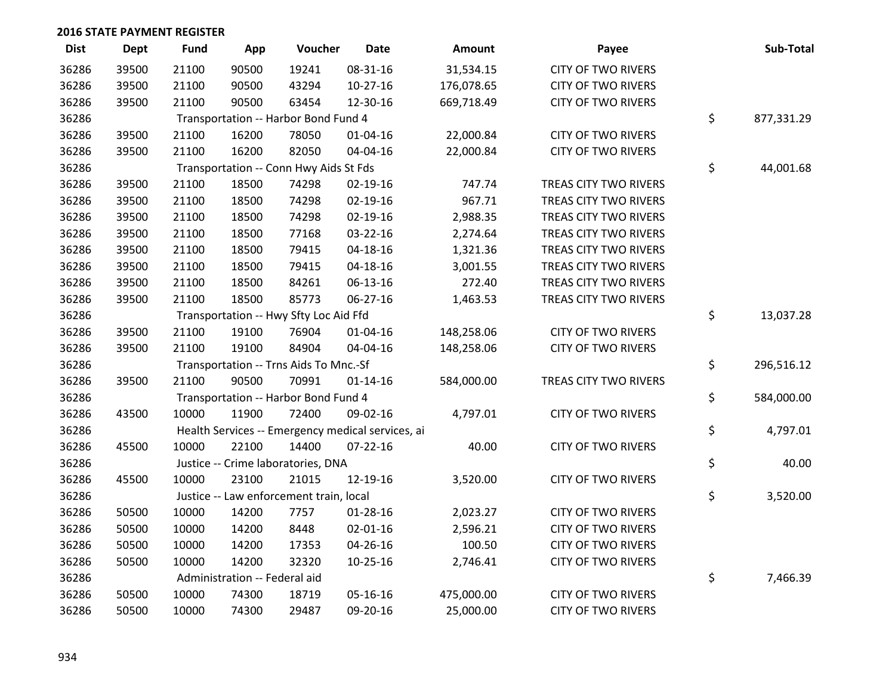## 2016 STATE PAYMENT REGISTER

| Dist | Dept | Fund | App | Voucher | Date | Amount | Payee | Sub-Total |
|---|---|---|---|---|---|---|---|---|
| 36286 | 39500 | 21100 | 90500 | 19241 | 08-31-16 | 31,534.15 | CITY OF TWO RIVERS | |
| 36286 | 39500 | 21100 | 90500 | 43294 | 10-27-16 | 176,078.65 | CITY OF TWO RIVERS | |
| 36286 | 39500 | 21100 | 90500 | 63454 | 12-30-16 | 669,718.49 | CITY OF TWO RIVERS | |
| 36286 | | Transportation -- Harbor Bond Fund 4 | | | | | | $ 877,331.29 |
| 36286 | 39500 | 21100 | 16200 | 78050 | 01-04-16 | 22,000.84 | CITY OF TWO RIVERS | |
| 36286 | 39500 | 21100 | 16200 | 82050 | 04-04-16 | 22,000.84 | CITY OF TWO RIVERS | |
| 36286 | | Transportation -- Conn Hwy Aids St Fds | | | | | | $ 44,001.68 |
| 36286 | 39500 | 21100 | 18500 | 74298 | 02-19-16 | 747.74 | TREAS CITY TWO RIVERS | |
| 36286 | 39500 | 21100 | 18500 | 74298 | 02-19-16 | 967.71 | TREAS CITY TWO RIVERS | |
| 36286 | 39500 | 21100 | 18500 | 74298 | 02-19-16 | 2,988.35 | TREAS CITY TWO RIVERS | |
| 36286 | 39500 | 21100 | 18500 | 77168 | 03-22-16 | 2,274.64 | TREAS CITY TWO RIVERS | |
| 36286 | 39500 | 21100 | 18500 | 79415 | 04-18-16 | 1,321.36 | TREAS CITY TWO RIVERS | |
| 36286 | 39500 | 21100 | 18500 | 79415 | 04-18-16 | 3,001.55 | TREAS CITY TWO RIVERS | |
| 36286 | 39500 | 21100 | 18500 | 84261 | 06-13-16 | 272.40 | TREAS CITY TWO RIVERS | |
| 36286 | 39500 | 21100 | 18500 | 85773 | 06-27-16 | 1,463.53 | TREAS CITY TWO RIVERS | |
| 36286 | | Transportation -- Hwy Sfty Loc Aid Ffd | | | | | | $ 13,037.28 |
| 36286 | 39500 | 21100 | 19100 | 76904 | 01-04-16 | 148,258.06 | CITY OF TWO RIVERS | |
| 36286 | 39500 | 21100 | 19100 | 84904 | 04-04-16 | 148,258.06 | CITY OF TWO RIVERS | |
| 36286 | | Transportation -- Trns Aids To Mnc.-Sf | | | | | | $ 296,516.12 |
| 36286 | 39500 | 21100 | 90500 | 70991 | 01-14-16 | 584,000.00 | TREAS CITY TWO RIVERS | |
| 36286 | | Transportation -- Harbor Bond Fund 4 | | | | | | $ 584,000.00 |
| 36286 | 43500 | 10000 | 11900 | 72400 | 09-02-16 | 4,797.01 | CITY OF TWO RIVERS | |
| 36286 | | Health Services -- Emergency medical services, ai | | | | | | $ 4,797.01 |
| 36286 | 45500 | 10000 | 22100 | 14400 | 07-22-16 | 40.00 | CITY OF TWO RIVERS | |
| 36286 | | Justice -- Crime laboratories, DNA | | | | | | $ 40.00 |
| 36286 | 45500 | 10000 | 23100 | 21015 | 12-19-16 | 3,520.00 | CITY OF TWO RIVERS | |
| 36286 | | Justice -- Law enforcement train, local | | | | | | $ 3,520.00 |
| 36286 | 50500 | 10000 | 14200 | 7757 | 01-28-16 | 2,023.27 | CITY OF TWO RIVERS | |
| 36286 | 50500 | 10000 | 14200 | 8448 | 02-01-16 | 2,596.21 | CITY OF TWO RIVERS | |
| 36286 | 50500 | 10000 | 14200 | 17353 | 04-26-16 | 100.50 | CITY OF TWO RIVERS | |
| 36286 | 50500 | 10000 | 14200 | 32320 | 10-25-16 | 2,746.41 | CITY OF TWO RIVERS | |
| 36286 | | Administration -- Federal aid | | | | | | $ 7,466.39 |
| 36286 | 50500 | 10000 | 74300 | 18719 | 05-16-16 | 475,000.00 | CITY OF TWO RIVERS | |
| 36286 | 50500 | 10000 | 74300 | 29487 | 09-20-16 | 25,000.00 | CITY OF TWO RIVERS | |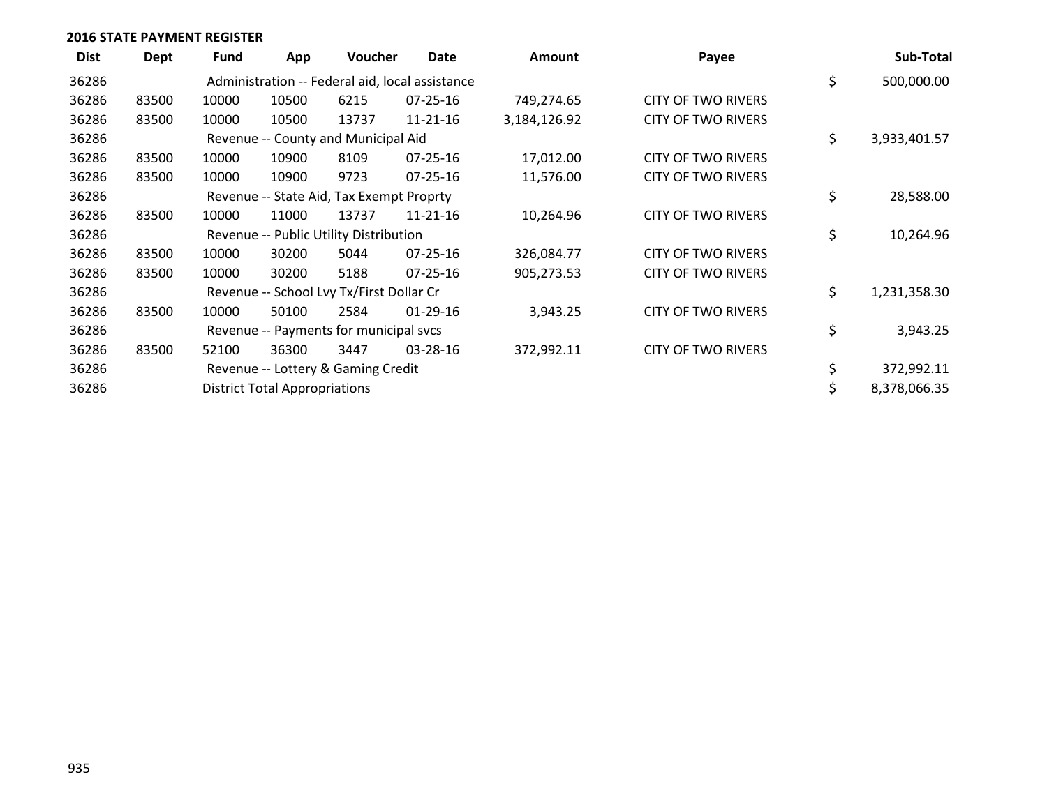**2016 STATE PAYMENT REGISTER**

| Dist | Dept | Fund | App | Voucher | Date | Amount | Payee | Sub-Total |
|---|---|---|---|---|---|---|---|---|
| 36286 | | Administration -- Federal aid, local assistance | | | | | | $ 500,000.00 |
| 36286 | 83500 | 10000 | 10500 | 6215 | 07-25-16 | 749,274.65 | CITY OF TWO RIVERS | |
| 36286 | 83500 | 10000 | 10500 | 13737 | 11-21-16 | 3,184,126.92 | CITY OF TWO RIVERS | |
| 36286 | | Revenue -- County and Municipal Aid | | | | | | $ 3,933,401.57 |
| 36286 | 83500 | 10000 | 10900 | 8109 | 07-25-16 | 17,012.00 | CITY OF TWO RIVERS | |
| 36286 | 83500 | 10000 | 10900 | 9723 | 07-25-16 | 11,576.00 | CITY OF TWO RIVERS | |
| 36286 | | Revenue -- State Aid, Tax Exempt Proprty | | | | | | $ 28,588.00 |
| 36286 | 83500 | 10000 | 11000 | 13737 | 11-21-16 | 10,264.96 | CITY OF TWO RIVERS | |
| 36286 | | Revenue -- Public Utility Distribution | | | | | | $ 10,264.96 |
| 36286 | 83500 | 10000 | 30200 | 5044 | 07-25-16 | 326,084.77 | CITY OF TWO RIVERS | |
| 36286 | 83500 | 10000 | 30200 | 5188 | 07-25-16 | 905,273.53 | CITY OF TWO RIVERS | |
| 36286 | | Revenue -- School Lvy Tx/First Dollar Cr | | | | | | $ 1,231,358.30 |
| 36286 | 83500 | 10000 | 50100 | 2584 | 01-29-16 | 3,943.25 | CITY OF TWO RIVERS | |
| 36286 | | Revenue -- Payments for municipal svcs | | | | | | $ 3,943.25 |
| 36286 | 83500 | 52100 | 36300 | 3447 | 03-28-16 | 372,992.11 | CITY OF TWO RIVERS | |
| 36286 | | Revenue -- Lottery & Gaming Credit | | | | | | $ 372,992.11 |
| 36286 | | District Total Appropriations | | | | | | $ 8,378,066.35 |